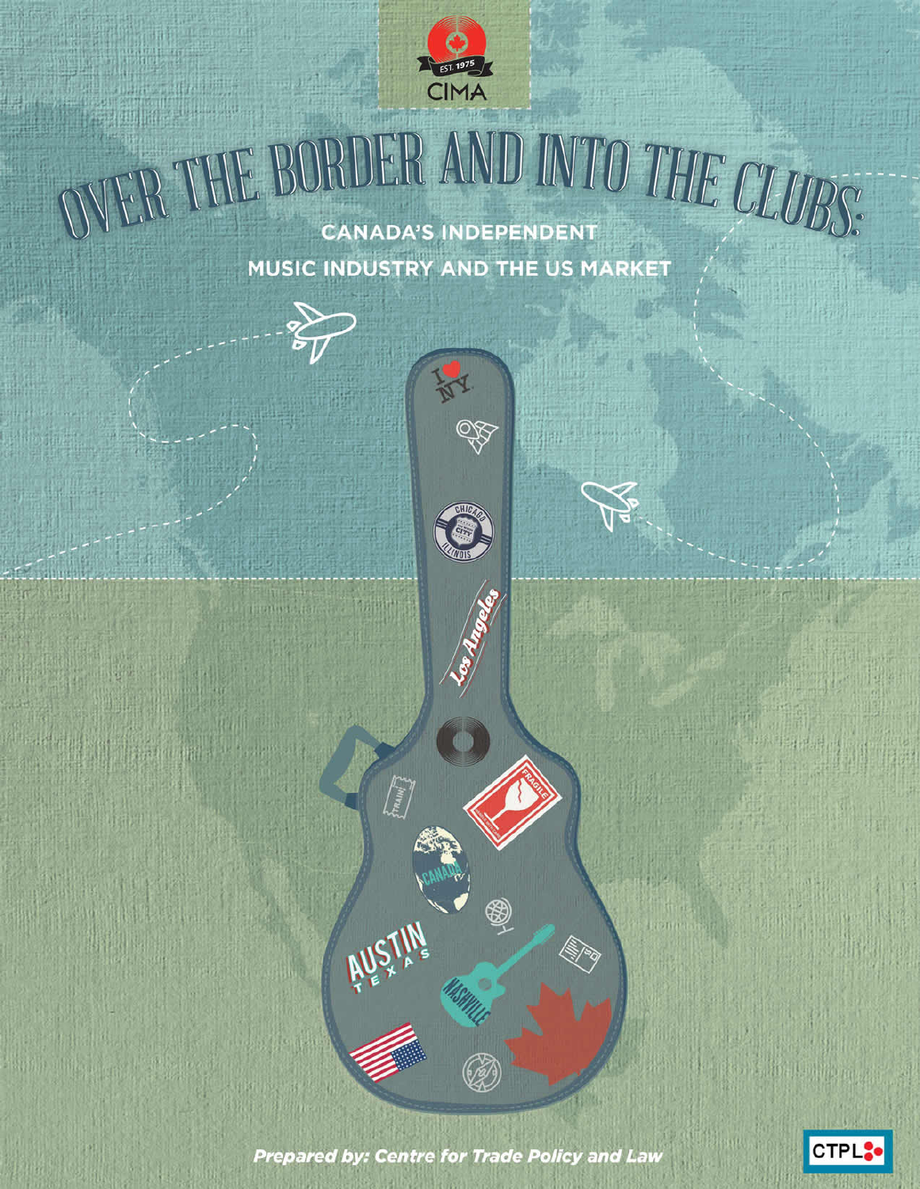CIMA

EST. 1975

# OVER THE BORDER AND INTO THE CLUBS:

## CANADA'S INDEPENDENT MUSIC INDUSTRY AND THE US MARKET

*Prepared by: Centre for Trade Policy and Law*

CTPL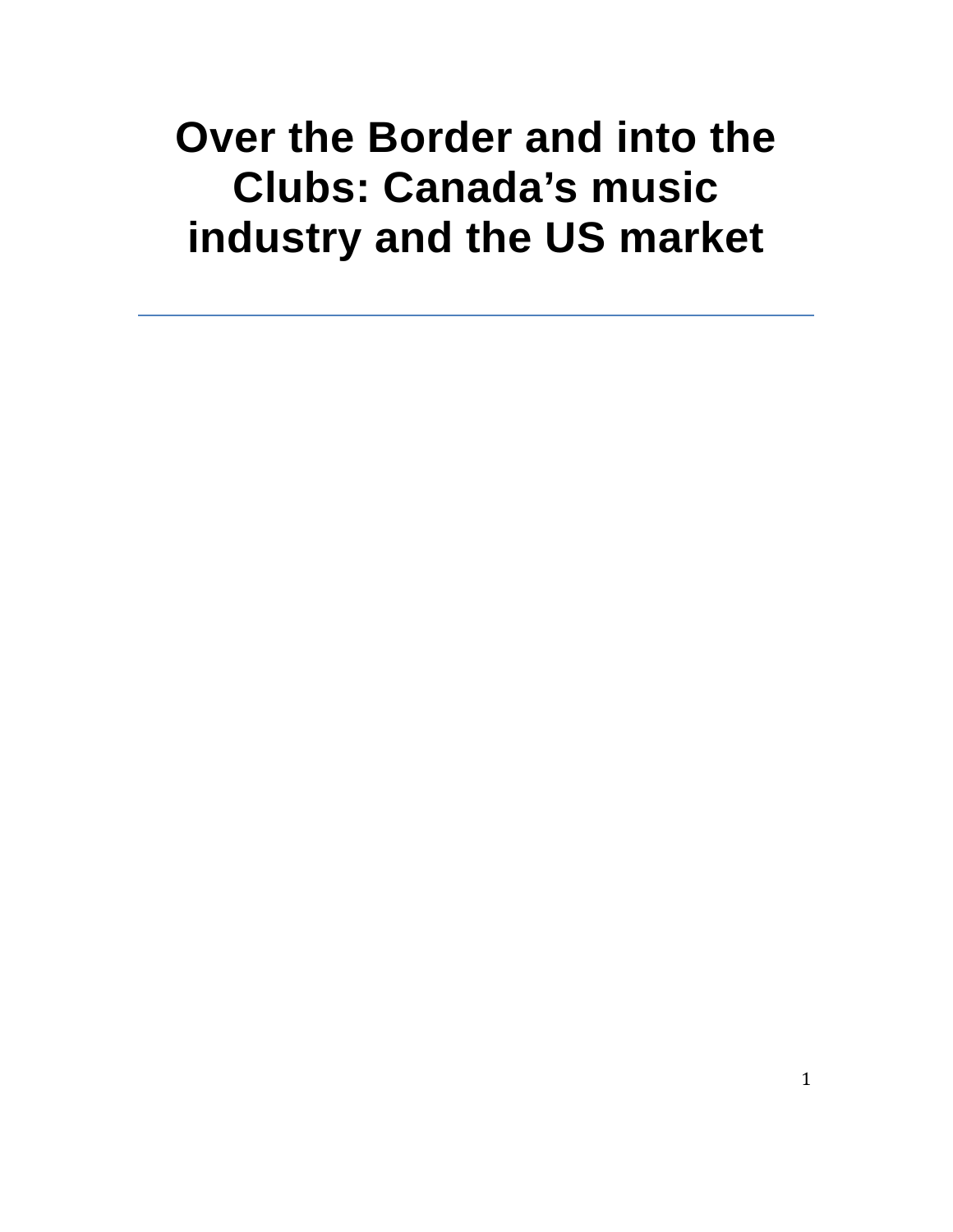# Over the Border and into the Clubs: Canada's music industry and the US market

---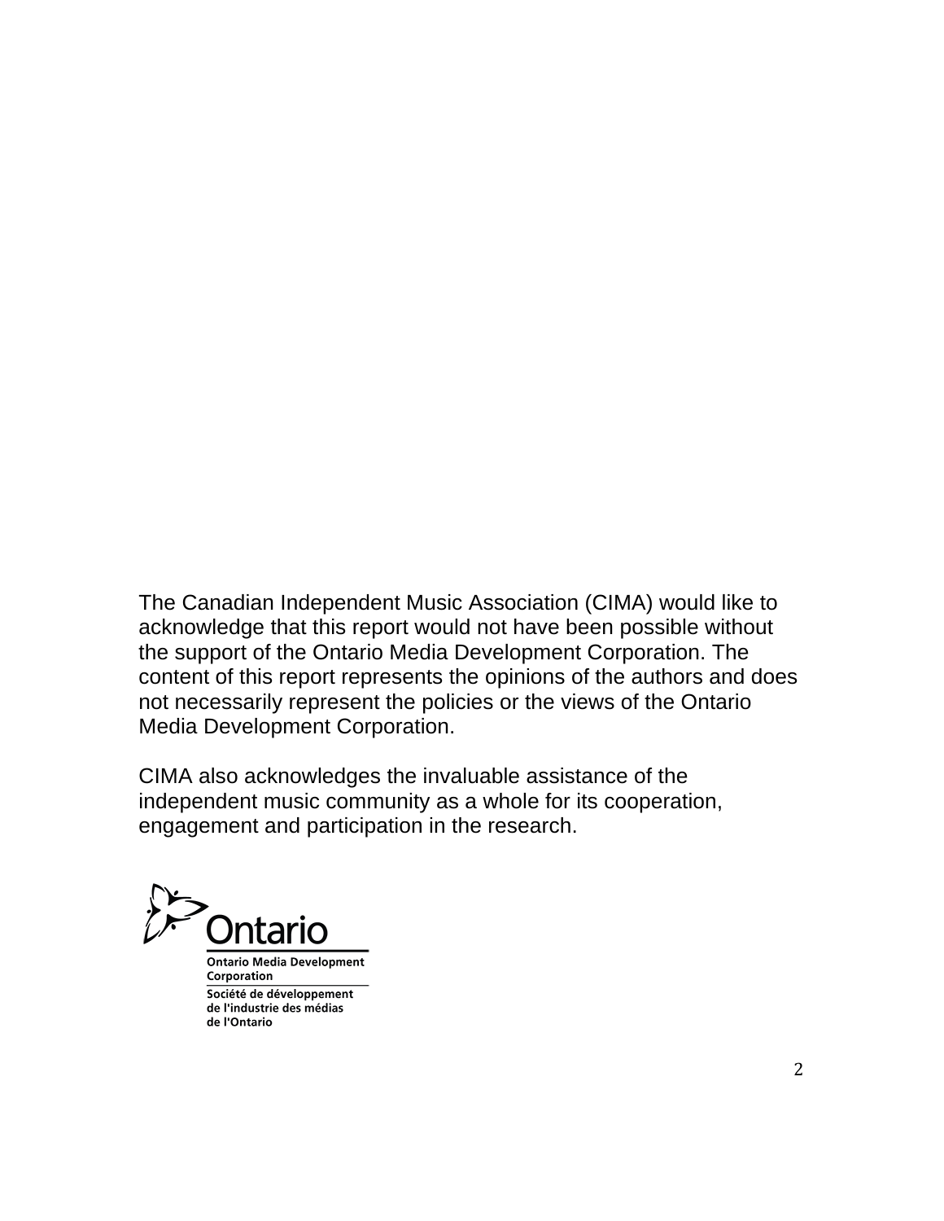The Canadian Independent Music Association (CIMA) would like to acknowledge that this report would not have been possible without the support of the Ontario Media Development Corporation. The content of this report represents the opinions of the authors and does not necessarily represent the policies or the views of the Ontario Media Development Corporation.

CIMA also acknowledges the invaluable assistance of the independent music community as a whole for its cooperation, engagement and participation in the research.

Ontario

Ontario Media Development Corporation

Société de développement de l'industrie des médias de l'Ontario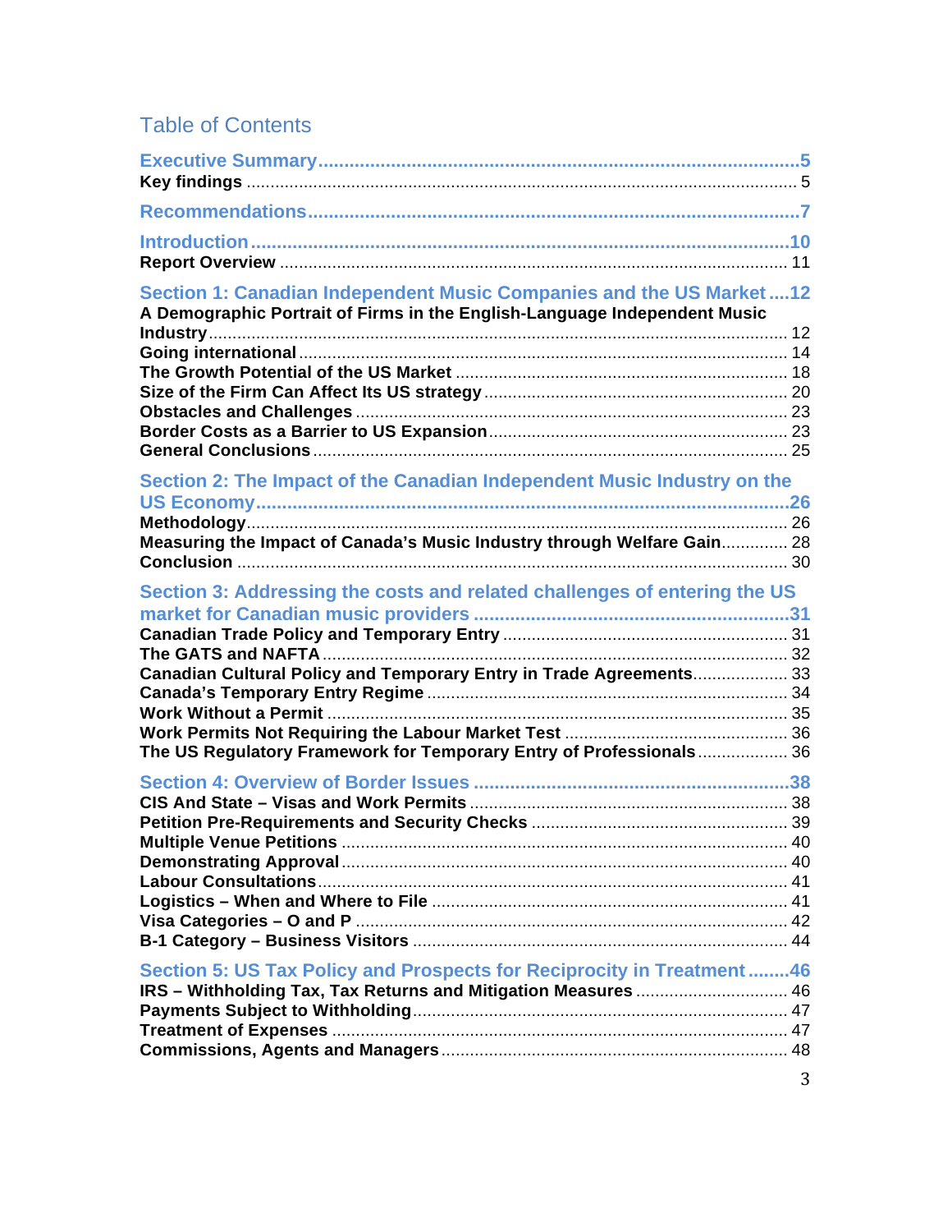# Table of Contents

**Executive Summary** .......... 5
**Key findings** .......... 5

**Recommendations** .......... 7

**Introduction** .......... 10
**Report Overview** .......... 11

**Section 1: Canadian Independent Music Companies and the US Market** .......... 12
**A Demographic Portrait of Firms in the English-Language Independent Music Industry** .......... 12
**Going international** .......... 14
**The Growth Potential of the US Market** .......... 18
**Size of the Firm Can Affect Its US strategy** .......... 20
**Obstacles and Challenges** .......... 23
**Border Costs as a Barrier to US Expansion** .......... 23
**General Conclusions** .......... 25

**Section 2: The Impact of the Canadian Independent Music Industry on the US Economy** .......... 26
**Methodology** .......... 26
**Measuring the Impact of Canada's Music Industry through Welfare Gain** .......... 28
**Conclusion** .......... 30

**Section 3: Addressing the costs and related challenges of entering the US market for Canadian music providers** .......... 31
**Canadian Trade Policy and Temporary Entry** .......... 31
**The GATS and NAFTA** .......... 32
**Canadian Cultural Policy and Temporary Entry in Trade Agreements** .......... 33
**Canada's Temporary Entry Regime** .......... 34
**Work Without a Permit** .......... 35
**Work Permits Not Requiring the Labour Market Test** .......... 36
**The US Regulatory Framework for Temporary Entry of Professionals** .......... 36

**Section 4: Overview of Border Issues** .......... 38
**CIS And State – Visas and Work Permits** .......... 38
**Petition Pre-Requirements and Security Checks** .......... 39
**Multiple Venue Petitions** .......... 40
**Demonstrating Approval** .......... 40
**Labour Consultations** .......... 41
**Logistics – When and Where to File** .......... 41
**Visa Categories – O and P** .......... 42
**B-1 Category – Business Visitors** .......... 44

**Section 5: US Tax Policy and Prospects for Reciprocity in Treatment** .......... 46
**IRS – Withholding Tax, Tax Returns and Mitigation Measures** .......... 46
**Payments Subject to Withholding** .......... 47
**Treatment of Expenses** .......... 47
**Commissions, Agents and Managers** .......... 48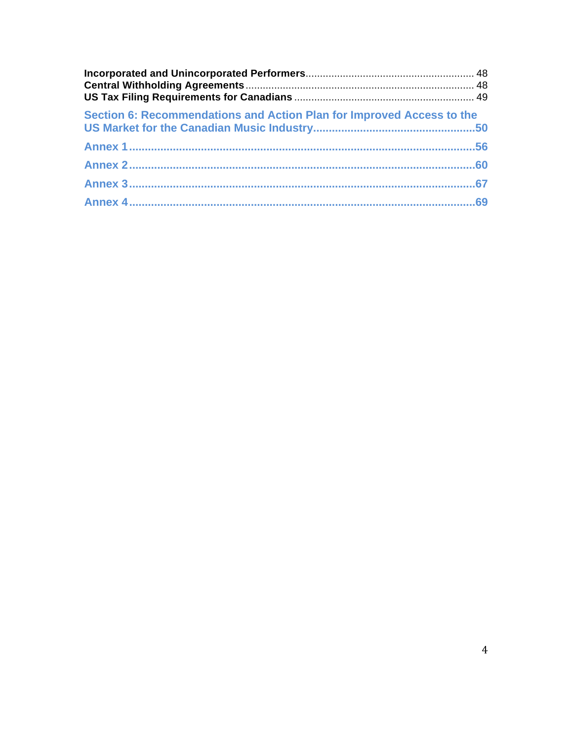**Incorporated and Unincorporated Performers**.......................................................... 48
**Central Withholding Agreements**............................................................................ 48
**US Tax Filing Requirements for Canadians**.............................................................. 49

**Section 6: Recommendations and Action Plan for Improved Access to the US Market for the Canadian Music Industry**..................................................**50**

**Annex 1**..............................................................................................................**56**

**Annex 2**..............................................................................................................**60**

**Annex 3**..............................................................................................................**67**

**Annex 4**..............................................................................................................**69**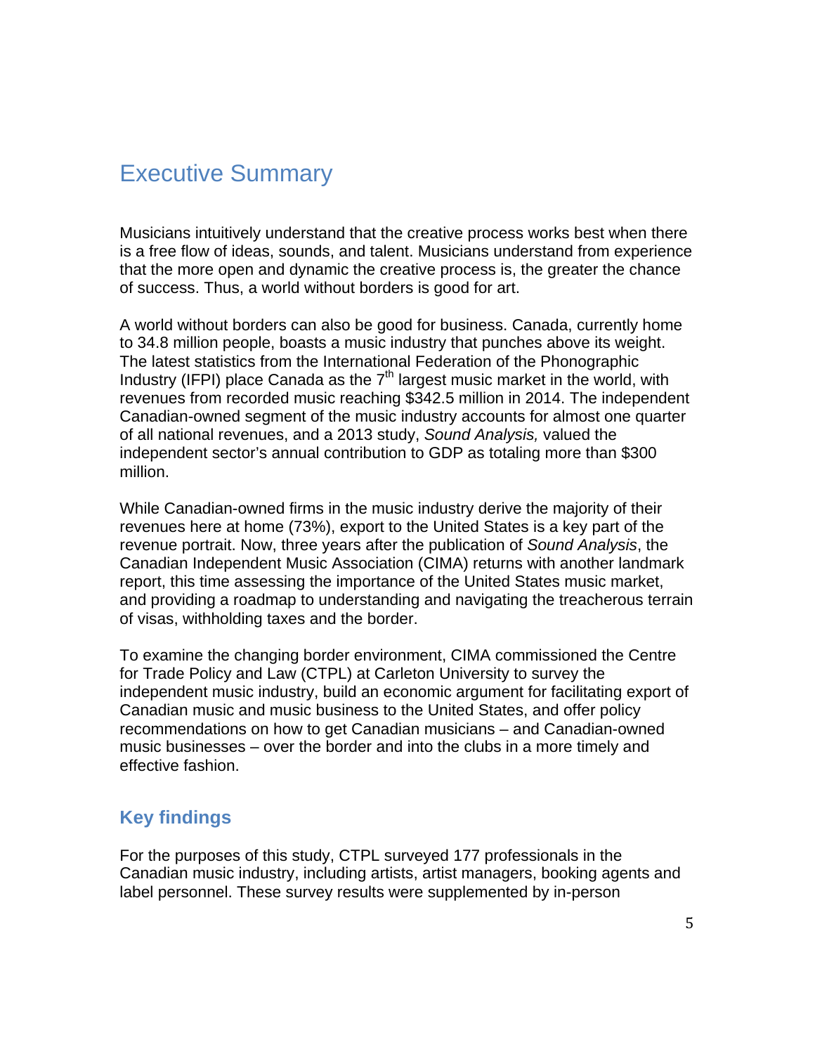# Executive Summary

Musicians intuitively understand that the creative process works best when there is a free flow of ideas, sounds, and talent. Musicians understand from experience that the more open and dynamic the creative process is, the greater the chance of success. Thus, a world without borders is good for art.

A world without borders can also be good for business. Canada, currently home to 34.8 million people, boasts a music industry that punches above its weight. The latest statistics from the International Federation of the Phonographic Industry (IFPI) place Canada as the 7th largest music market in the world, with revenues from recorded music reaching $342.5 million in 2014. The independent Canadian-owned segment of the music industry accounts for almost one quarter of all national revenues, and a 2013 study, *Sound Analysis,* valued the independent sector's annual contribution to GDP as totaling more than $300 million.

While Canadian-owned firms in the music industry derive the majority of their revenues here at home (73%), export to the United States is a key part of the revenue portrait. Now, three years after the publication of *Sound Analysis*, the Canadian Independent Music Association (CIMA) returns with another landmark report, this time assessing the importance of the United States music market, and providing a roadmap to understanding and navigating the treacherous terrain of visas, withholding taxes and the border.

To examine the changing border environment, CIMA commissioned the Centre for Trade Policy and Law (CTPL) at Carleton University to survey the independent music industry, build an economic argument for facilitating export of Canadian music and music business to the United States, and offer policy recommendations on how to get Canadian musicians – and Canadian-owned music businesses – over the border and into the clubs in a more timely and effective fashion.

## Key findings

For the purposes of this study, CTPL surveyed 177 professionals in the Canadian music industry, including artists, artist managers, booking agents and label personnel. These survey results were supplemented by in-person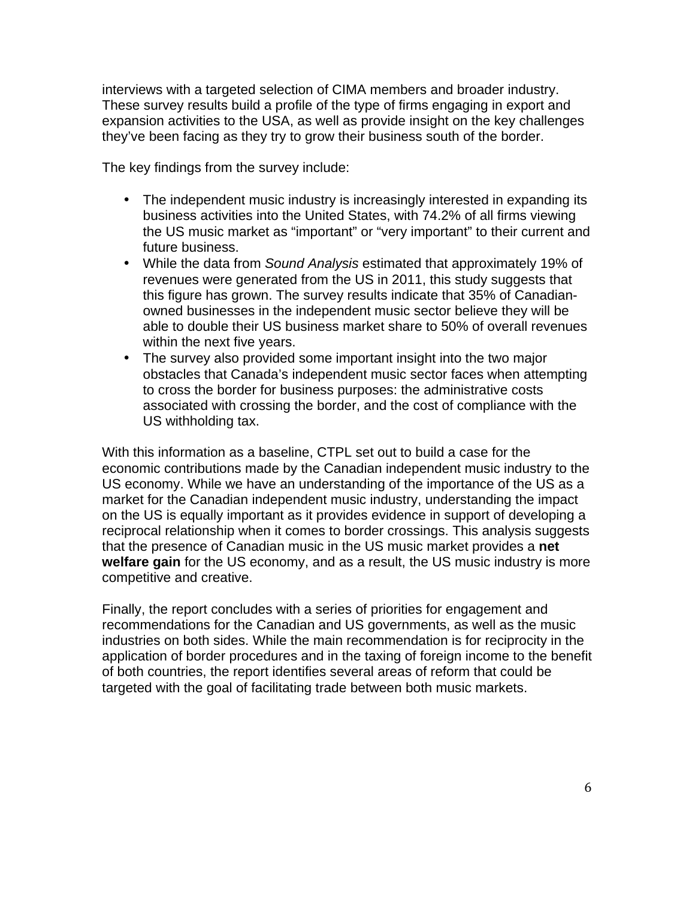interviews with a targeted selection of CIMA members and broader industry. These survey results build a profile of the type of firms engaging in export and expansion activities to the USA, as well as provide insight on the key challenges they've been facing as they try to grow their business south of the border.

The key findings from the survey include:

- The independent music industry is increasingly interested in expanding its business activities into the United States, with 74.2% of all firms viewing the US music market as "important" or "very important" to their current and future business.
- While the data from *Sound Analysis* estimated that approximately 19% of revenues were generated from the US in 2011, this study suggests that this figure has grown. The survey results indicate that 35% of Canadian-owned businesses in the independent music sector believe they will be able to double their US business market share to 50% of overall revenues within the next five years.
- The survey also provided some important insight into the two major obstacles that Canada's independent music sector faces when attempting to cross the border for business purposes: the administrative costs associated with crossing the border, and the cost of compliance with the US withholding tax.

With this information as a baseline, CTPL set out to build a case for the economic contributions made by the Canadian independent music industry to the US economy. While we have an understanding of the importance of the US as a market for the Canadian independent music industry, understanding the impact on the US is equally important as it provides evidence in support of developing a reciprocal relationship when it comes to border crossings. This analysis suggests that the presence of Canadian music in the US music market provides a **net welfare gain** for the US economy, and as a result, the US music industry is more competitive and creative.

Finally, the report concludes with a series of priorities for engagement and recommendations for the Canadian and US governments, as well as the music industries on both sides. While the main recommendation is for reciprocity in the application of border procedures and in the taxing of foreign income to the benefit of both countries, the report identifies several areas of reform that could be targeted with the goal of facilitating trade between both music markets.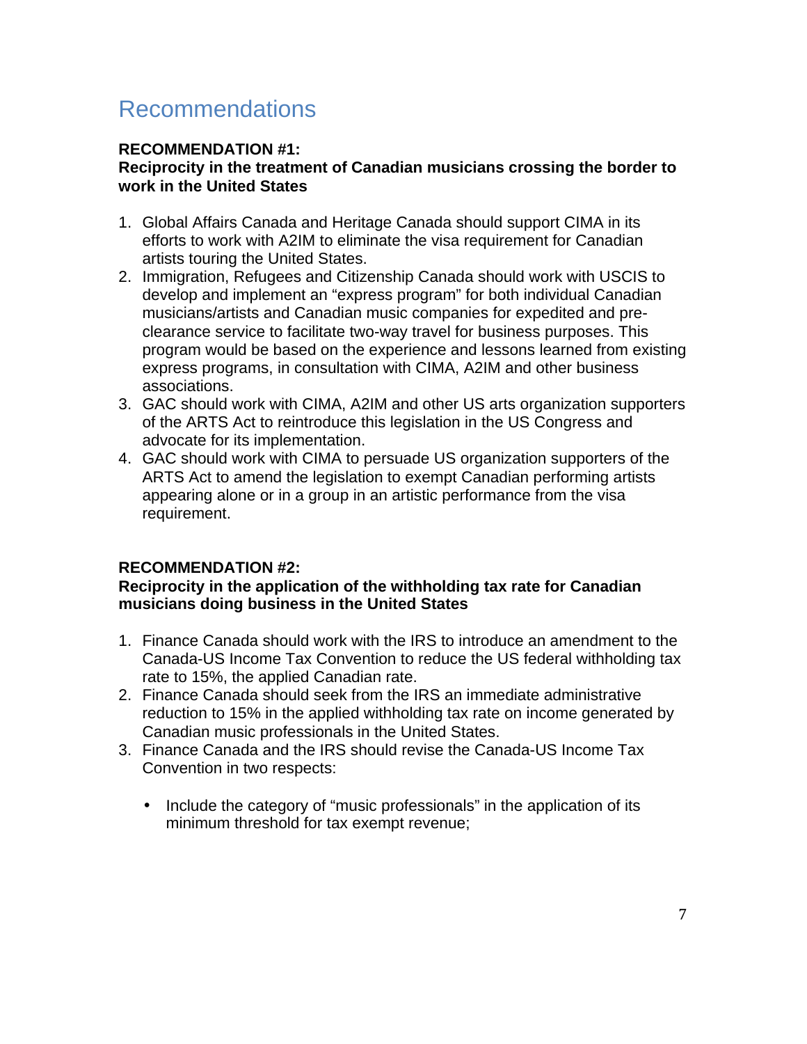# Recommendations

**RECOMMENDATION #1:**
**Reciprocity in the treatment of Canadian musicians crossing the border to work in the United States**

1. Global Affairs Canada and Heritage Canada should support CIMA in its efforts to work with A2IM to eliminate the visa requirement for Canadian artists touring the United States.
2. Immigration, Refugees and Citizenship Canada should work with USCIS to develop and implement an "express program" for both individual Canadian musicians/artists and Canadian music companies for expedited and pre-clearance service to facilitate two-way travel for business purposes. This program would be based on the experience and lessons learned from existing express programs, in consultation with CIMA, A2IM and other business associations.
3. GAC should work with CIMA, A2IM and other US arts organization supporters of the ARTS Act to reintroduce this legislation in the US Congress and advocate for its implementation.
4. GAC should work with CIMA to persuade US organization supporters of the ARTS Act to amend the legislation to exempt Canadian performing artists appearing alone or in a group in an artistic performance from the visa requirement.

**RECOMMENDATION #2:**
**Reciprocity in the application of the withholding tax rate for Canadian musicians doing business in the United States**

1. Finance Canada should work with the IRS to introduce an amendment to the Canada-US Income Tax Convention to reduce the US federal withholding tax rate to 15%, the applied Canadian rate.
2. Finance Canada should seek from the IRS an immediate administrative reduction to 15% in the applied withholding tax rate on income generated by Canadian music professionals in the United States.
3. Finance Canada and the IRS should revise the Canada-US Income Tax Convention in two respects:

   - Include the category of "music professionals" in the application of its minimum threshold for tax exempt revenue;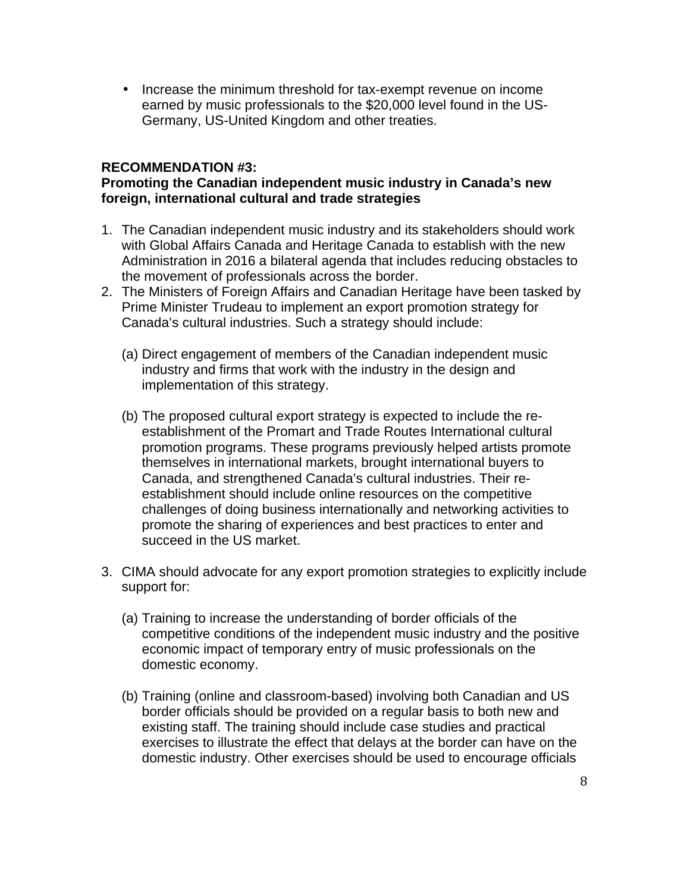- Increase the minimum threshold for tax-exempt revenue on income earned by music professionals to the $20,000 level found in the US-Germany, US-United Kingdom and other treaties.

**RECOMMENDATION #3:**
**Promoting the Canadian independent music industry in Canada's new foreign, international cultural and trade strategies**

1. The Canadian independent music industry and its stakeholders should work with Global Affairs Canada and Heritage Canada to establish with the new Administration in 2016 a bilateral agenda that includes reducing obstacles to the movement of professionals across the border.
2. The Ministers of Foreign Affairs and Canadian Heritage have been tasked by Prime Minister Trudeau to implement an export promotion strategy for Canada's cultural industries. Such a strategy should include:

   (a) Direct engagement of members of the Canadian independent music industry and firms that work with the industry in the design and implementation of this strategy.

   (b) The proposed cultural export strategy is expected to include the re-establishment of the Promart and Trade Routes International cultural promotion programs. These programs previously helped artists promote themselves in international markets, brought international buyers to Canada, and strengthened Canada's cultural industries. Their re-establishment should include online resources on the competitive challenges of doing business internationally and networking activities to promote the sharing of experiences and best practices to enter and succeed in the US market.

3. CIMA should advocate for any export promotion strategies to explicitly include support for:

   (a) Training to increase the understanding of border officials of the competitive conditions of the independent music industry and the positive economic impact of temporary entry of music professionals on the domestic economy.

   (b) Training (online and classroom-based) involving both Canadian and US border officials should be provided on a regular basis to both new and existing staff. The training should include case studies and practical exercises to illustrate the effect that delays at the border can have on the domestic industry. Other exercises should be used to encourage officials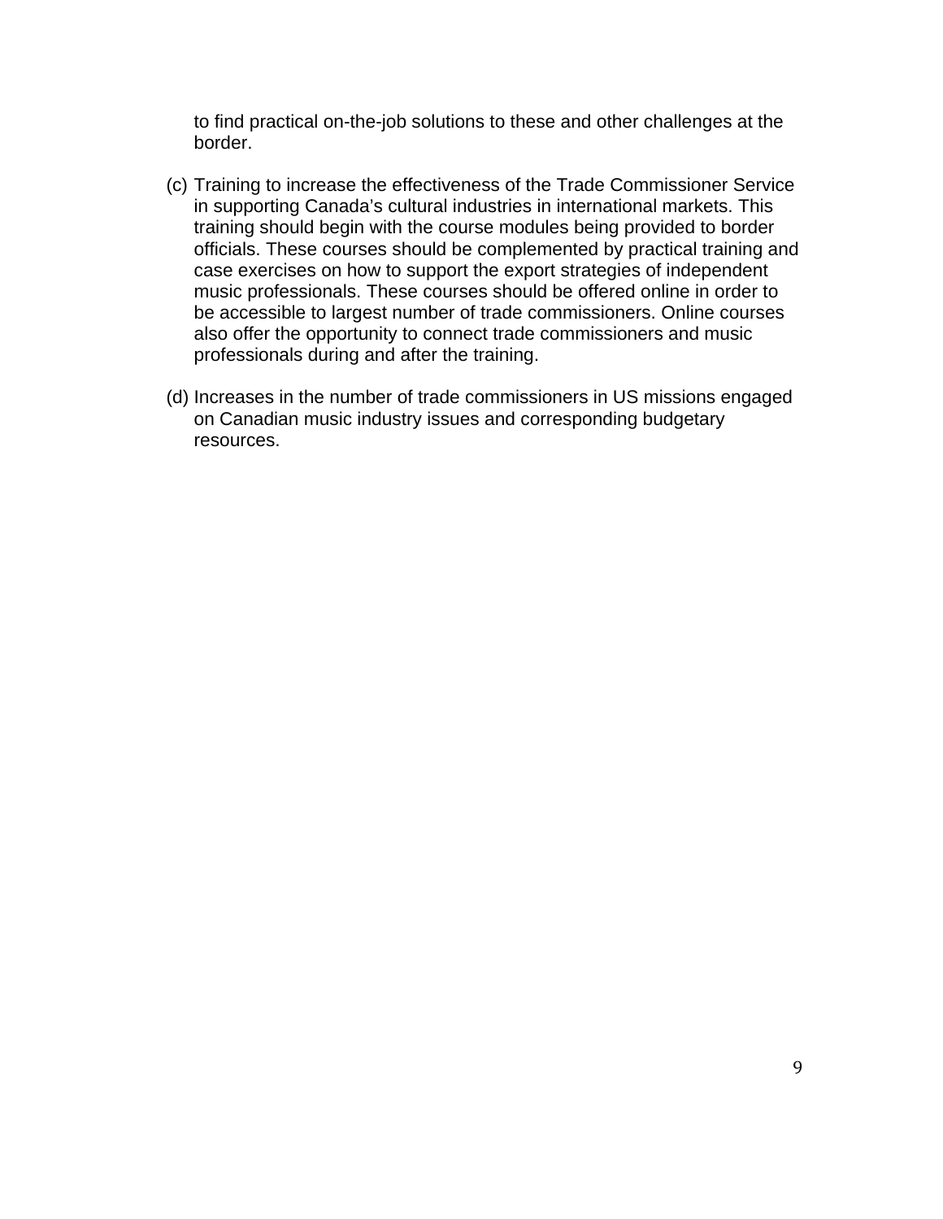to find practical on-the-job solutions to these and other challenges at the border.

(c) Training to increase the effectiveness of the Trade Commissioner Service in supporting Canada's cultural industries in international markets. This training should begin with the course modules being provided to border officials. These courses should be complemented by practical training and case exercises on how to support the export strategies of independent music professionals. These courses should be offered online in order to be accessible to largest number of trade commissioners. Online courses also offer the opportunity to connect trade commissioners and music professionals during and after the training.

(d) Increases in the number of trade commissioners in US missions engaged on Canadian music industry issues and corresponding budgetary resources.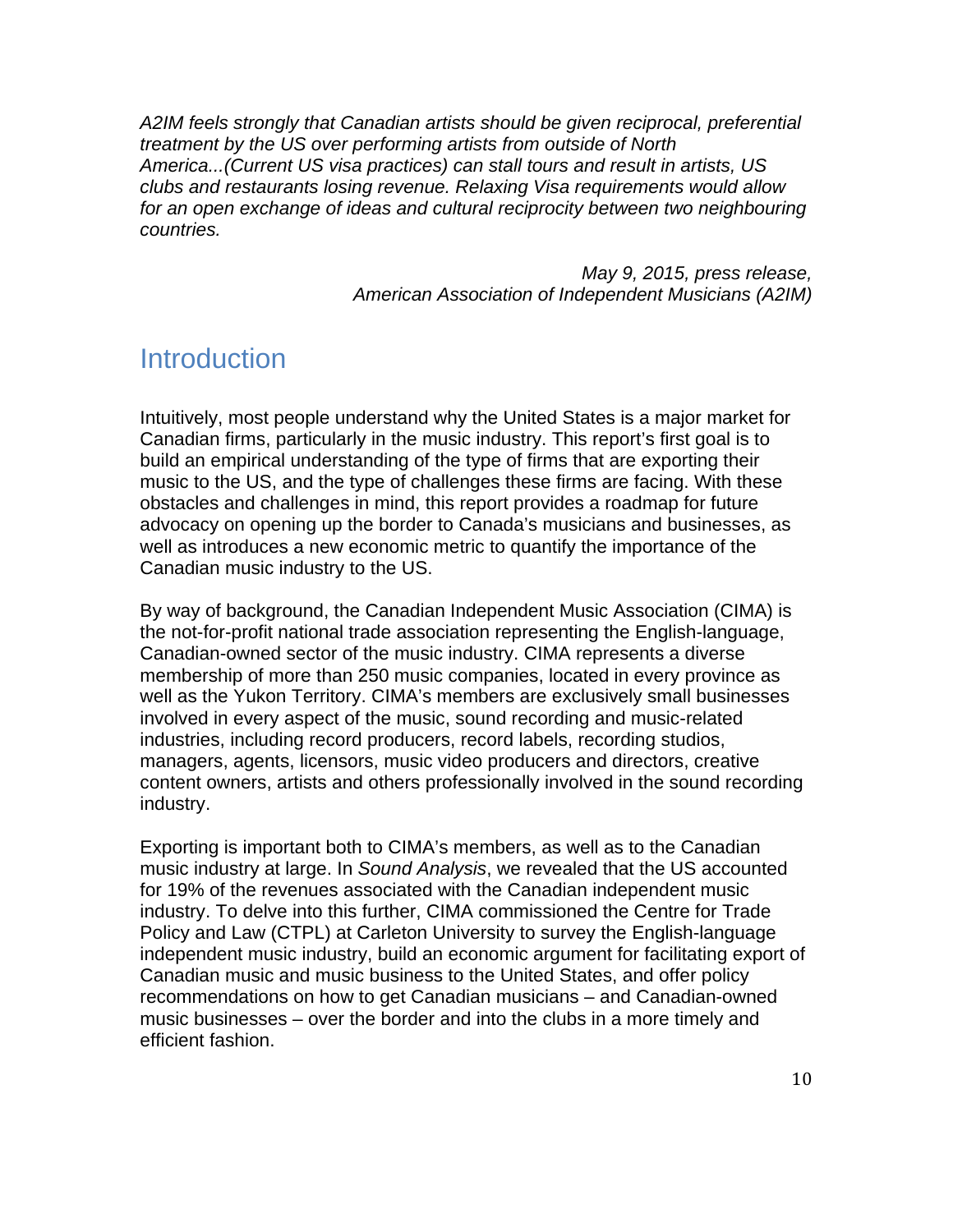*A2IM feels strongly that Canadian artists should be given reciprocal, preferential treatment by the US over performing artists from outside of North America...(Current US visa practices) can stall tours and result in artists, US clubs and restaurants losing revenue. Relaxing Visa requirements would allow for an open exchange of ideas and cultural reciprocity between two neighbouring countries.*

*May 9, 2015, press release,*
*American Association of Independent Musicians (A2IM)*

# Introduction

Intuitively, most people understand why the United States is a major market for Canadian firms, particularly in the music industry. This report's first goal is to build an empirical understanding of the type of firms that are exporting their music to the US, and the type of challenges these firms are facing. With these obstacles and challenges in mind, this report provides a roadmap for future advocacy on opening up the border to Canada's musicians and businesses, as well as introduces a new economic metric to quantify the importance of the Canadian music industry to the US.

By way of background, the Canadian Independent Music Association (CIMA) is the not-for-profit national trade association representing the English-language, Canadian-owned sector of the music industry. CIMA represents a diverse membership of more than 250 music companies, located in every province as well as the Yukon Territory. CIMA's members are exclusively small businesses involved in every aspect of the music, sound recording and music-related industries, including record producers, record labels, recording studios, managers, agents, licensors, music video producers and directors, creative content owners, artists and others professionally involved in the sound recording industry.

Exporting is important both to CIMA's members, as well as to the Canadian music industry at large. In *Sound Analysis*, we revealed that the US accounted for 19% of the revenues associated with the Canadian independent music industry. To delve into this further, CIMA commissioned the Centre for Trade Policy and Law (CTPL) at Carleton University to survey the English-language independent music industry, build an economic argument for facilitating export of Canadian music and music business to the United States, and offer policy recommendations on how to get Canadian musicians – and Canadian-owned music businesses – over the border and into the clubs in a more timely and efficient fashion.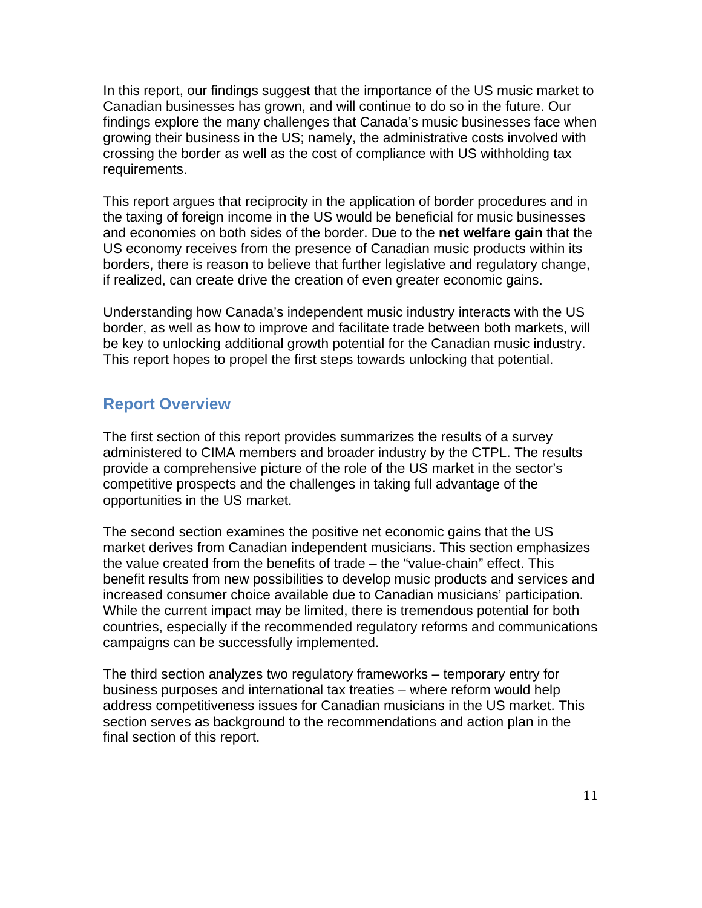In this report, our findings suggest that the importance of the US music market to Canadian businesses has grown, and will continue to do so in the future. Our findings explore the many challenges that Canada's music businesses face when growing their business in the US; namely, the administrative costs involved with crossing the border as well as the cost of compliance with US withholding tax requirements.

This report argues that reciprocity in the application of border procedures and in the taxing of foreign income in the US would be beneficial for music businesses and economies on both sides of the border. Due to the **net welfare gain** that the US economy receives from the presence of Canadian music products within its borders, there is reason to believe that further legislative and regulatory change, if realized, can create drive the creation of even greater economic gains.

Understanding how Canada's independent music industry interacts with the US border, as well as how to improve and facilitate trade between both markets, will be key to unlocking additional growth potential for the Canadian music industry. This report hopes to propel the first steps towards unlocking that potential.

## Report Overview

The first section of this report provides summarizes the results of a survey administered to CIMA members and broader industry by the CTPL. The results provide a comprehensive picture of the role of the US market in the sector's competitive prospects and the challenges in taking full advantage of the opportunities in the US market.

The second section examines the positive net economic gains that the US market derives from Canadian independent musicians. This section emphasizes the value created from the benefits of trade – the "value-chain" effect. This benefit results from new possibilities to develop music products and services and increased consumer choice available due to Canadian musicians' participation. While the current impact may be limited, there is tremendous potential for both countries, especially if the recommended regulatory reforms and communications campaigns can be successfully implemented.

The third section analyzes two regulatory frameworks – temporary entry for business purposes and international tax treaties – where reform would help address competitiveness issues for Canadian musicians in the US market. This section serves as background to the recommendations and action plan in the final section of this report.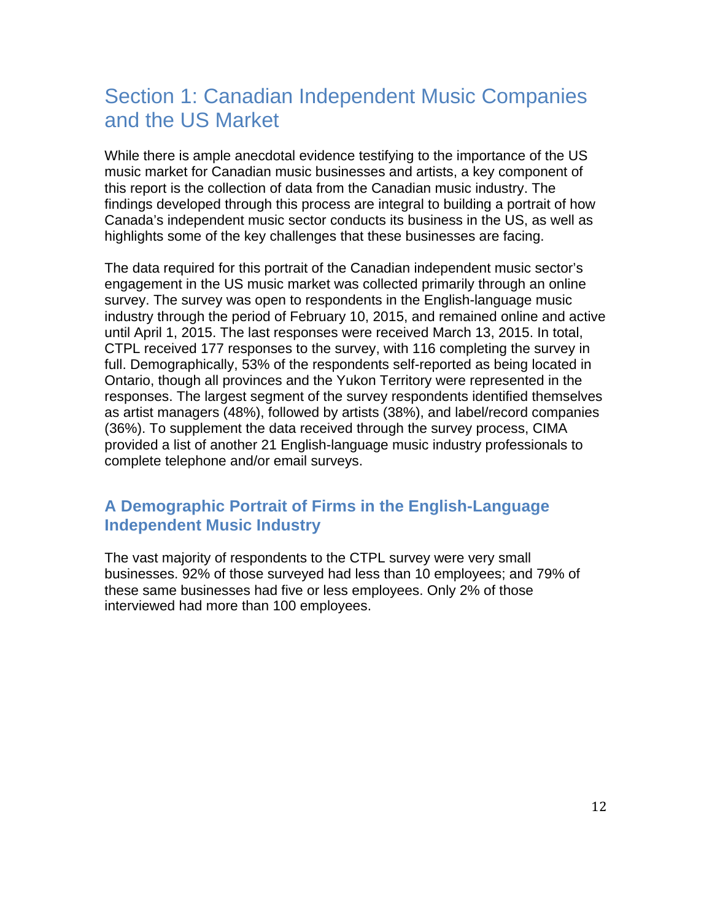# Section 1: Canadian Independent Music Companies and the US Market

While there is ample anecdotal evidence testifying to the importance of the US music market for Canadian music businesses and artists, a key component of this report is the collection of data from the Canadian music industry. The findings developed through this process are integral to building a portrait of how Canada's independent music sector conducts its business in the US, as well as highlights some of the key challenges that these businesses are facing.

The data required for this portrait of the Canadian independent music sector's engagement in the US music market was collected primarily through an online survey. The survey was open to respondents in the English-language music industry through the period of February 10, 2015, and remained online and active until April 1, 2015. The last responses were received March 13, 2015. In total, CTPL received 177 responses to the survey, with 116 completing the survey in full. Demographically, 53% of the respondents self-reported as being located in Ontario, though all provinces and the Yukon Territory were represented in the responses. The largest segment of the survey respondents identified themselves as artist managers (48%), followed by artists (38%), and label/record companies (36%). To supplement the data received through the survey process, CIMA provided a list of another 21 English-language music industry professionals to complete telephone and/or email surveys.

## A Demographic Portrait of Firms in the English-Language Independent Music Industry

The vast majority of respondents to the CTPL survey were very small businesses. 92% of those surveyed had less than 10 employees; and 79% of these same businesses had five or less employees. Only 2% of those interviewed had more than 100 employees.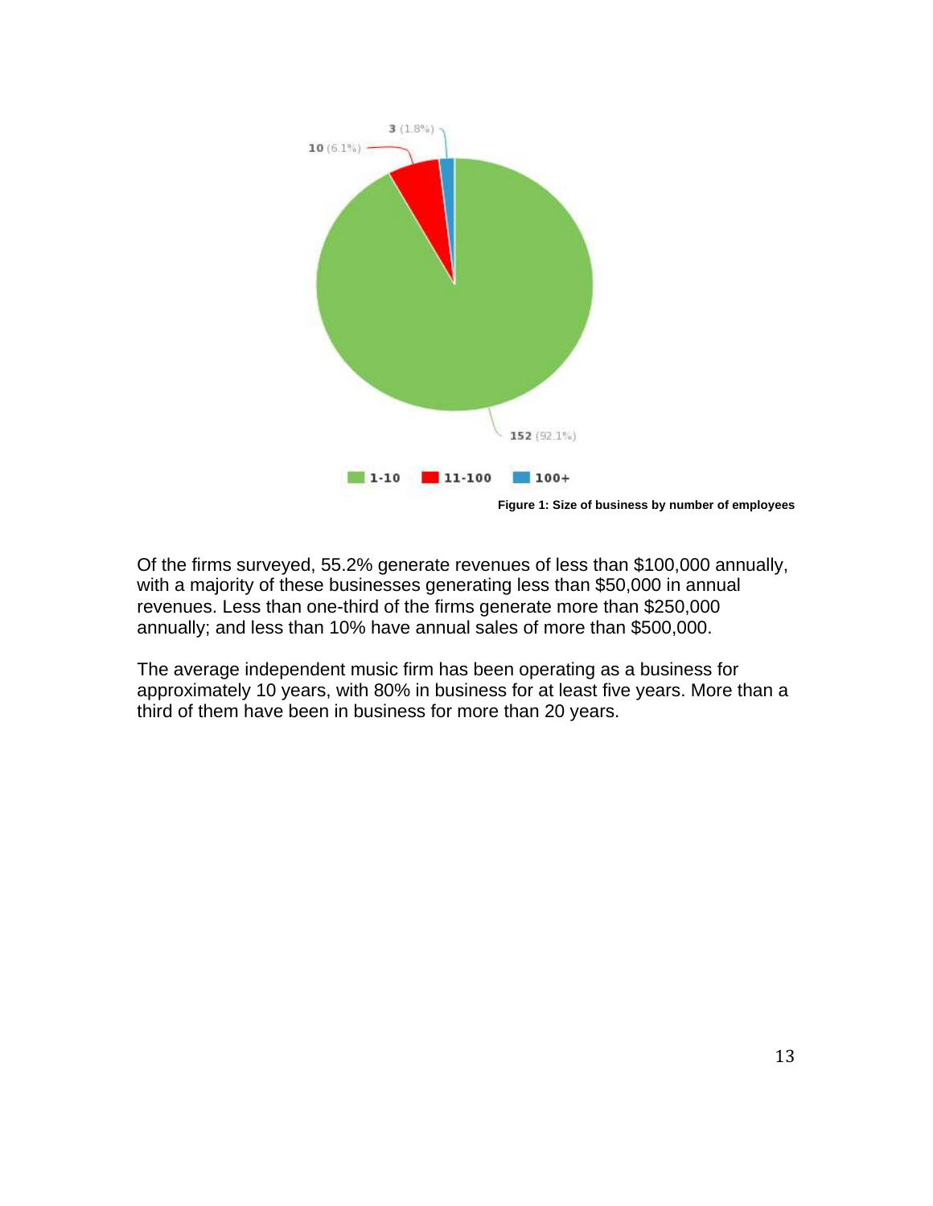Figure 1: Size of business by number of employees

Of the firms surveyed, 55.2% generate revenues of less than $100,000 annually, with a majority of these businesses generating less than $50,000 in annual revenues. Less than one-third of the firms generate more than $250,000 annually; and less than 10% have annual sales of more than $500,000.

The average independent music firm has been operating as a business for approximately 10 years, with 80% in business for at least five years. More than a third of them have been in business for more than 20 years.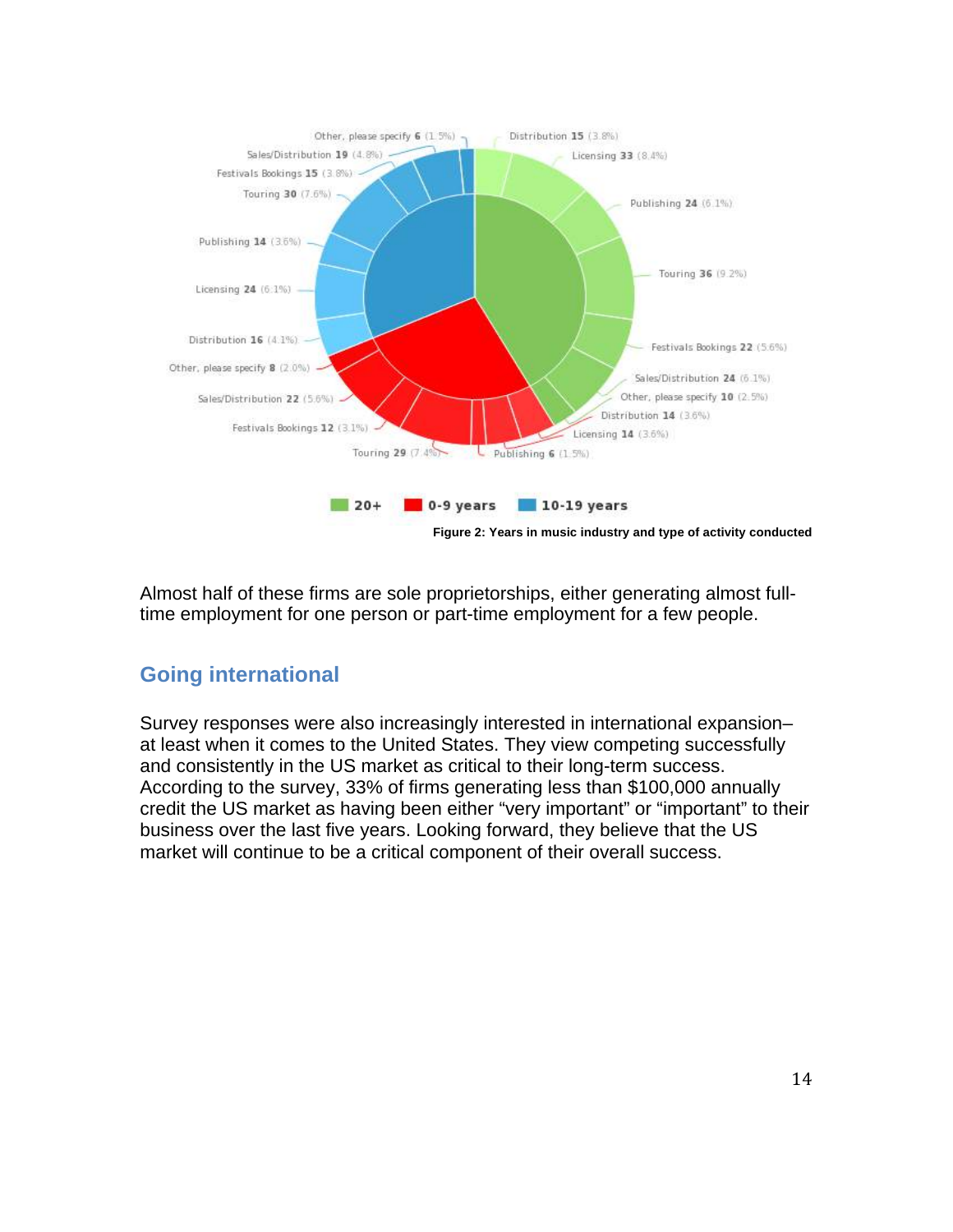Figure 2: Years in music industry and type of activity conducted

Almost half of these firms are sole proprietorships, either generating almost full-time employment for one person or part-time employment for a few people.

## Going international

Survey responses were also increasingly interested in international expansion–at least when it comes to the United States. They view competing successfully and consistently in the US market as critical to their long-term success. According to the survey, 33% of firms generating less than $100,000 annually credit the US market as having been either “very important” or “important” to their business over the last five years. Looking forward, they believe that the US market will continue to be a critical component of their overall success.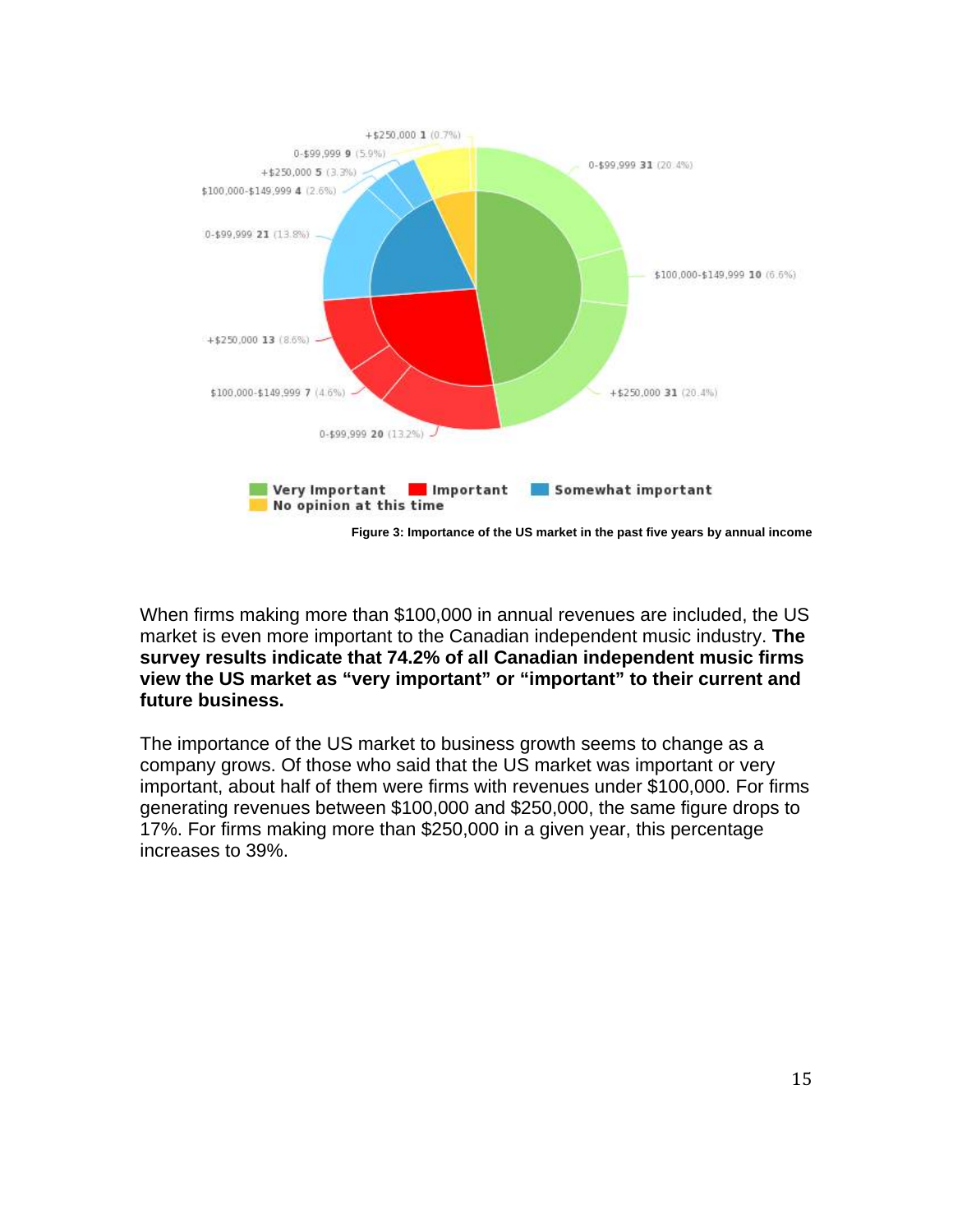Figure 3: Importance of the US market in the past five years by annual income

When firms making more than $100,000 in annual revenues are included, the US market is even more important to the Canadian independent music industry. **The survey results indicate that 74.2% of all Canadian independent music firms view the US market as "very important" or "important" to their current and future business.**

The importance of the US market to business growth seems to change as a company grows. Of those who said that the US market was important or very important, about half of them were firms with revenues under $100,000. For firms generating revenues between $100,000 and $250,000, the same figure drops to 17%. For firms making more than $250,000 in a given year, this percentage increases to 39%.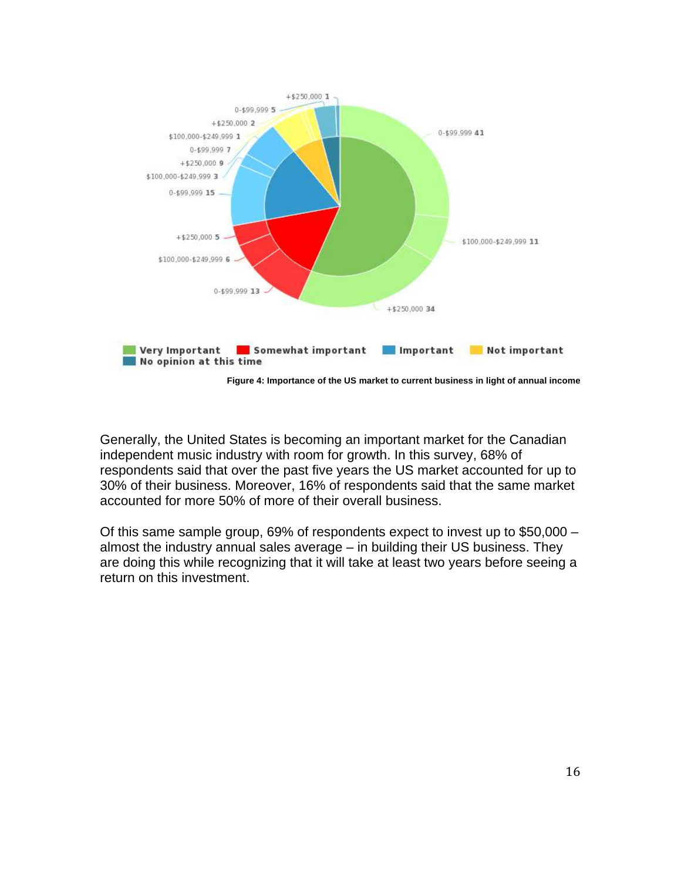+$250,000 1

0-$99,999 5

+$250,000 2

$100,000-$249,999 1

0-$99,999 7

+$250,000 9

$100,000-$249,999 3

0-$99,999 15

+$250,000 5

$100,000-$249,999 6

0-$99,999 13

0-$99,999 41

$100,000-$249,999 11

+$250,000 34

Very Important | Somewhat important | Important | Not important | No opinion at this time

**Figure 4: Importance of the US market to current business in light of annual income**

Generally, the United States is becoming an important market for the Canadian independent music industry with room for growth. In this survey, 68% of respondents said that over the past five years the US market accounted for up to 30% of their business. Moreover, 16% of respondents said that the same market accounted for more 50% of more of their overall business.

Of this same sample group, 69% of respondents expect to invest up to $50,000 – almost the industry annual sales average – in building their US business. They are doing this while recognizing that it will take at least two years before seeing a return on this investment.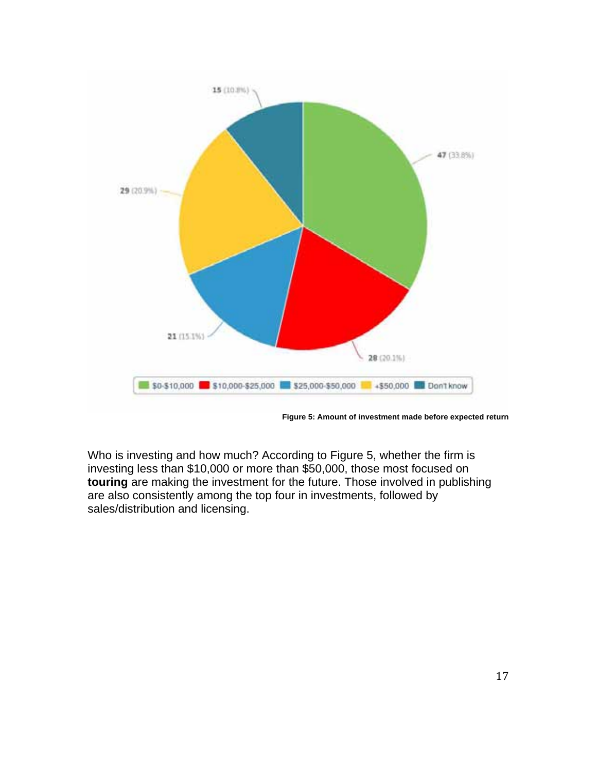Figure 5: Amount of investment made before expected return

Who is investing and how much? According to Figure 5, whether the firm is investing less than $10,000 or more than $50,000, those most focused on **touring** are making the investment for the future. Those involved in publishing are also consistently among the top four in investments, followed by sales/distribution and licensing.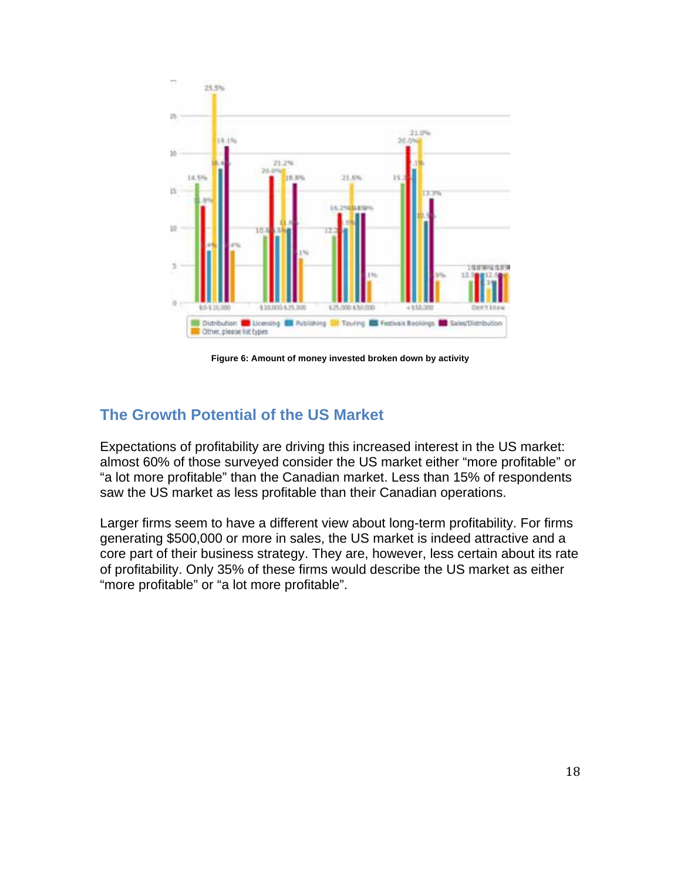Figure 6: Amount of money invested broken down by activity

## The Growth Potential of the US Market

Expectations of profitability are driving this increased interest in the US market: almost 60% of those surveyed consider the US market either "more profitable" or "a lot more profitable" than the Canadian market. Less than 15% of respondents saw the US market as less profitable than their Canadian operations.

Larger firms seem to have a different view about long-term profitability. For firms generating $500,000 or more in sales, the US market is indeed attractive and a core part of their business strategy. They are, however, less certain about its rate of profitability. Only 35% of these firms would describe the US market as either "more profitable" or "a lot more profitable".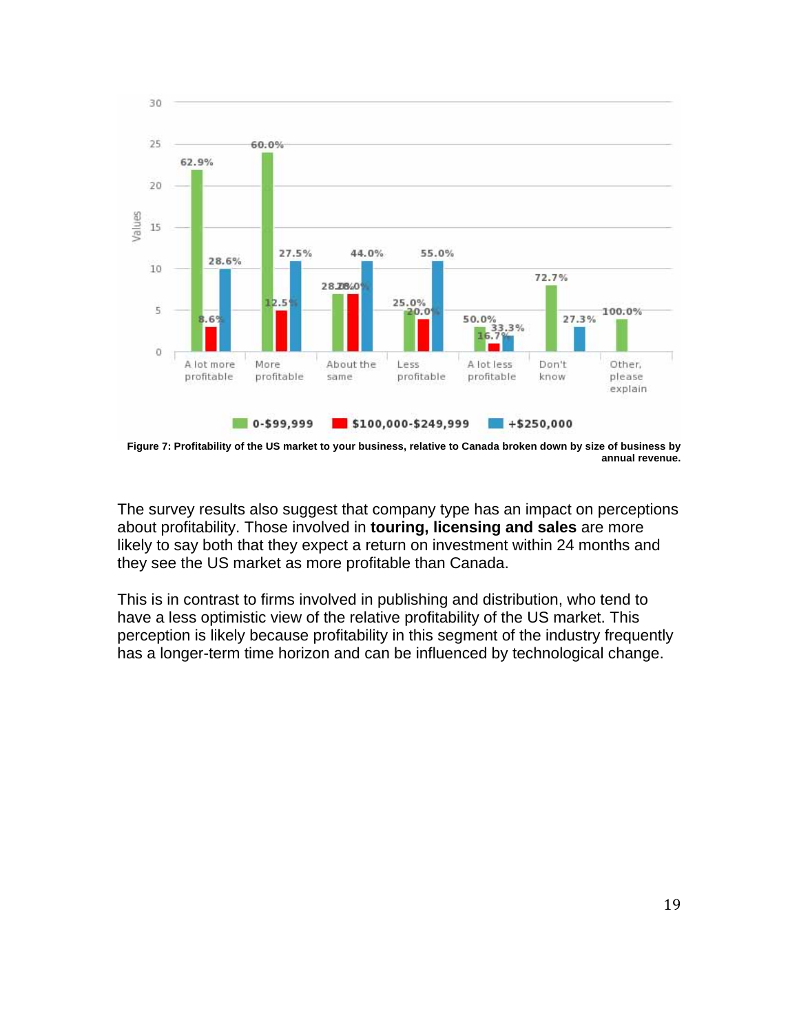Figure 7: Profitability of the US market to your business, relative to Canada broken down by size of business by annual revenue.

The survey results also suggest that company type has an impact on perceptions about profitability. Those involved in **touring, licensing and sales** are more likely to say both that they expect a return on investment within 24 months and they see the US market as more profitable than Canada.

This is in contrast to firms involved in publishing and distribution, who tend to have a less optimistic view of the relative profitability of the US market. This perception is likely because profitability in this segment of the industry frequently has a longer-term time horizon and can be influenced by technological change.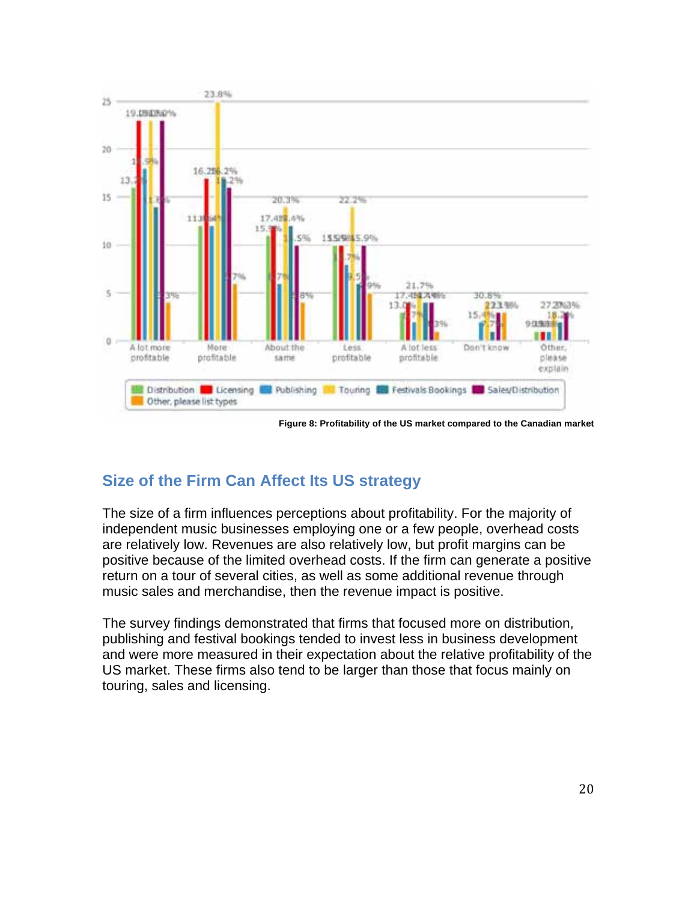Figure 8: Profitability of the US market compared to the Canadian market

## Size of the Firm Can Affect Its US strategy

The size of a firm influences perceptions about profitability. For the majority of independent music businesses employing one or a few people, overhead costs are relatively low. Revenues are also relatively low, but profit margins can be positive because of the limited overhead costs. If the firm can generate a positive return on a tour of several cities, as well as some additional revenue through music sales and merchandise, then the revenue impact is positive.

The survey findings demonstrated that firms that focused more on distribution, publishing and festival bookings tended to invest less in business development and were more measured in their expectation about the relative profitability of the US market. These firms also tend to be larger than those that focus mainly on touring, sales and licensing.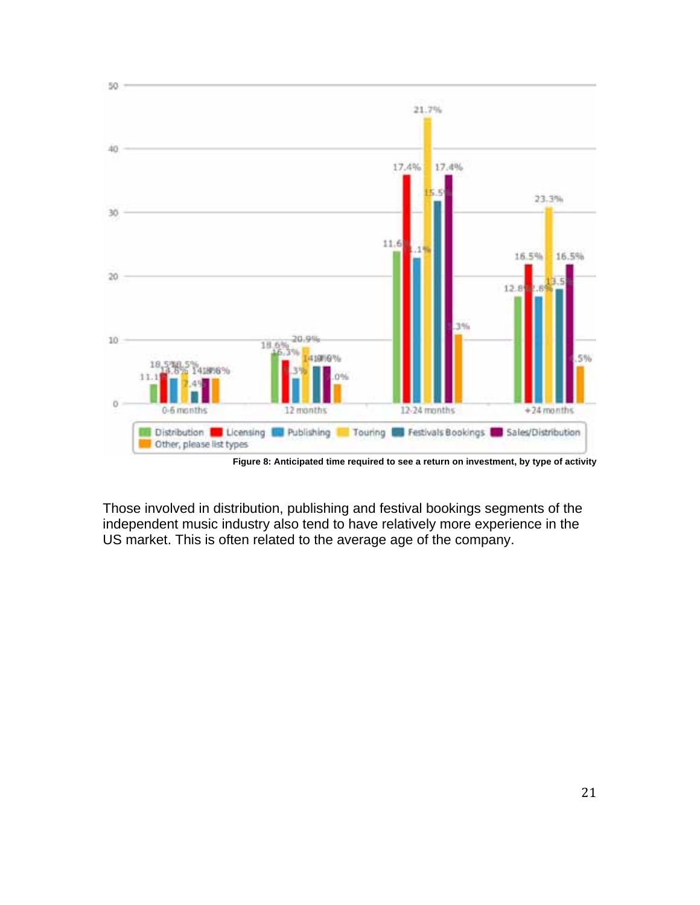Figure 8: Anticipated time required to see a return on investment, by type of activity

Those involved in distribution, publishing and festival bookings segments of the independent music industry also tend to have relatively more experience in the US market. This is often related to the average age of the company.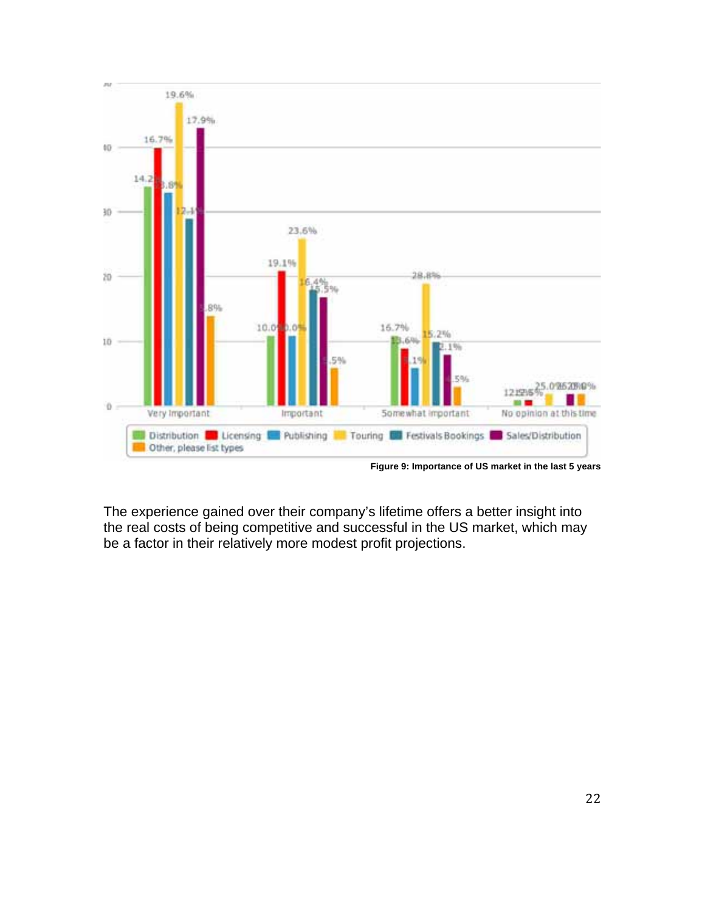Figure 9: Importance of US market in the last 5 years

The experience gained over their company's lifetime offers a better insight into the real costs of being competitive and successful in the US market, which may be a factor in their relatively more modest profit projections.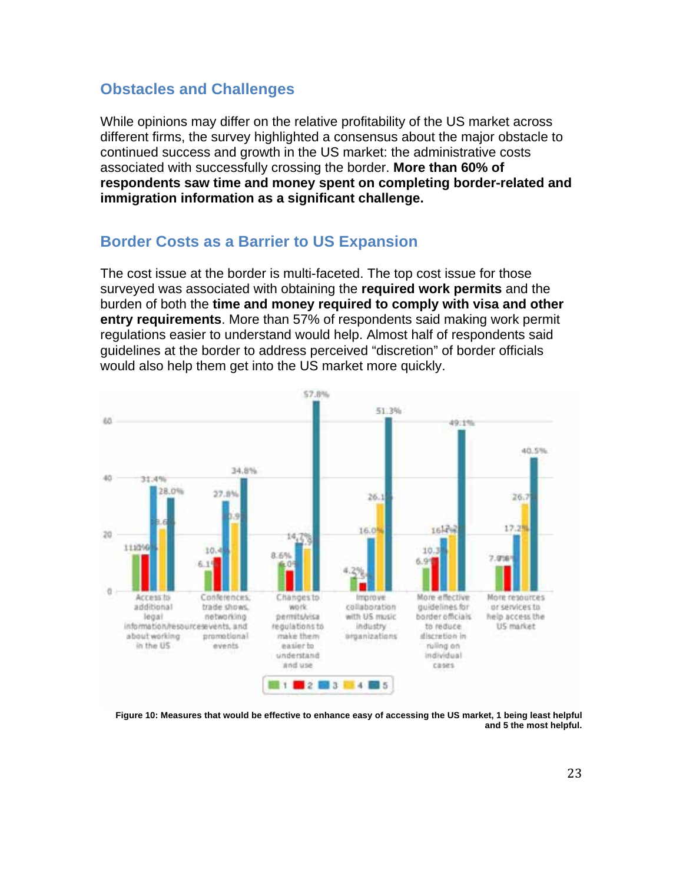## Obstacles and Challenges

While opinions may differ on the relative profitability of the US market across different firms, the survey highlighted a consensus about the major obstacle to continued success and growth in the US market: the administrative costs associated with successfully crossing the border. **More than 60% of respondents saw time and money spent on completing border-related and immigration information as a significant challenge.**

## Border Costs as a Barrier to US Expansion

The cost issue at the border is multi-faceted. The top cost issue for those surveyed was associated with obtaining the **required work permits** and the burden of both the **time and money required to comply with visa and other entry requirements**. More than 57% of respondents said making work permit regulations easier to understand would help. Almost half of respondents said guidelines at the border to address perceived "discretion" of border officials would also help them get into the US market more quickly.

**Figure 10: Measures that would be effective to enhance easy of accessing the US market, 1 being least helpful and 5 the most helpful.**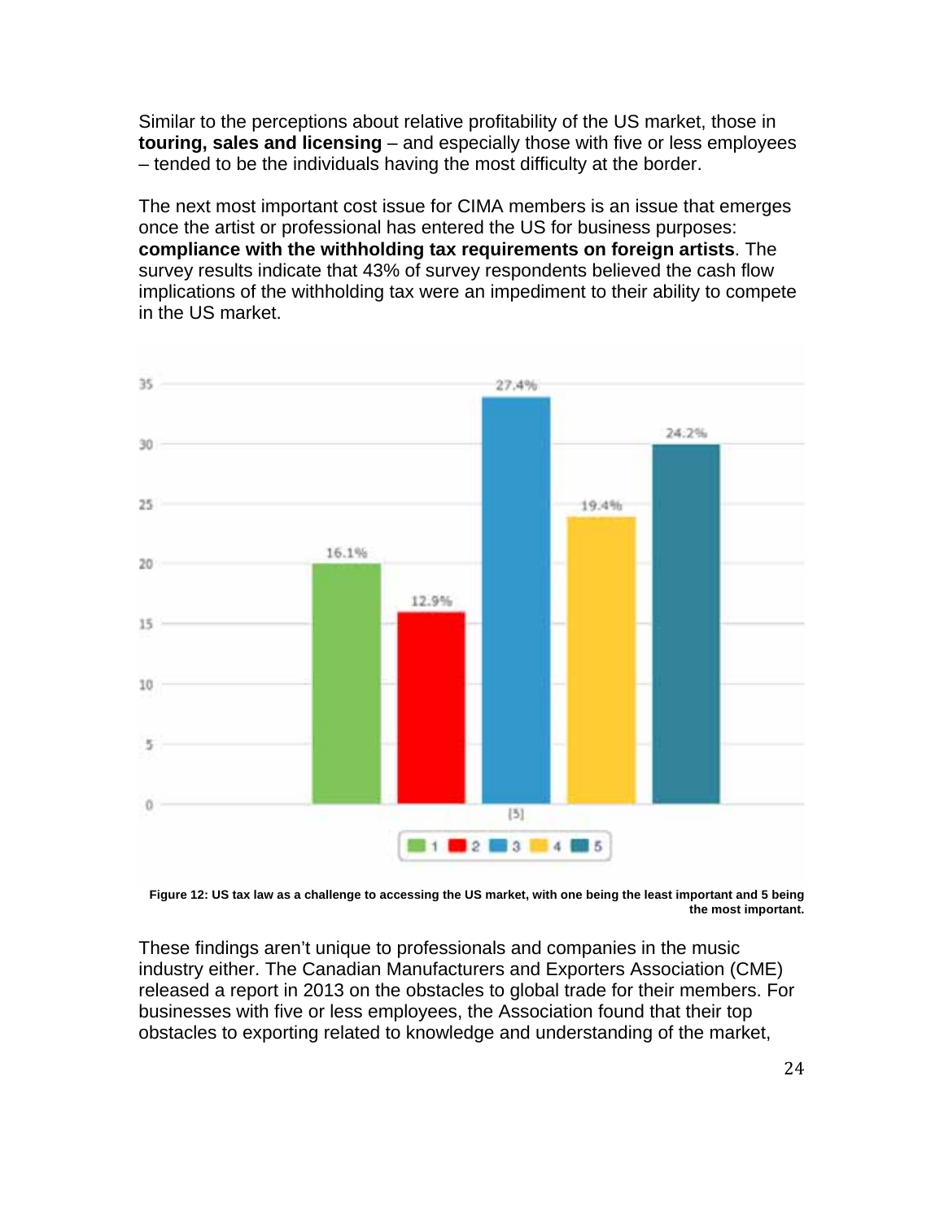Similar to the perceptions about relative profitability of the US market, those in **touring, sales and licensing** – and especially those with five or less employees – tended to be the individuals having the most difficulty at the border.

The next most important cost issue for CIMA members is an issue that emerges once the artist or professional has entered the US for business purposes: **compliance with the withholding tax requirements on foreign artists**. The survey results indicate that 43% of survey respondents believed the cash flow implications of the withholding tax were an impediment to their ability to compete in the US market.

**Figure 12: US tax law as a challenge to accessing the US market, with one being the least important and 5 being the most important.**

These findings aren't unique to professionals and companies in the music industry either. The Canadian Manufacturers and Exporters Association (CME) released a report in 2013 on the obstacles to global trade for their members. For businesses with five or less employees, the Association found that their top obstacles to exporting related to knowledge and understanding of the market,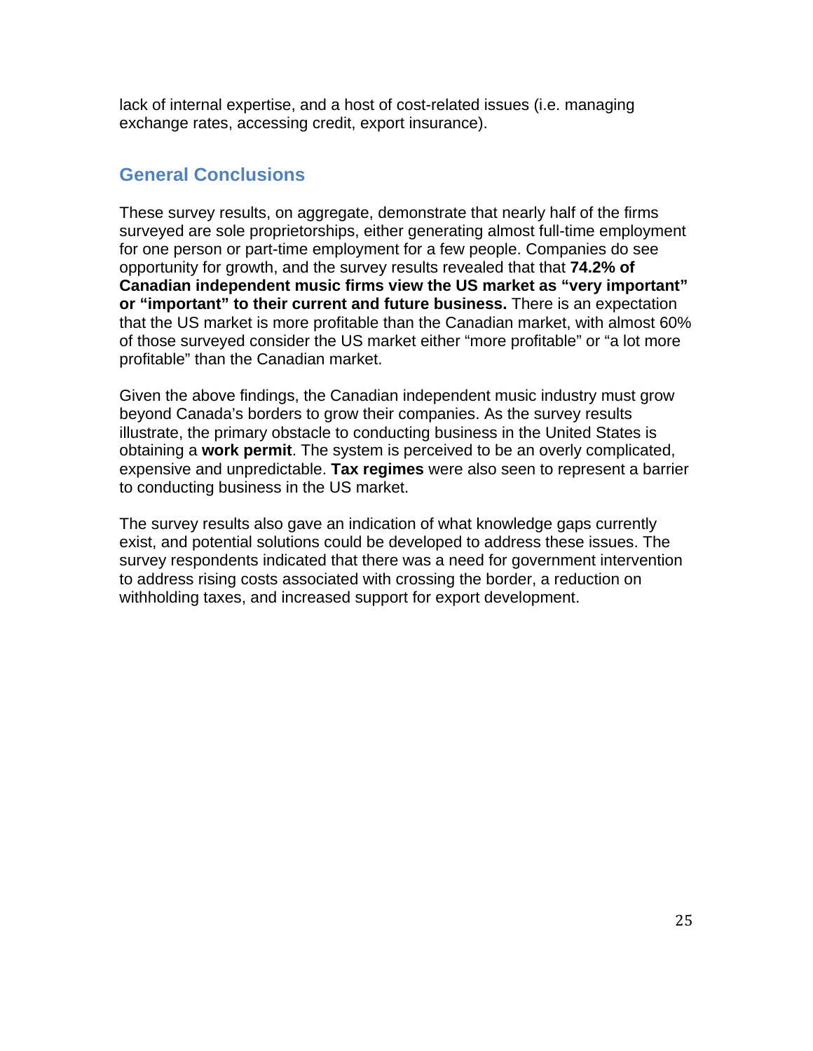lack of internal expertise, and a host of cost-related issues (i.e. managing exchange rates, accessing credit, export insurance).

## General Conclusions

These survey results, on aggregate, demonstrate that nearly half of the firms surveyed are sole proprietorships, either generating almost full-time employment for one person or part-time employment for a few people. Companies do see opportunity for growth, and the survey results revealed that that **74.2% of Canadian independent music firms view the US market as "very important" or "important" to their current and future business.** There is an expectation that the US market is more profitable than the Canadian market, with almost 60% of those surveyed consider the US market either "more profitable" or "a lot more profitable" than the Canadian market.

Given the above findings, the Canadian independent music industry must grow beyond Canada's borders to grow their companies. As the survey results illustrate, the primary obstacle to conducting business in the United States is obtaining a **work permit**. The system is perceived to be an overly complicated, expensive and unpredictable. **Tax regimes** were also seen to represent a barrier to conducting business in the US market.

The survey results also gave an indication of what knowledge gaps currently exist, and potential solutions could be developed to address these issues. The survey respondents indicated that there was a need for government intervention to address rising costs associated with crossing the border, a reduction on withholding taxes, and increased support for export development.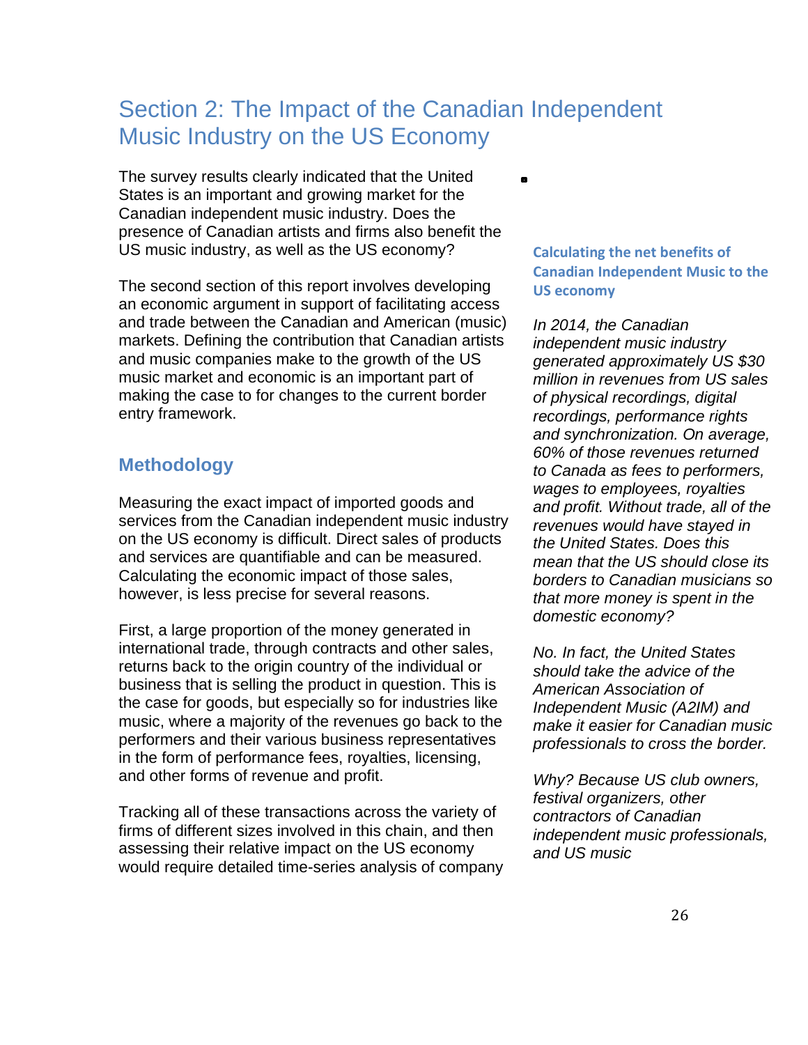# Section 2: The Impact of the Canadian Independent Music Industry on the US Economy

The survey results clearly indicated that the United States is an important and growing market for the Canadian independent music industry. Does the presence of Canadian artists and firms also benefit the US music industry, as well as the US economy?

The second section of this report involves developing an economic argument in support of facilitating access and trade between the Canadian and American (music) markets. Defining the contribution that Canadian artists and music companies make to the growth of the US music market and economic is an important part of making the case to for changes to the current border entry framework.

## Methodology

Measuring the exact impact of imported goods and services from the Canadian independent music industry on the US economy is difficult. Direct sales of products and services are quantifiable and can be measured. Calculating the economic impact of those sales, however, is less precise for several reasons.

First, a large proportion of the money generated in international trade, through contracts and other sales, returns back to the origin country of the individual or business that is selling the product in question. This is the case for goods, but especially so for industries like music, where a majority of the revenues go back to the performers and their various business representatives in the form of performance fees, royalties, licensing, and other forms of revenue and profit.

Tracking all of these transactions across the variety of firms of different sizes involved in this chain, and then assessing their relative impact on the US economy would require detailed time-series analysis of company

### Calculating the net benefits of Canadian Independent Music to the US economy

*In 2014, the Canadian independent music industry generated approximately US $30 million in revenues from US sales of physical recordings, digital recordings, performance rights and synchronization. On average, 60% of those revenues returned to Canada as fees to performers, wages to employees, royalties and profit. Without trade, all of the revenues would have stayed in the United States. Does this mean that the US should close its borders to Canadian musicians so that more money is spent in the domestic economy?*

*No. In fact, the United States should take the advice of the American Association of Independent Music (A2IM) and make it easier for Canadian music professionals to cross the border.*

*Why? Because US club owners, festival organizers, other contractors of Canadian independent music professionals, and US music*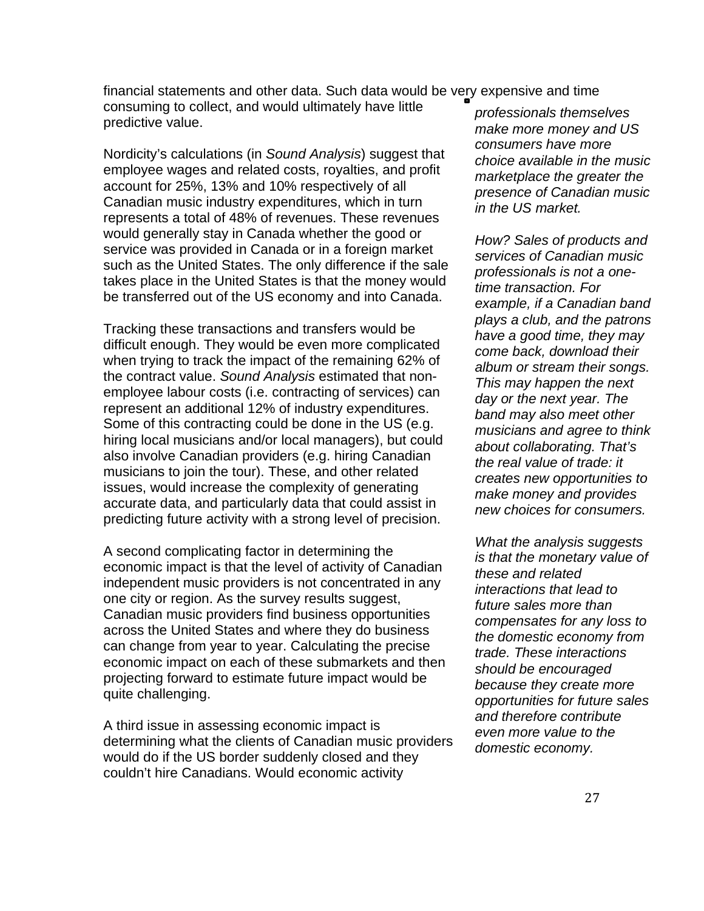financial statements and other data. Such data would be very expensive and time consuming to collect, and would ultimately have little predictive value.

Nordicity's calculations (in *Sound Analysis*) suggest that employee wages and related costs, royalties, and profit account for 25%, 13% and 10% respectively of all Canadian music industry expenditures, which in turn represents a total of 48% of revenues. These revenues would generally stay in Canada whether the good or service was provided in Canada or in a foreign market such as the United States. The only difference if the sale takes place in the United States is that the money would be transferred out of the US economy and into Canada.

Tracking these transactions and transfers would be difficult enough. They would be even more complicated when trying to track the impact of the remaining 62% of the contract value. *Sound Analysis* estimated that non-employee labour costs (i.e. contracting of services) can represent an additional 12% of industry expenditures. Some of this contracting could be done in the US (e.g. hiring local musicians and/or local managers), but could also involve Canadian providers (e.g. hiring Canadian musicians to join the tour). These, and other related issues, would increase the complexity of generating accurate data, and particularly data that could assist in predicting future activity with a strong level of precision.

A second complicating factor in determining the economic impact is that the level of activity of Canadian independent music providers is not concentrated in any one city or region. As the survey results suggest, Canadian music providers find business opportunities across the United States and where they do business can change from year to year. Calculating the precise economic impact on each of these submarkets and then projecting forward to estimate future impact would be quite challenging.

A third issue in assessing economic impact is determining what the clients of Canadian music providers would do if the US border suddenly closed and they couldn't hire Canadians. Would economic activity

*professionals themselves make more money and US consumers have more choice available in the music marketplace the greater the presence of Canadian music in the US market.*

*How? Sales of products and services of Canadian music professionals is not a one-time transaction. For example, if a Canadian band plays a club, and the patrons have a good time, they may come back, download their album or stream their songs. This may happen the next day or the next year. The band may also meet other musicians and agree to think about collaborating. That's the real value of trade: it creates new opportunities to make money and provides new choices for consumers.*

*What the analysis suggests is that the monetary value of these and related interactions that lead to future sales more than compensates for any loss to the domestic economy from trade. These interactions should be encouraged because they create more opportunities for future sales and therefore contribute even more value to the domestic economy.*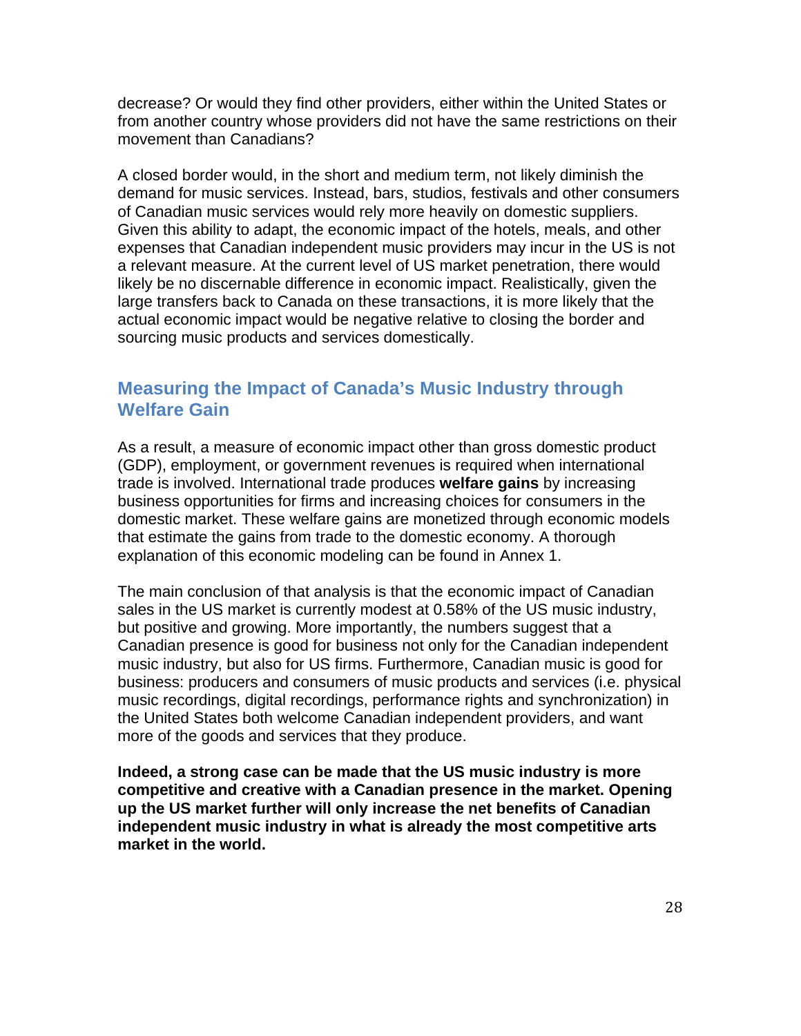decrease? Or would they find other providers, either within the United States or from another country whose providers did not have the same restrictions on their movement than Canadians?

A closed border would, in the short and medium term, not likely diminish the demand for music services. Instead, bars, studios, festivals and other consumers of Canadian music services would rely more heavily on domestic suppliers. Given this ability to adapt, the economic impact of the hotels, meals, and other expenses that Canadian independent music providers may incur in the US is not a relevant measure. At the current level of US market penetration, there would likely be no discernable difference in economic impact. Realistically, given the large transfers back to Canada on these transactions, it is more likely that the actual economic impact would be negative relative to closing the border and sourcing music products and services domestically.

## Measuring the Impact of Canada's Music Industry through Welfare Gain

As a result, a measure of economic impact other than gross domestic product (GDP), employment, or government revenues is required when international trade is involved. International trade produces **welfare gains** by increasing business opportunities for firms and increasing choices for consumers in the domestic market. These welfare gains are monetized through economic models that estimate the gains from trade to the domestic economy. A thorough explanation of this economic modeling can be found in Annex 1.

The main conclusion of that analysis is that the economic impact of Canadian sales in the US market is currently modest at 0.58% of the US music industry, but positive and growing. More importantly, the numbers suggest that a Canadian presence is good for business not only for the Canadian independent music industry, but also for US firms. Furthermore, Canadian music is good for business: producers and consumers of music products and services (i.e. physical music recordings, digital recordings, performance rights and synchronization) in the United States both welcome Canadian independent providers, and want more of the goods and services that they produce.

**Indeed, a strong case can be made that the US music industry is more competitive and creative with a Canadian presence in the market. Opening up the US market further will only increase the net benefits of Canadian independent music industry in what is already the most competitive arts market in the world.**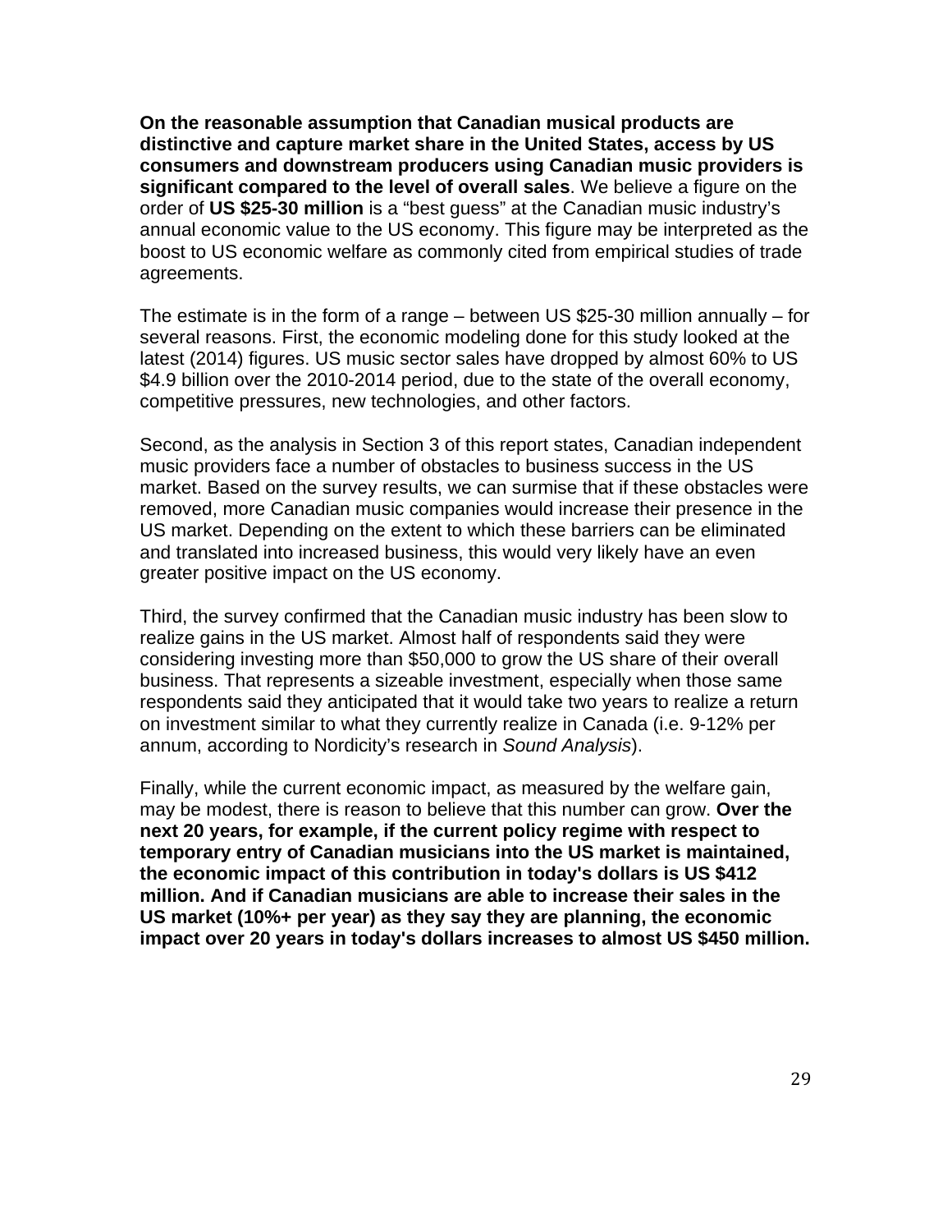**On the reasonable assumption that Canadian musical products are distinctive and capture market share in the United States, access by US consumers and downstream producers using Canadian music providers is significant compared to the level of overall sales**. We believe a figure on the order of **US $25-30 million** is a "best guess" at the Canadian music industry's annual economic value to the US economy. This figure may be interpreted as the boost to US economic welfare as commonly cited from empirical studies of trade agreements.

The estimate is in the form of a range – between US $25-30 million annually – for several reasons. First, the economic modeling done for this study looked at the latest (2014) figures. US music sector sales have dropped by almost 60% to US $4.9 billion over the 2010-2014 period, due to the state of the overall economy, competitive pressures, new technologies, and other factors.

Second, as the analysis in Section 3 of this report states, Canadian independent music providers face a number of obstacles to business success in the US market. Based on the survey results, we can surmise that if these obstacles were removed, more Canadian music companies would increase their presence in the US market. Depending on the extent to which these barriers can be eliminated and translated into increased business, this would very likely have an even greater positive impact on the US economy.

Third, the survey confirmed that the Canadian music industry has been slow to realize gains in the US market. Almost half of respondents said they were considering investing more than $50,000 to grow the US share of their overall business. That represents a sizeable investment, especially when those same respondents said they anticipated that it would take two years to realize a return on investment similar to what they currently realize in Canada (i.e. 9-12% per annum, according to Nordicity's research in *Sound Analysis*).

Finally, while the current economic impact, as measured by the welfare gain, may be modest, there is reason to believe that this number can grow. **Over the next 20 years, for example, if the current policy regime with respect to temporary entry of Canadian musicians into the US market is maintained, the economic impact of this contribution in today's dollars is US $412 million. And if Canadian musicians are able to increase their sales in the US market (10%+ per year) as they say they are planning, the economic impact over 20 years in today's dollars increases to almost US $450 million.**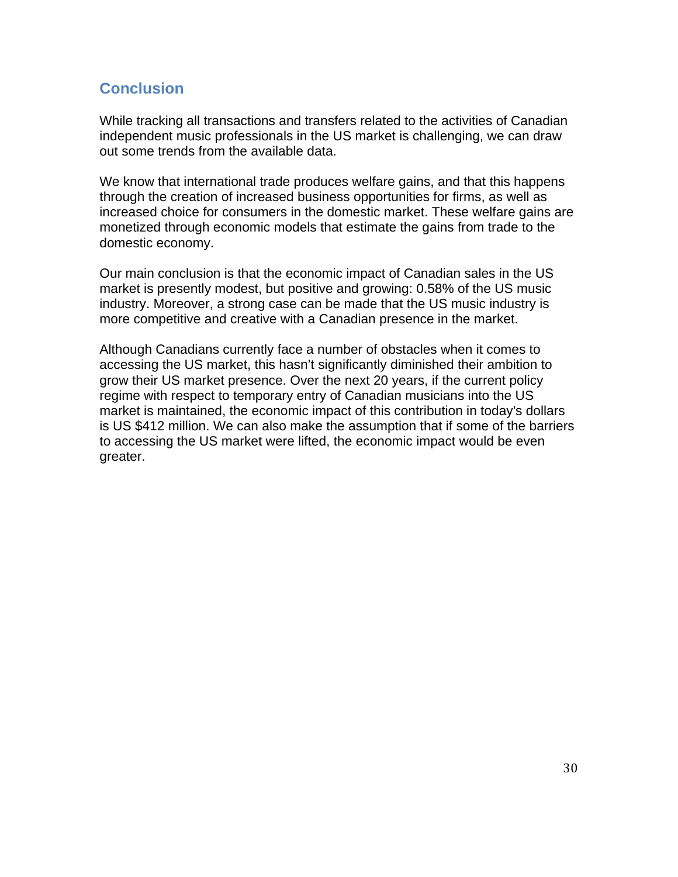## Conclusion

While tracking all transactions and transfers related to the activities of Canadian independent music professionals in the US market is challenging, we can draw out some trends from the available data.

We know that international trade produces welfare gains, and that this happens through the creation of increased business opportunities for firms, as well as increased choice for consumers in the domestic market. These welfare gains are monetized through economic models that estimate the gains from trade to the domestic economy.

Our main conclusion is that the economic impact of Canadian sales in the US market is presently modest, but positive and growing: 0.58% of the US music industry. Moreover, a strong case can be made that the US music industry is more competitive and creative with a Canadian presence in the market.

Although Canadians currently face a number of obstacles when it comes to accessing the US market, this hasn't significantly diminished their ambition to grow their US market presence. Over the next 20 years, if the current policy regime with respect to temporary entry of Canadian musicians into the US market is maintained, the economic impact of this contribution in today's dollars is US $412 million. We can also make the assumption that if some of the barriers to accessing the US market were lifted, the economic impact would be even greater.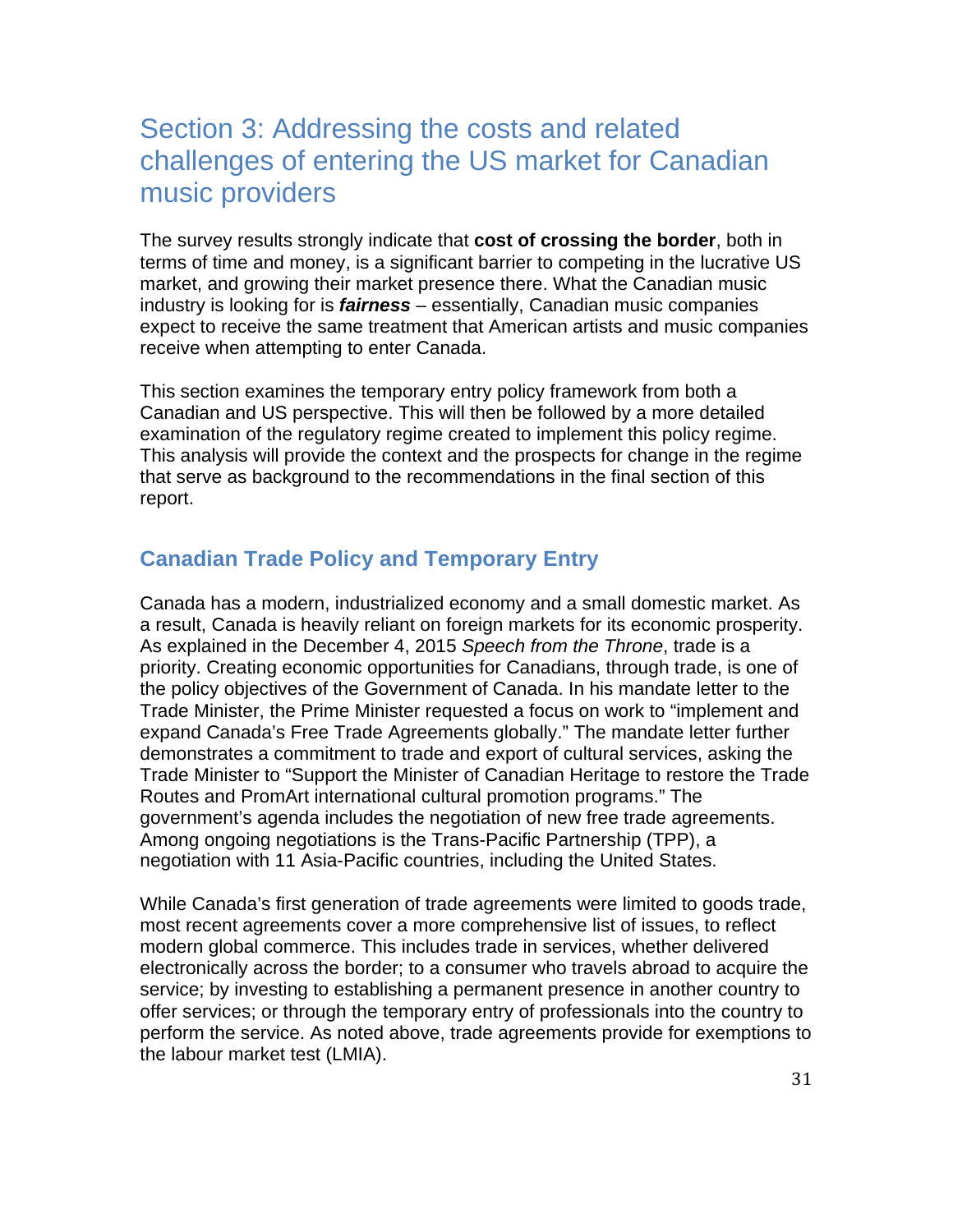# Section 3: Addressing the costs and related challenges of entering the US market for Canadian music providers

The survey results strongly indicate that **cost of crossing the border**, both in terms of time and money, is a significant barrier to competing in the lucrative US market, and growing their market presence there. What the Canadian music industry is looking for is ***fairness*** – essentially, Canadian music companies expect to receive the same treatment that American artists and music companies receive when attempting to enter Canada.

This section examines the temporary entry policy framework from both a Canadian and US perspective. This will then be followed by a more detailed examination of the regulatory regime created to implement this policy regime. This analysis will provide the context and the prospects for change in the regime that serve as background to the recommendations in the final section of this report.

## Canadian Trade Policy and Temporary Entry

Canada has a modern, industrialized economy and a small domestic market. As a result, Canada is heavily reliant on foreign markets for its economic prosperity. As explained in the December 4, 2015 *Speech from the Throne*, trade is a priority. Creating economic opportunities for Canadians, through trade, is one of the policy objectives of the Government of Canada. In his mandate letter to the Trade Minister, the Prime Minister requested a focus on work to "implement and expand Canada's Free Trade Agreements globally." The mandate letter further demonstrates a commitment to trade and export of cultural services, asking the Trade Minister to "Support the Minister of Canadian Heritage to restore the Trade Routes and PromArt international cultural promotion programs." The government's agenda includes the negotiation of new free trade agreements. Among ongoing negotiations is the Trans-Pacific Partnership (TPP), a negotiation with 11 Asia-Pacific countries, including the United States.

While Canada's first generation of trade agreements were limited to goods trade, most recent agreements cover a more comprehensive list of issues, to reflect modern global commerce. This includes trade in services, whether delivered electronically across the border; to a consumer who travels abroad to acquire the service; by investing to establishing a permanent presence in another country to offer services; or through the temporary entry of professionals into the country to perform the service. As noted above, trade agreements provide for exemptions to the labour market test (LMIA).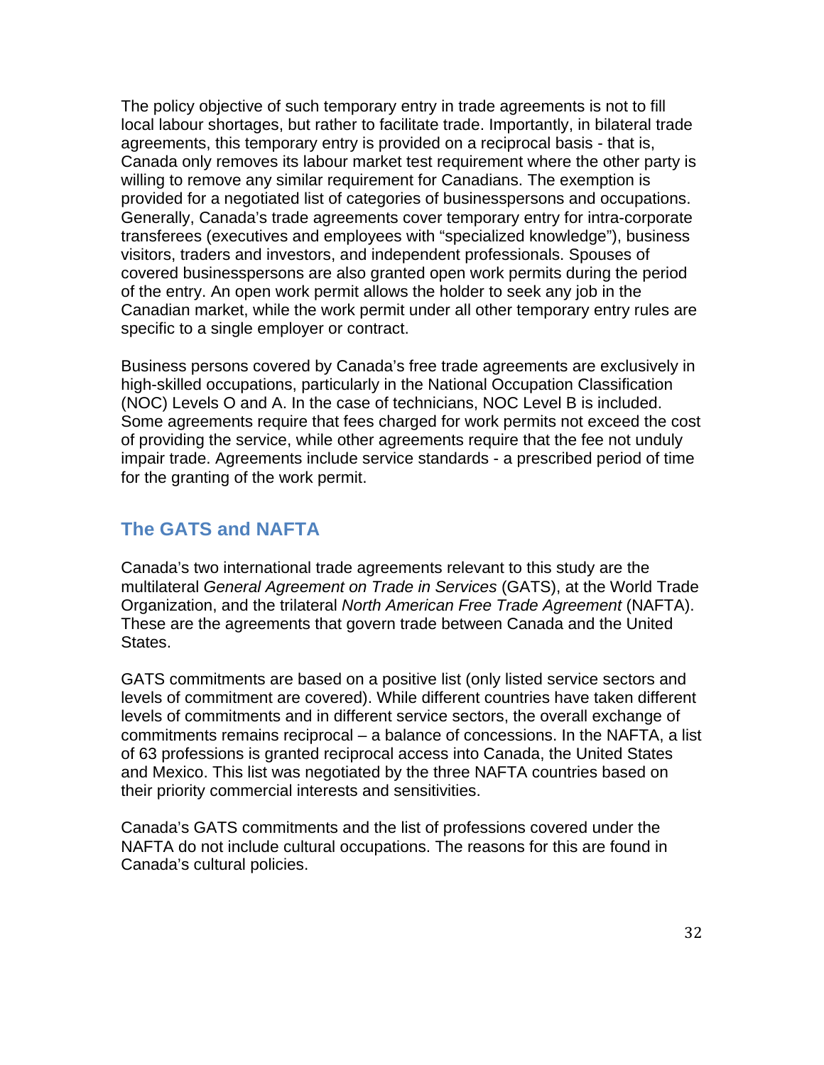The policy objective of such temporary entry in trade agreements is not to fill local labour shortages, but rather to facilitate trade. Importantly, in bilateral trade agreements, this temporary entry is provided on a reciprocal basis - that is, Canada only removes its labour market test requirement where the other party is willing to remove any similar requirement for Canadians. The exemption is provided for a negotiated list of categories of businesspersons and occupations. Generally, Canada's trade agreements cover temporary entry for intra-corporate transferees (executives and employees with "specialized knowledge"), business visitors, traders and investors, and independent professionals. Spouses of covered businesspersons are also granted open work permits during the period of the entry. An open work permit allows the holder to seek any job in the Canadian market, while the work permit under all other temporary entry rules are specific to a single employer or contract.

Business persons covered by Canada's free trade agreements are exclusively in high-skilled occupations, particularly in the National Occupation Classification (NOC) Levels O and A. In the case of technicians, NOC Level B is included. Some agreements require that fees charged for work permits not exceed the cost of providing the service, while other agreements require that the fee not unduly impair trade. Agreements include service standards - a prescribed period of time for the granting of the work permit.

## The GATS and NAFTA

Canada's two international trade agreements relevant to this study are the multilateral *General Agreement on Trade in Services* (GATS), at the World Trade Organization, and the trilateral *North American Free Trade Agreement* (NAFTA). These are the agreements that govern trade between Canada and the United States.

GATS commitments are based on a positive list (only listed service sectors and levels of commitment are covered). While different countries have taken different levels of commitments and in different service sectors, the overall exchange of commitments remains reciprocal – a balance of concessions. In the NAFTA, a list of 63 professions is granted reciprocal access into Canada, the United States and Mexico. This list was negotiated by the three NAFTA countries based on their priority commercial interests and sensitivities.

Canada's GATS commitments and the list of professions covered under the NAFTA do not include cultural occupations. The reasons for this are found in Canada's cultural policies.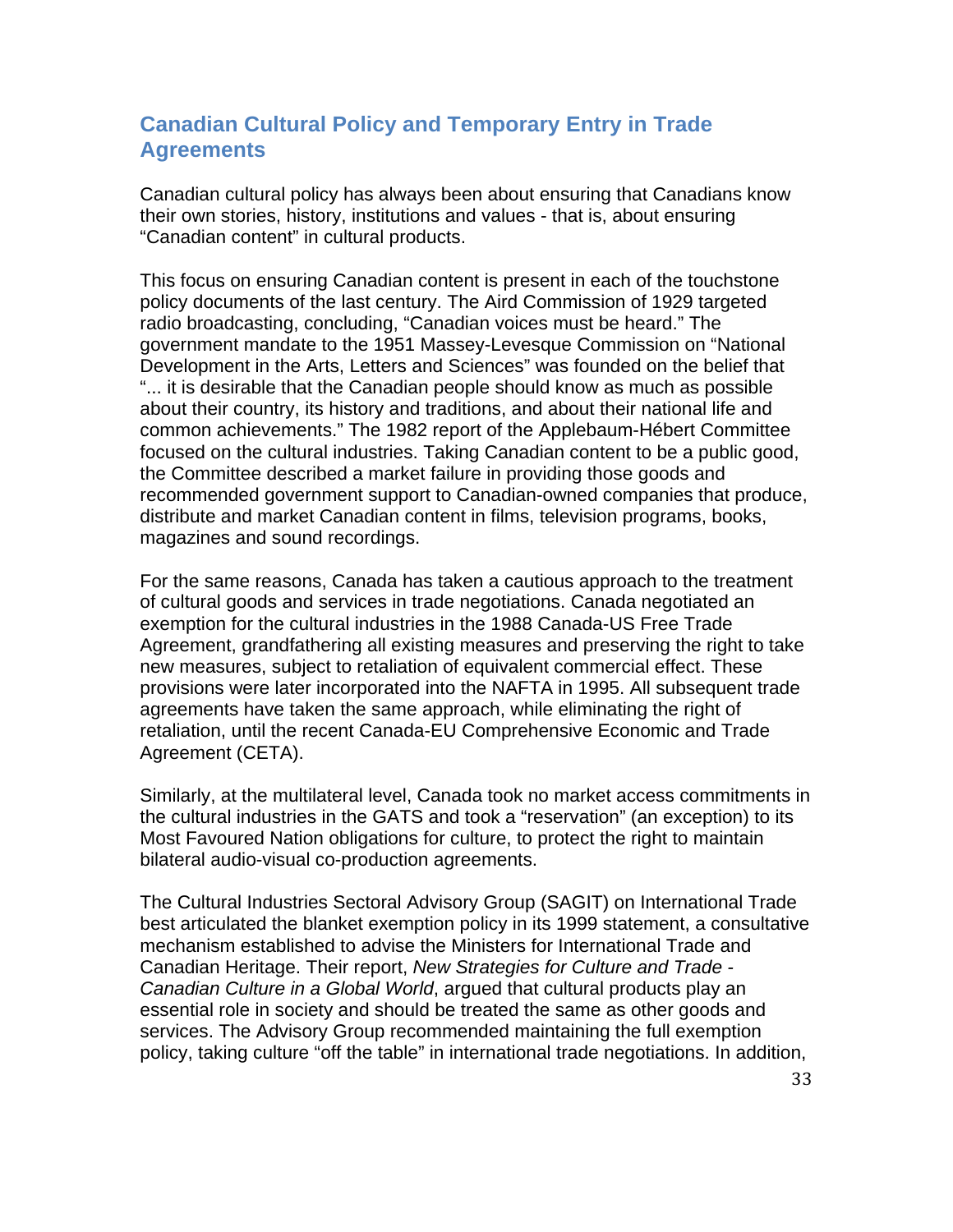## Canadian Cultural Policy and Temporary Entry in Trade Agreements

Canadian cultural policy has always been about ensuring that Canadians know their own stories, history, institutions and values - that is, about ensuring "Canadian content" in cultural products.

This focus on ensuring Canadian content is present in each of the touchstone policy documents of the last century. The Aird Commission of 1929 targeted radio broadcasting, concluding, "Canadian voices must be heard." The government mandate to the 1951 Massey-Levesque Commission on "National Development in the Arts, Letters and Sciences" was founded on the belief that "... it is desirable that the Canadian people should know as much as possible about their country, its history and traditions, and about their national life and common achievements." The 1982 report of the Applebaum-Hébert Committee focused on the cultural industries. Taking Canadian content to be a public good, the Committee described a market failure in providing those goods and recommended government support to Canadian-owned companies that produce, distribute and market Canadian content in films, television programs, books, magazines and sound recordings.

For the same reasons, Canada has taken a cautious approach to the treatment of cultural goods and services in trade negotiations. Canada negotiated an exemption for the cultural industries in the 1988 Canada-US Free Trade Agreement, grandfathering all existing measures and preserving the right to take new measures, subject to retaliation of equivalent commercial effect. These provisions were later incorporated into the NAFTA in 1995. All subsequent trade agreements have taken the same approach, while eliminating the right of retaliation, until the recent Canada-EU Comprehensive Economic and Trade Agreement (CETA).

Similarly, at the multilateral level, Canada took no market access commitments in the cultural industries in the GATS and took a "reservation" (an exception) to its Most Favoured Nation obligations for culture, to protect the right to maintain bilateral audio-visual co-production agreements.

The Cultural Industries Sectoral Advisory Group (SAGIT) on International Trade best articulated the blanket exemption policy in its 1999 statement, a consultative mechanism established to advise the Ministers for International Trade and Canadian Heritage. Their report, *New Strategies for Culture and Trade - Canadian Culture in a Global World*, argued that cultural products play an essential role in society and should be treated the same as other goods and services. The Advisory Group recommended maintaining the full exemption policy, taking culture "off the table" in international trade negotiations. In addition,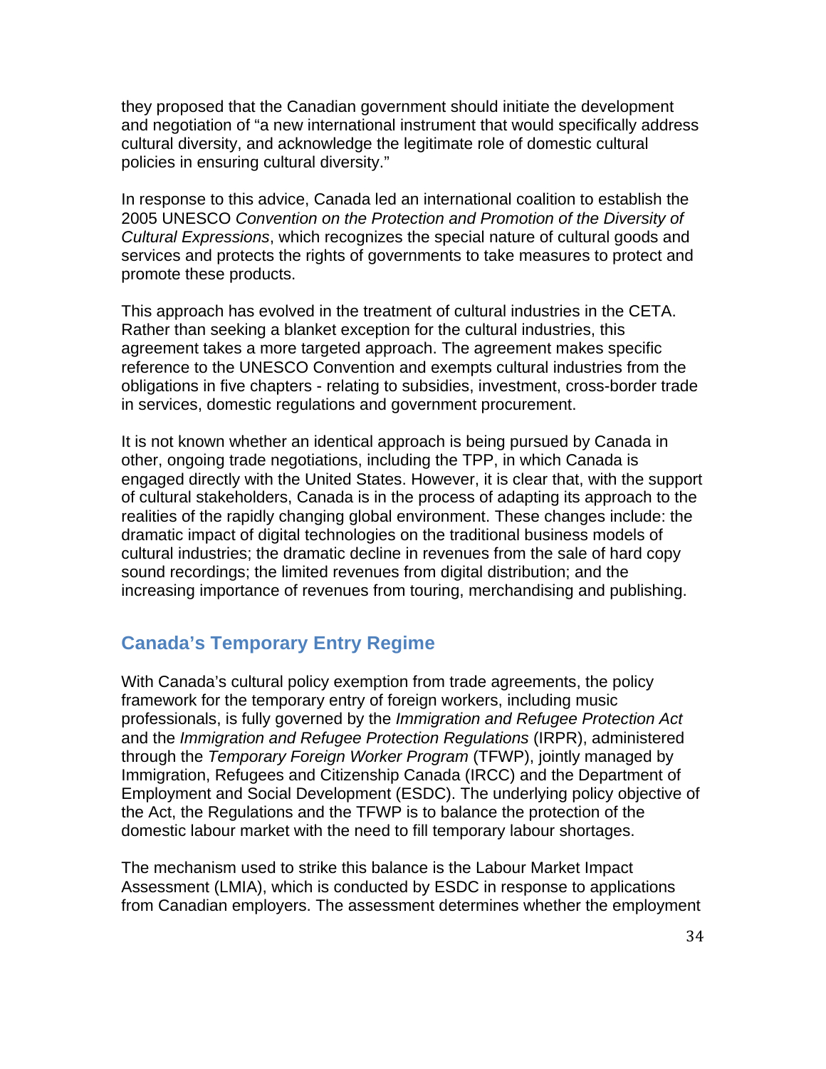they proposed that the Canadian government should initiate the development and negotiation of "a new international instrument that would specifically address cultural diversity, and acknowledge the legitimate role of domestic cultural policies in ensuring cultural diversity."

In response to this advice, Canada led an international coalition to establish the 2005 UNESCO *Convention on the Protection and Promotion of the Diversity of Cultural Expressions*, which recognizes the special nature of cultural goods and services and protects the rights of governments to take measures to protect and promote these products.

This approach has evolved in the treatment of cultural industries in the CETA. Rather than seeking a blanket exception for the cultural industries, this agreement takes a more targeted approach. The agreement makes specific reference to the UNESCO Convention and exempts cultural industries from the obligations in five chapters - relating to subsidies, investment, cross-border trade in services, domestic regulations and government procurement.

It is not known whether an identical approach is being pursued by Canada in other, ongoing trade negotiations, including the TPP, in which Canada is engaged directly with the United States. However, it is clear that, with the support of cultural stakeholders, Canada is in the process of adapting its approach to the realities of the rapidly changing global environment. These changes include: the dramatic impact of digital technologies on the traditional business models of cultural industries; the dramatic decline in revenues from the sale of hard copy sound recordings; the limited revenues from digital distribution; and the increasing importance of revenues from touring, merchandising and publishing.

## Canada's Temporary Entry Regime

With Canada's cultural policy exemption from trade agreements, the policy framework for the temporary entry of foreign workers, including music professionals, is fully governed by the *Immigration and Refugee Protection Act* and the *Immigration and Refugee Protection Regulations* (IRPR), administered through the *Temporary Foreign Worker Program* (TFWP), jointly managed by Immigration, Refugees and Citizenship Canada (IRCC) and the Department of Employment and Social Development (ESDC). The underlying policy objective of the Act, the Regulations and the TFWP is to balance the protection of the domestic labour market with the need to fill temporary labour shortages.

The mechanism used to strike this balance is the Labour Market Impact Assessment (LMIA), which is conducted by ESDC in response to applications from Canadian employers. The assessment determines whether the employment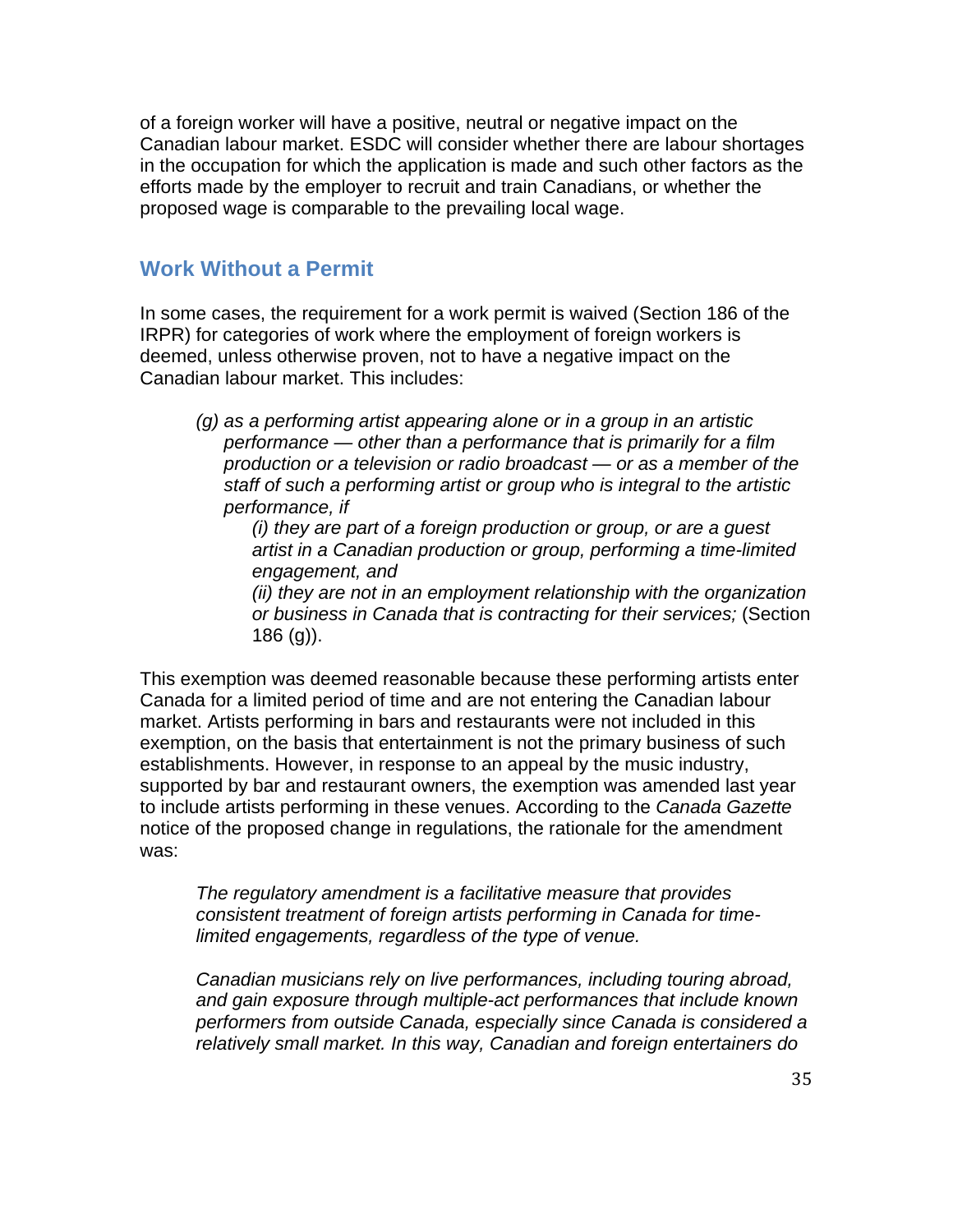of a foreign worker will have a positive, neutral or negative impact on the Canadian labour market. ESDC will consider whether there are labour shortages in the occupation for which the application is made and such other factors as the efforts made by the employer to recruit and train Canadians, or whether the proposed wage is comparable to the prevailing local wage.

## Work Without a Permit

In some cases, the requirement for a work permit is waived (Section 186 of the IRPR) for categories of work where the employment of foreign workers is deemed, unless otherwise proven, not to have a negative impact on the Canadian labour market. This includes:

> *(g) as a performing artist appearing alone or in a group in an artistic performance — other than a performance that is primarily for a film production or a television or radio broadcast — or as a member of the staff of such a performing artist or group who is integral to the artistic performance, if*
>
> > *(i) they are part of a foreign production or group, or are a guest artist in a Canadian production or group, performing a time-limited engagement, and*
> >
> > *(ii) they are not in an employment relationship with the organization or business in Canada that is contracting for their services;* (Section 186 (g)).

This exemption was deemed reasonable because these performing artists enter Canada for a limited period of time and are not entering the Canadian labour market. Artists performing in bars and restaurants were not included in this exemption, on the basis that entertainment is not the primary business of such establishments. However, in response to an appeal by the music industry, supported by bar and restaurant owners, the exemption was amended last year to include artists performing in these venues. According to the *Canada Gazette* notice of the proposed change in regulations, the rationale for the amendment was:

> *The regulatory amendment is a facilitative measure that provides consistent treatment of foreign artists performing in Canada for time-limited engagements, regardless of the type of venue.*
>
> *Canadian musicians rely on live performances, including touring abroad, and gain exposure through multiple-act performances that include known performers from outside Canada, especially since Canada is considered a relatively small market. In this way, Canadian and foreign entertainers do*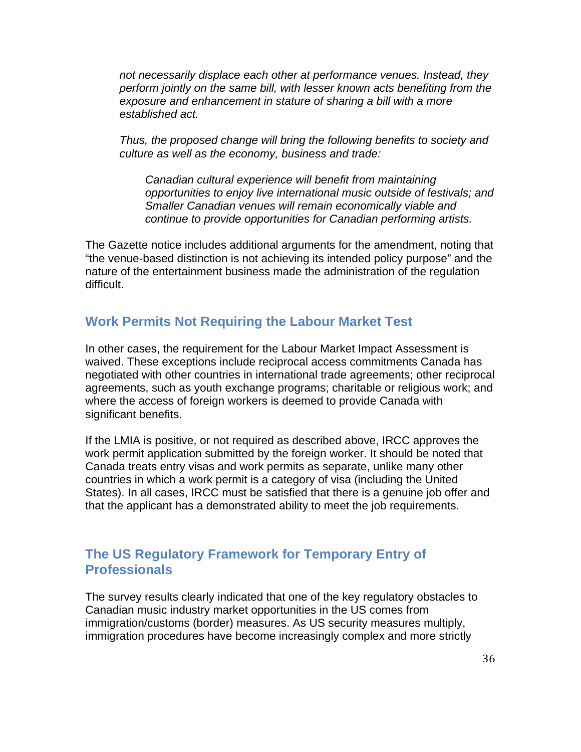*not necessarily displace each other at performance venues. Instead, they perform jointly on the same bill, with lesser known acts benefiting from the exposure and enhancement in stature of sharing a bill with a more established act.*

*Thus, the proposed change will bring the following benefits to society and culture as well as the economy, business and trade:*

> *Canadian cultural experience will benefit from maintaining opportunities to enjoy live international music outside of festivals; and Smaller Canadian venues will remain economically viable and continue to provide opportunities for Canadian performing artists.*

The Gazette notice includes additional arguments for the amendment, noting that "the venue-based distinction is not achieving its intended policy purpose" and the nature of the entertainment business made the administration of the regulation difficult.

## Work Permits Not Requiring the Labour Market Test

In other cases, the requirement for the Labour Market Impact Assessment is waived. These exceptions include reciprocal access commitments Canada has negotiated with other countries in international trade agreements; other reciprocal agreements, such as youth exchange programs; charitable or religious work; and where the access of foreign workers is deemed to provide Canada with significant benefits.

If the LMIA is positive, or not required as described above, IRCC approves the work permit application submitted by the foreign worker. It should be noted that Canada treats entry visas and work permits as separate, unlike many other countries in which a work permit is a category of visa (including the United States). In all cases, IRCC must be satisfied that there is a genuine job offer and that the applicant has a demonstrated ability to meet the job requirements.

## The US Regulatory Framework for Temporary Entry of Professionals

The survey results clearly indicated that one of the key regulatory obstacles to Canadian music industry market opportunities in the US comes from immigration/customs (border) measures. As US security measures multiply, immigration procedures have become increasingly complex and more strictly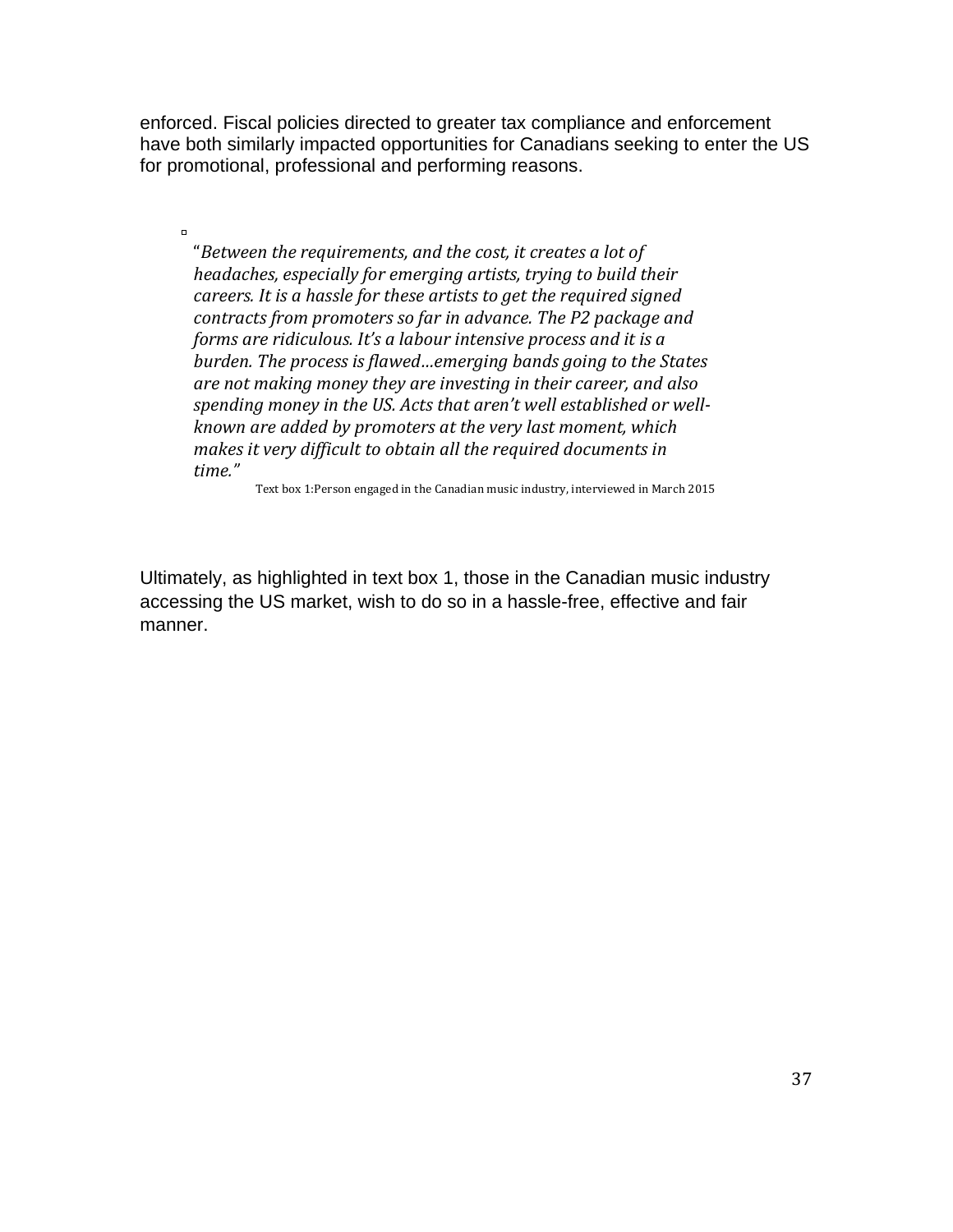enforced. Fiscal policies directed to greater tax compliance and enforcement have both similarly impacted opportunities for Canadians seeking to enter the US for promotional, professional and performing reasons.

> "*Between the requirements, and the cost, it creates a lot of headaches, especially for emerging artists, trying to build their careers. It is a hassle for these artists to get the required signed contracts from promoters so far in advance. The P2 package and forms are ridiculous. It's a labour intensive process and it is a burden. The process is flawed…emerging bands going to the States are not making money they are investing in their career, and also spending money in the US. Acts that aren't well established or well-known are added by promoters at the very last moment, which makes it very difficult to obtain all the required documents in time.*"
>
> Text box 1:Person engaged in the Canadian music industry, interviewed in March 2015

Ultimately, as highlighted in text box 1, those in the Canadian music industry accessing the US market, wish to do so in a hassle-free, effective and fair manner.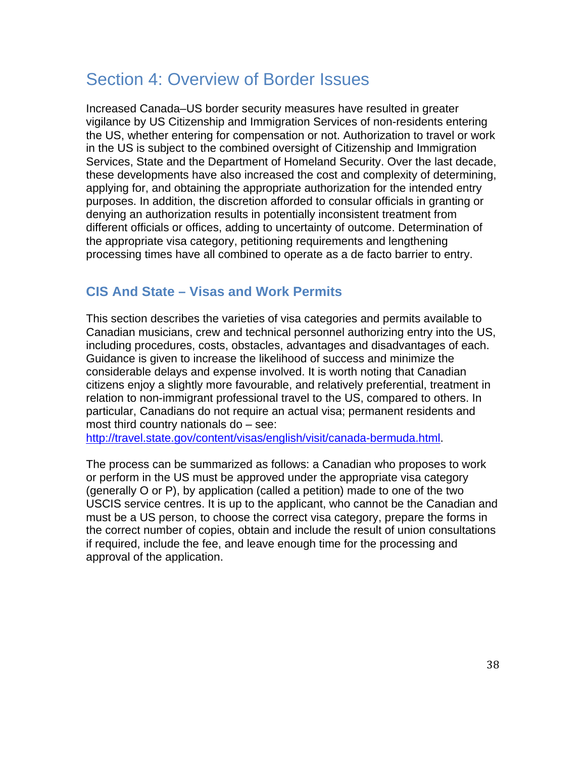## Section 4: Overview of Border Issues

Increased Canada–US border security measures have resulted in greater vigilance by US Citizenship and Immigration Services of non-residents entering the US, whether entering for compensation or not. Authorization to travel or work in the US is subject to the combined oversight of Citizenship and Immigration Services, State and the Department of Homeland Security. Over the last decade, these developments have also increased the cost and complexity of determining, applying for, and obtaining the appropriate authorization for the intended entry purposes. In addition, the discretion afforded to consular officials in granting or denying an authorization results in potentially inconsistent treatment from different officials or offices, adding to uncertainty of outcome. Determination of the appropriate visa category, petitioning requirements and lengthening processing times have all combined to operate as a de facto barrier to entry.

### CIS And State – Visas and Work Permits

This section describes the varieties of visa categories and permits available to Canadian musicians, crew and technical personnel authorizing entry into the US, including procedures, costs, obstacles, advantages and disadvantages of each. Guidance is given to increase the likelihood of success and minimize the considerable delays and expense involved. It is worth noting that Canadian citizens enjoy a slightly more favourable, and relatively preferential, treatment in relation to non-immigrant professional travel to the US, compared to others. In particular, Canadians do not require an actual visa; permanent residents and most third country nationals do – see: [http://travel.state.gov/content/visas/english/visit/canada-bermuda.html](http://travel.state.gov/content/visas/english/visit/canada-bermuda.html).

The process can be summarized as follows: a Canadian who proposes to work or perform in the US must be approved under the appropriate visa category (generally O or P), by application (called a petition) made to one of the two USCIS service centres. It is up to the applicant, who cannot be the Canadian and must be a US person, to choose the correct visa category, prepare the forms in the correct number of copies, obtain and include the result of union consultations if required, include the fee, and leave enough time for the processing and approval of the application.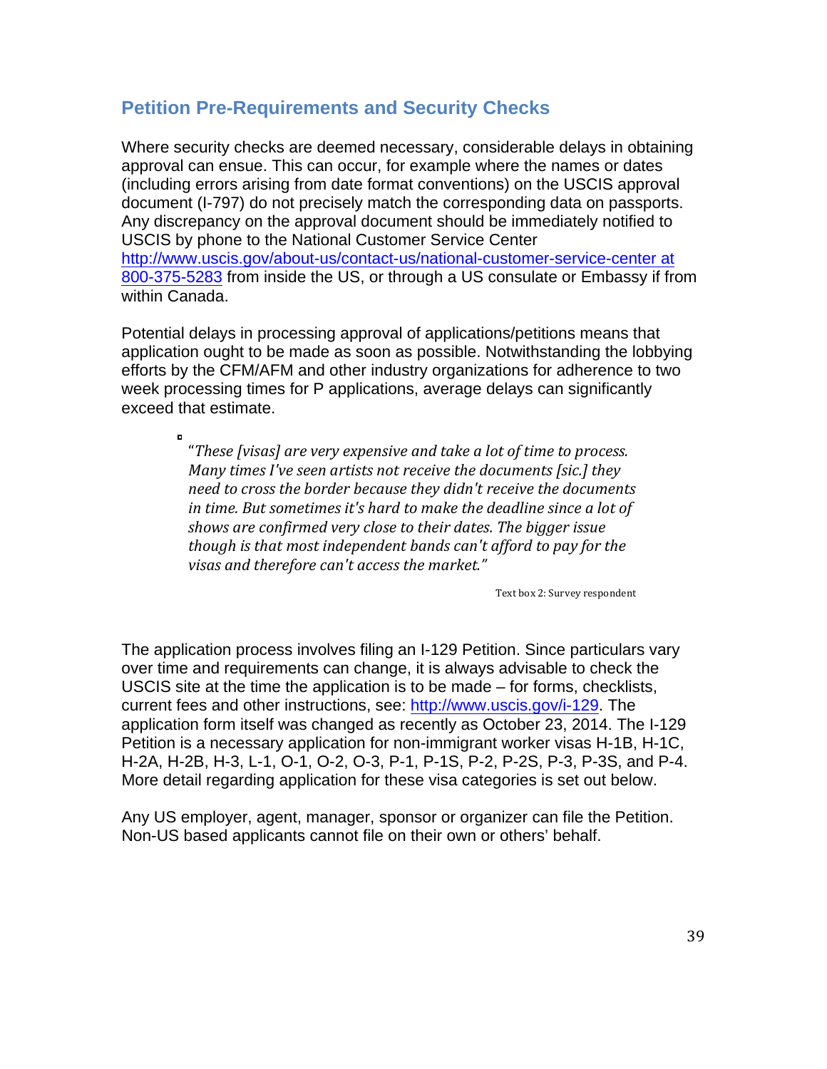## Petition Pre-Requirements and Security Checks

Where security checks are deemed necessary, considerable delays in obtaining approval can ensue. This can occur, for example where the names or dates (including errors arising from date format conventions) on the USCIS approval document (I-797) do not precisely match the corresponding data on passports. Any discrepancy on the approval document should be immediately notified to USCIS by phone to the National Customer Service Center http://www.uscis.gov/about-us/contact-us/national-customer-service-center at 800-375-5283 from inside the US, or through a US consulate or Embassy if from within Canada.

Potential delays in processing approval of applications/petitions means that application ought to be made as soon as possible. Notwithstanding the lobbying efforts by the CFM/AFM and other industry organizations for adherence to two week processing times for P applications, average delays can significantly exceed that estimate.

> *"These [visas] are very expensive and take a lot of time to process. Many times I've seen artists not receive the documents [sic.] they need to cross the border because they didn't receive the documents in time. But sometimes it's hard to make the deadline since a lot of shows are confirmed very close to their dates. The bigger issue though is that most independent bands can't afford to pay for the visas and therefore can't access the market."*
>
> Text box 2: Survey respondent

The application process involves filing an I-129 Petition. Since particulars vary over time and requirements can change, it is always advisable to check the USCIS site at the time the application is to be made – for forms, checklists, current fees and other instructions, see: http://www.uscis.gov/i-129. The application form itself was changed as recently as October 23, 2014. The I-129 Petition is a necessary application for non-immigrant worker visas H-1B, H-1C, H-2A, H-2B, H-3, L-1, O-1, O-2, O-3, P-1, P-1S, P-2, P-2S, P-3, P-3S, and P-4. More detail regarding application for these visa categories is set out below.

Any US employer, agent, manager, sponsor or organizer can file the Petition. Non-US based applicants cannot file on their own or others' behalf.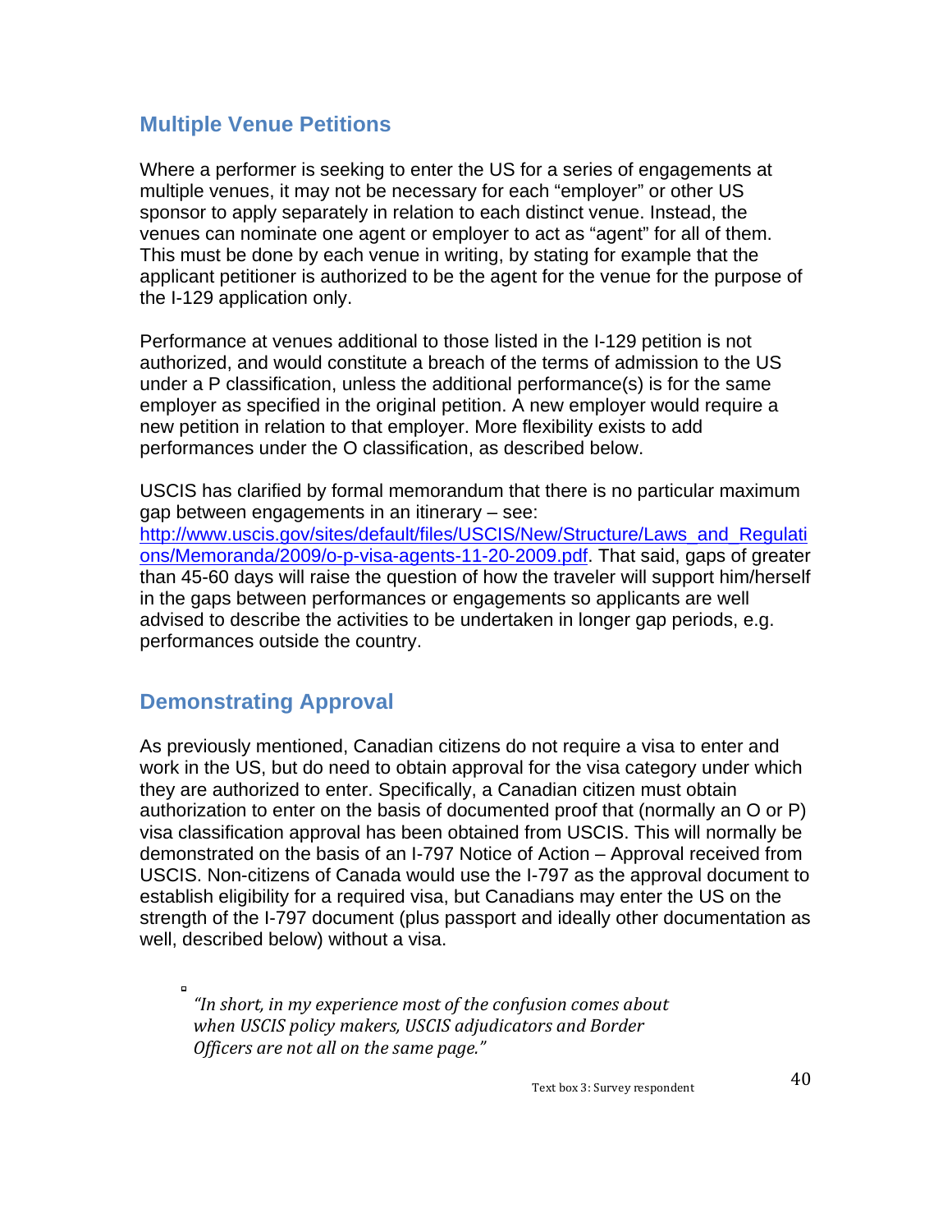## Multiple Venue Petitions

Where a performer is seeking to enter the US for a series of engagements at multiple venues, it may not be necessary for each "employer" or other US sponsor to apply separately in relation to each distinct venue. Instead, the venues can nominate one agent or employer to act as "agent" for all of them. This must be done by each venue in writing, by stating for example that the applicant petitioner is authorized to be the agent for the venue for the purpose of the I-129 application only.

Performance at venues additional to those listed in the I-129 petition is not authorized, and would constitute a breach of the terms of admission to the US under a P classification, unless the additional performance(s) is for the same employer as specified in the original petition. A new employer would require a new petition in relation to that employer. More flexibility exists to add performances under the O classification, as described below.

USCIS has clarified by formal memorandum that there is no particular maximum gap between engagements in an itinerary – see: [http://www.uscis.gov/sites/default/files/USCIS/New/Structure/Laws_and_Regulations/Memoranda/2009/o-p-visa-agents-11-20-2009.pdf](http://www.uscis.gov/sites/default/files/USCIS/New/Structure/Laws_and_Regulations/Memoranda/2009/o-p-visa-agents-11-20-2009.pdf). That said, gaps of greater than 45-60 days will raise the question of how the traveler will support him/herself in the gaps between performances or engagements so applicants are well advised to describe the activities to be undertaken in longer gap periods, e.g. performances outside the country.

## Demonstrating Approval

As previously mentioned, Canadian citizens do not require a visa to enter and work in the US, but do need to obtain approval for the visa category under which they are authorized to enter. Specifically, a Canadian citizen must obtain authorization to enter on the basis of documented proof that (normally an O or P) visa classification approval has been obtained from USCIS. This will normally be demonstrated on the basis of an I-797 Notice of Action – Approval received from USCIS. Non-citizens of Canada would use the I-797 as the approval document to establish eligibility for a required visa, but Canadians may enter the US on the strength of the I-797 document (plus passport and ideally other documentation as well, described below) without a visa.

> *"In short, in my experience most of the confusion comes about when USCIS policy makers, USCIS adjudicators and Border Officers are not all on the same page."*

Text box 3: Survey respondent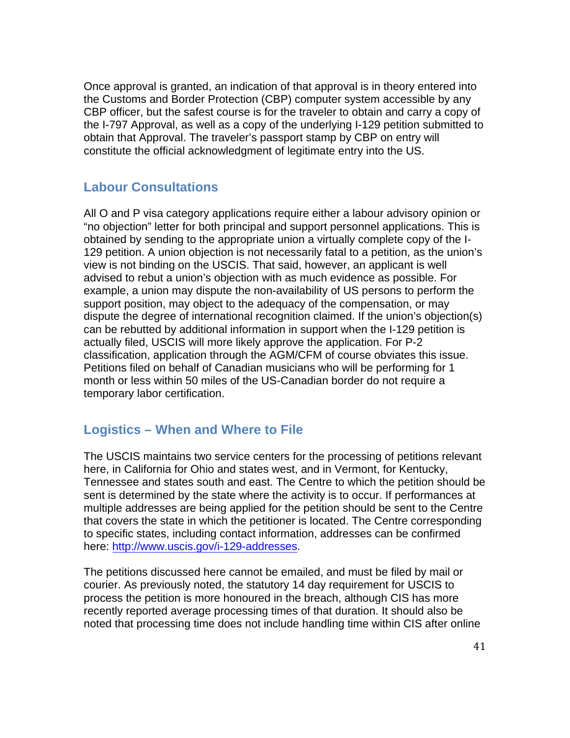Once approval is granted, an indication of that approval is in theory entered into the Customs and Border Protection (CBP) computer system accessible by any CBP officer, but the safest course is for the traveler to obtain and carry a copy of the I-797 Approval, as well as a copy of the underlying I-129 petition submitted to obtain that Approval. The traveler's passport stamp by CBP on entry will constitute the official acknowledgment of legitimate entry into the US.

## Labour Consultations

All O and P visa category applications require either a labour advisory opinion or "no objection" letter for both principal and support personnel applications. This is obtained by sending to the appropriate union a virtually complete copy of the I-129 petition. A union objection is not necessarily fatal to a petition, as the union's view is not binding on the USCIS. That said, however, an applicant is well advised to rebut a union's objection with as much evidence as possible. For example, a union may dispute the non-availability of US persons to perform the support position, may object to the adequacy of the compensation, or may dispute the degree of international recognition claimed. If the union's objection(s) can be rebutted by additional information in support when the I-129 petition is actually filed, USCIS will more likely approve the application. For P-2 classification, application through the AGM/CFM of course obviates this issue. Petitions filed on behalf of Canadian musicians who will be performing for 1 month or less within 50 miles of the US-Canadian border do not require a temporary labor certification.

## Logistics – When and Where to File

The USCIS maintains two service centers for the processing of petitions relevant here, in California for Ohio and states west, and in Vermont, for Kentucky, Tennessee and states south and east. The Centre to which the petition should be sent is determined by the state where the activity is to occur. If performances at multiple addresses are being applied for the petition should be sent to the Centre that covers the state in which the petitioner is located. The Centre corresponding to specific states, including contact information, addresses can be confirmed here: [http://www.uscis.gov/i-129-addresses](http://www.uscis.gov/i-129-addresses).

The petitions discussed here cannot be emailed, and must be filed by mail or courier. As previously noted, the statutory 14 day requirement for USCIS to process the petition is more honoured in the breach, although CIS has more recently reported average processing times of that duration. It should also be noted that processing time does not include handling time within CIS after online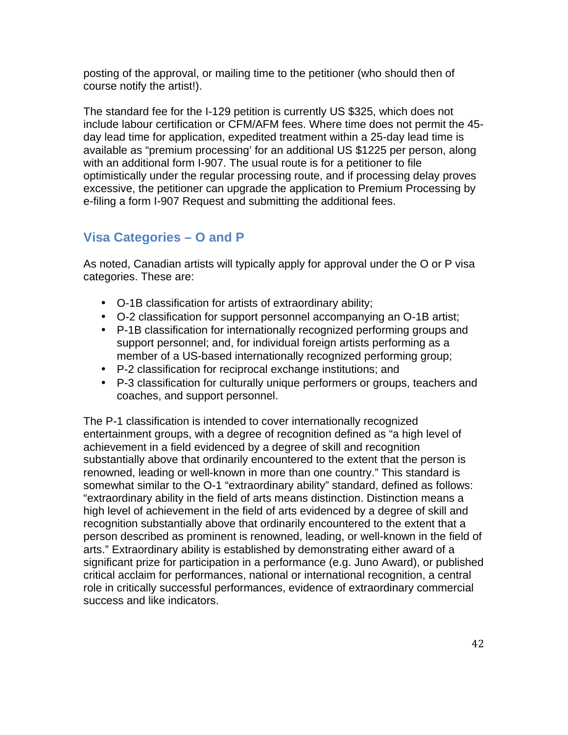posting of the approval, or mailing time to the petitioner (who should then of course notify the artist!).

The standard fee for the I-129 petition is currently US $325, which does not include labour certification or CFM/AFM fees. Where time does not permit the 45-day lead time for application, expedited treatment within a 25-day lead time is available as "premium processing' for an additional US $1225 per person, along with an additional form I-907. The usual route is for a petitioner to file optimistically under the regular processing route, and if processing delay proves excessive, the petitioner can upgrade the application to Premium Processing by e-filing a form I-907 Request and submitting the additional fees.

## Visa Categories – O and P

As noted, Canadian artists will typically apply for approval under the O or P visa categories. These are:

- O-1B classification for artists of extraordinary ability;
- O-2 classification for support personnel accompanying an O-1B artist;
- P-1B classification for internationally recognized performing groups and support personnel; and, for individual foreign artists performing as a member of a US-based internationally recognized performing group;
- P-2 classification for reciprocal exchange institutions; and
- P-3 classification for culturally unique performers or groups, teachers and coaches, and support personnel.

The P-1 classification is intended to cover internationally recognized entertainment groups, with a degree of recognition defined as "a high level of achievement in a field evidenced by a degree of skill and recognition substantially above that ordinarily encountered to the extent that the person is renowned, leading or well-known in more than one country." This standard is somewhat similar to the O-1 "extraordinary ability" standard, defined as follows: "extraordinary ability in the field of arts means distinction. Distinction means a high level of achievement in the field of arts evidenced by a degree of skill and recognition substantially above that ordinarily encountered to the extent that a person described as prominent is renowned, leading, or well-known in the field of arts." Extraordinary ability is established by demonstrating either award of a significant prize for participation in a performance (e.g. Juno Award), or published critical acclaim for performances, national or international recognition, a central role in critically successful performances, evidence of extraordinary commercial success and like indicators.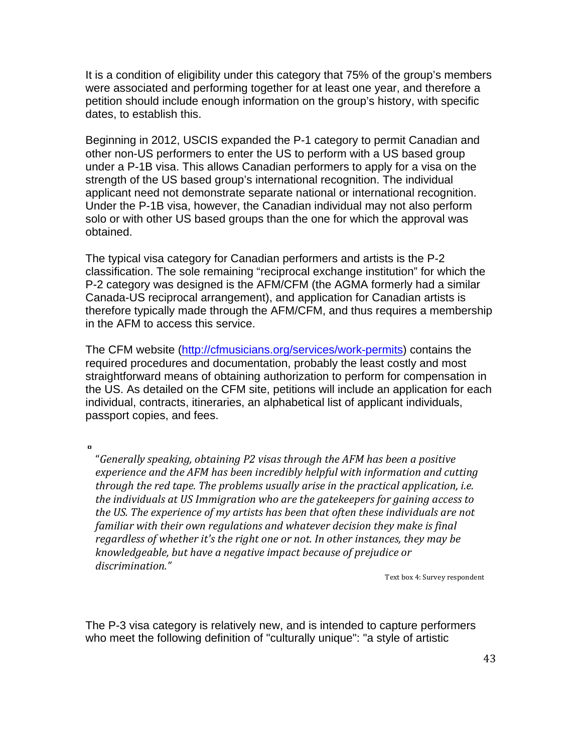It is a condition of eligibility under this category that 75% of the group's members were associated and performing together for at least one year, and therefore a petition should include enough information on the group's history, with specific dates, to establish this.

Beginning in 2012, USCIS expanded the P-1 category to permit Canadian and other non-US performers to enter the US to perform with a US based group under a P-1B visa. This allows Canadian performers to apply for a visa on the strength of the US based group's international recognition. The individual applicant need not demonstrate separate national or international recognition. Under the P-1B visa, however, the Canadian individual may not also perform solo or with other US based groups than the one for which the approval was obtained.

The typical visa category for Canadian performers and artists is the P-2 classification. The sole remaining "reciprocal exchange institution" for which the P-2 category was designed is the AFM/CFM (the AGMA formerly had a similar Canada-US reciprocal arrangement), and application for Canadian artists is therefore typically made through the AFM/CFM, and thus requires a membership in the AFM to access this service.

The CFM website (http://cfmusicians.org/services/work-permits) contains the required procedures and documentation, probably the least costly and most straightforward means of obtaining authorization to perform for compensation in the US. As detailed on the CFM site, petitions will include an application for each individual, contracts, itineraries, an alphabetical list of applicant individuals, passport copies, and fees.

> *"Generally speaking, obtaining P2 visas through the AFM has been a positive experience and the AFM has been incredibly helpful with information and cutting through the red tape. The problems usually arise in the practical application, i.e. the individuals at US Immigration who are the gatekeepers for gaining access to the US. The experience of my artists has been that often these individuals are not familiar with their own regulations and whatever decision they make is final regardless of whether it's the right one or not. In other instances, they may be knowledgeable, but have a negative impact because of prejudice or discrimination."*
>
> Text box 4: Survey respondent

The P-3 visa category is relatively new, and is intended to capture performers who meet the following definition of "culturally unique": "a style of artistic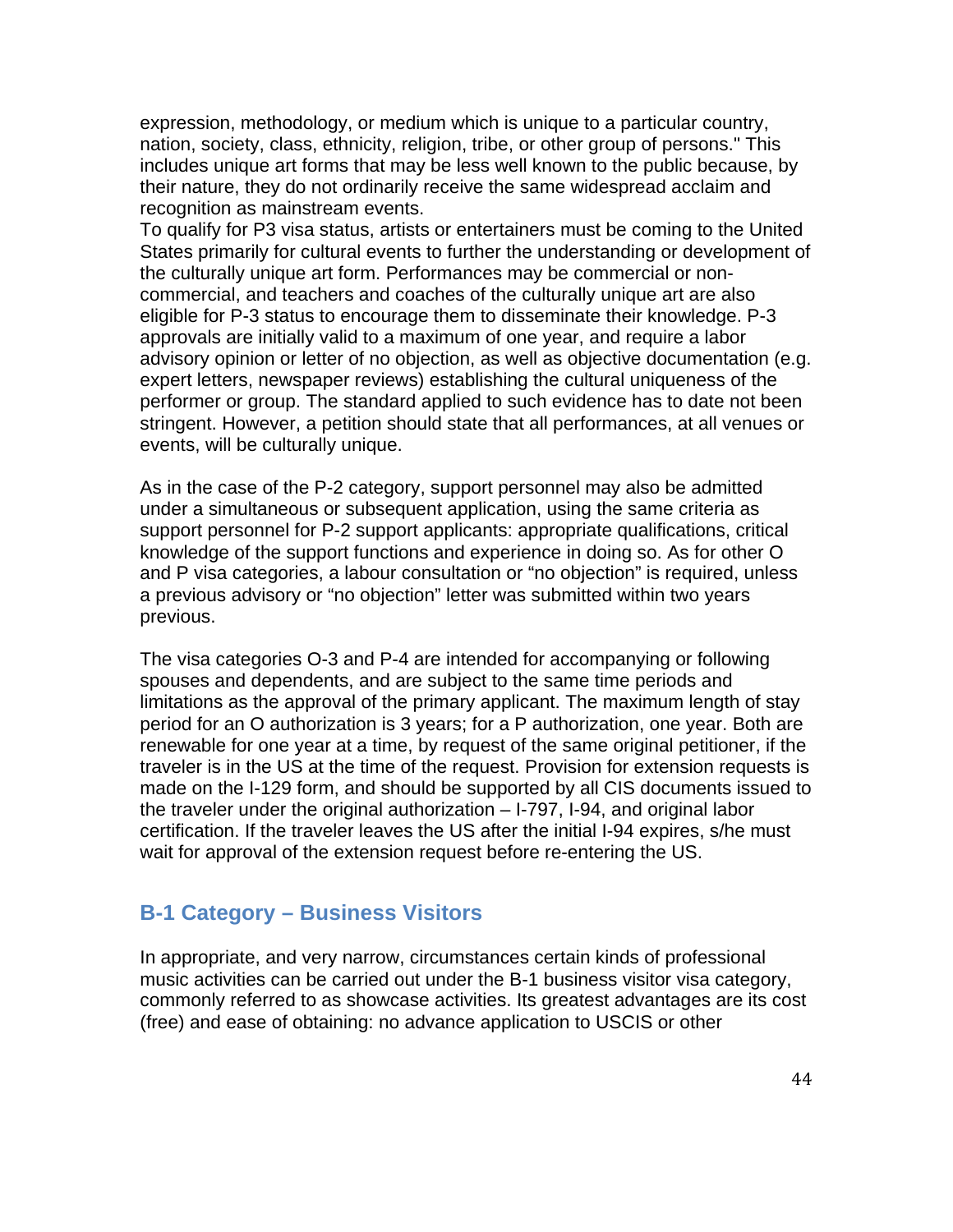expression, methodology, or medium which is unique to a particular country, nation, society, class, ethnicity, religion, tribe, or other group of persons." This includes unique art forms that may be less well known to the public because, by their nature, they do not ordinarily receive the same widespread acclaim and recognition as mainstream events.
To qualify for P3 visa status, artists or entertainers must be coming to the United States primarily for cultural events to further the understanding or development of the culturally unique art form. Performances may be commercial or non-commercial, and teachers and coaches of the culturally unique art are also eligible for P-3 status to encourage them to disseminate their knowledge. P-3 approvals are initially valid to a maximum of one year, and require a labor advisory opinion or letter of no objection, as well as objective documentation (e.g. expert letters, newspaper reviews) establishing the cultural uniqueness of the performer or group. The standard applied to such evidence has to date not been stringent. However, a petition should state that all performances, at all venues or events, will be culturally unique.

As in the case of the P-2 category, support personnel may also be admitted under a simultaneous or subsequent application, using the same criteria as support personnel for P-2 support applicants: appropriate qualifications, critical knowledge of the support functions and experience in doing so. As for other O and P visa categories, a labour consultation or "no objection" is required, unless a previous advisory or "no objection" letter was submitted within two years previous.

The visa categories O-3 and P-4 are intended for accompanying or following spouses and dependents, and are subject to the same time periods and limitations as the approval of the primary applicant. The maximum length of stay period for an O authorization is 3 years; for a P authorization, one year. Both are renewable for one year at a time, by request of the same original petitioner, if the traveler is in the US at the time of the request. Provision for extension requests is made on the I-129 form, and should be supported by all CIS documents issued to the traveler under the original authorization – I-797, I-94, and original labor certification. If the traveler leaves the US after the initial I-94 expires, s/he must wait for approval of the extension request before re-entering the US.

## B-1 Category – Business Visitors

In appropriate, and very narrow, circumstances certain kinds of professional music activities can be carried out under the B-1 business visitor visa category, commonly referred to as showcase activities. Its greatest advantages are its cost (free) and ease of obtaining: no advance application to USCIS or other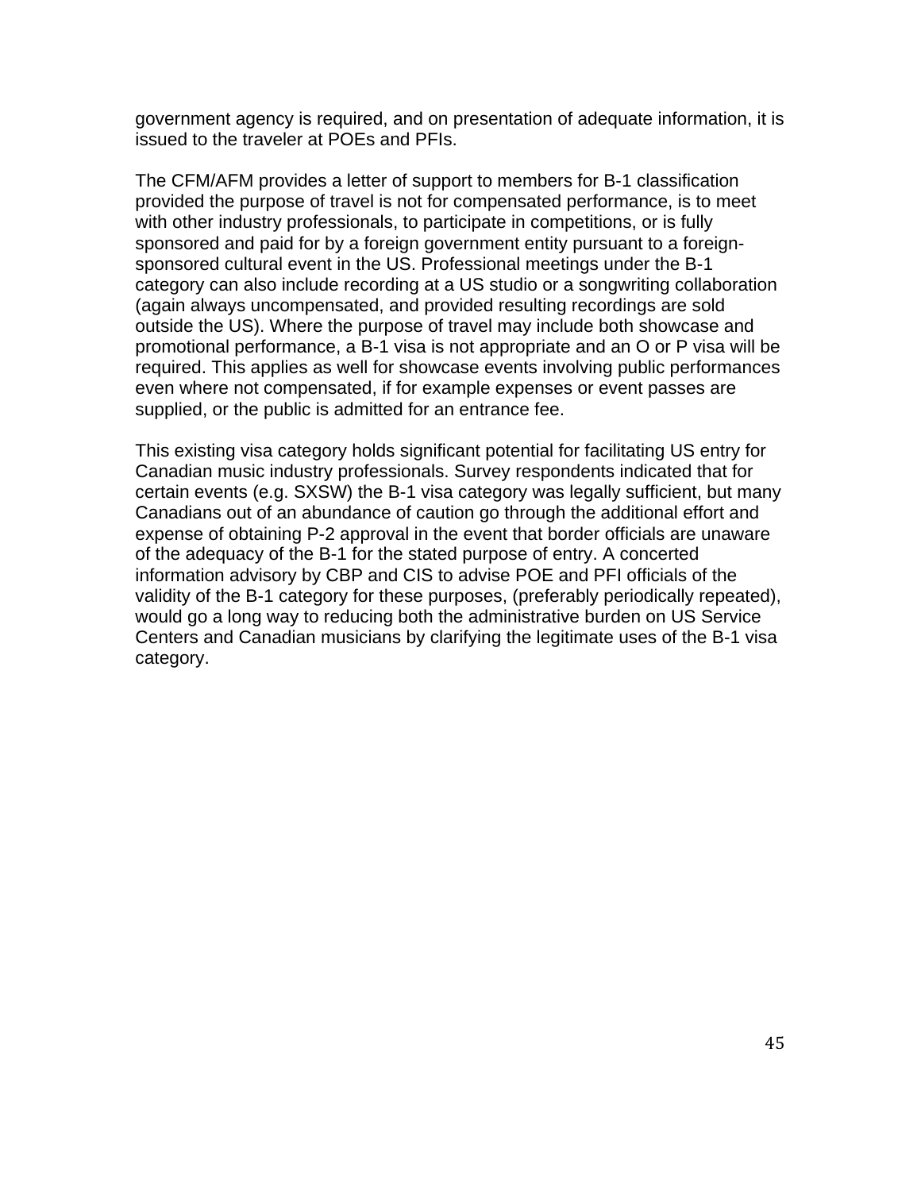government agency is required, and on presentation of adequate information, it is issued to the traveler at POEs and PFIs.

The CFM/AFM provides a letter of support to members for B-1 classification provided the purpose of travel is not for compensated performance, is to meet with other industry professionals, to participate in competitions, or is fully sponsored and paid for by a foreign government entity pursuant to a foreign-sponsored cultural event in the US. Professional meetings under the B-1 category can also include recording at a US studio or a songwriting collaboration (again always uncompensated, and provided resulting recordings are sold outside the US). Where the purpose of travel may include both showcase and promotional performance, a B-1 visa is not appropriate and an O or P visa will be required. This applies as well for showcase events involving public performances even where not compensated, if for example expenses or event passes are supplied, or the public is admitted for an entrance fee.

This existing visa category holds significant potential for facilitating US entry for Canadian music industry professionals. Survey respondents indicated that for certain events (e.g. SXSW) the B-1 visa category was legally sufficient, but many Canadians out of an abundance of caution go through the additional effort and expense of obtaining P-2 approval in the event that border officials are unaware of the adequacy of the B-1 for the stated purpose of entry. A concerted information advisory by CBP and CIS to advise POE and PFI officials of the validity of the B-1 category for these purposes, (preferably periodically repeated), would go a long way to reducing both the administrative burden on US Service Centers and Canadian musicians by clarifying the legitimate uses of the B-1 visa category.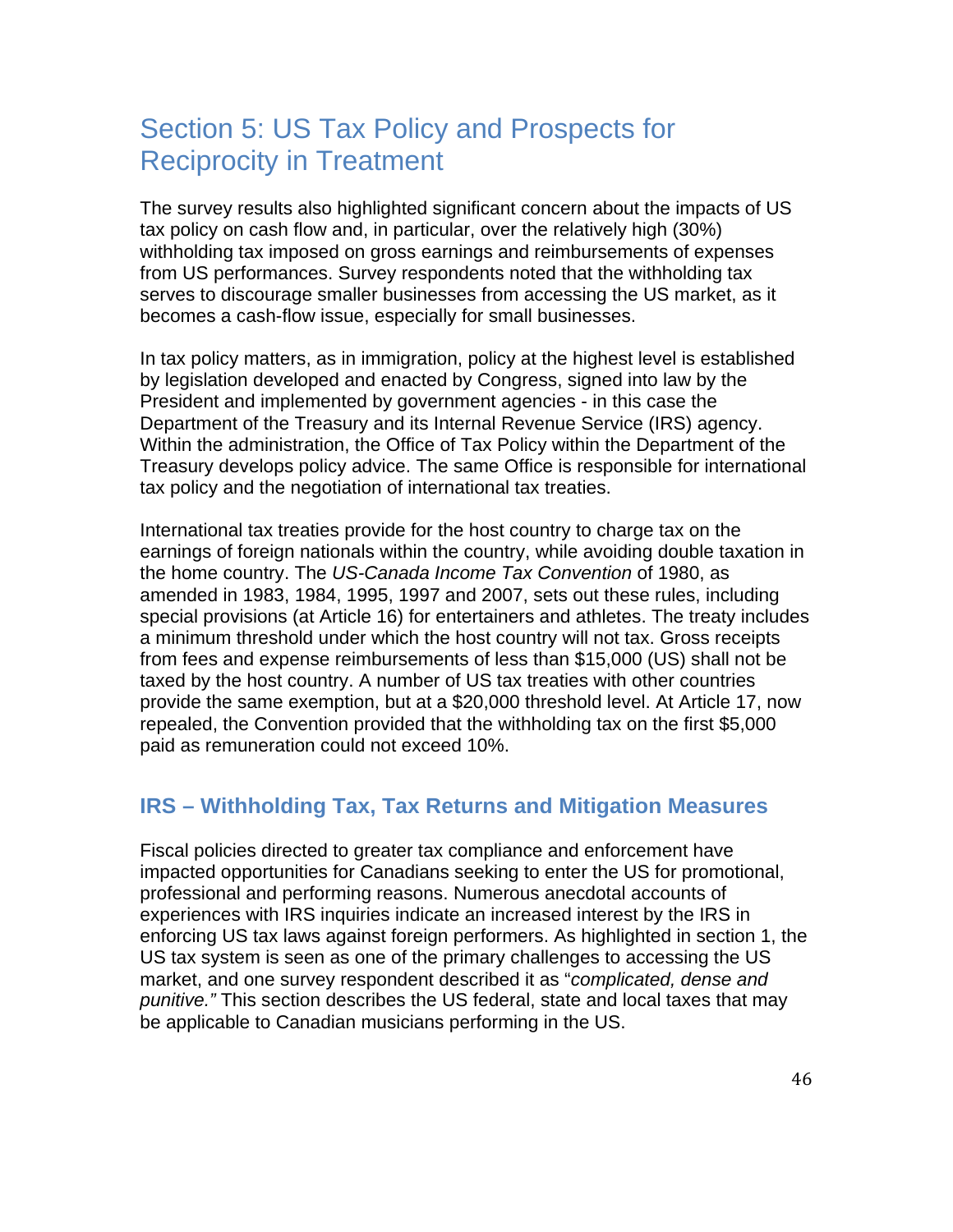## Section 5: US Tax Policy and Prospects for Reciprocity in Treatment

The survey results also highlighted significant concern about the impacts of US tax policy on cash flow and, in particular, over the relatively high (30%) withholding tax imposed on gross earnings and reimbursements of expenses from US performances. Survey respondents noted that the withholding tax serves to discourage smaller businesses from accessing the US market, as it becomes a cash-flow issue, especially for small businesses.

In tax policy matters, as in immigration, policy at the highest level is established by legislation developed and enacted by Congress, signed into law by the President and implemented by government agencies - in this case the Department of the Treasury and its Internal Revenue Service (IRS) agency. Within the administration, the Office of Tax Policy within the Department of the Treasury develops policy advice. The same Office is responsible for international tax policy and the negotiation of international tax treaties.

International tax treaties provide for the host country to charge tax on the earnings of foreign nationals within the country, while avoiding double taxation in the home country. The *US-Canada Income Tax Convention* of 1980, as amended in 1983, 1984, 1995, 1997 and 2007, sets out these rules, including special provisions (at Article 16) for entertainers and athletes. The treaty includes a minimum threshold under which the host country will not tax. Gross receipts from fees and expense reimbursements of less than $15,000 (US) shall not be taxed by the host country. A number of US tax treaties with other countries provide the same exemption, but at a $20,000 threshold level. At Article 17, now repealed, the Convention provided that the withholding tax on the first $5,000 paid as remuneration could not exceed 10%.

### IRS – Withholding Tax, Tax Returns and Mitigation Measures

Fiscal policies directed to greater tax compliance and enforcement have impacted opportunities for Canadians seeking to enter the US for promotional, professional and performing reasons. Numerous anecdotal accounts of experiences with IRS inquiries indicate an increased interest by the IRS in enforcing US tax laws against foreign performers. As highlighted in section 1, the US tax system is seen as one of the primary challenges to accessing the US market, and one survey respondent described it as "*complicated, dense and punitive.*" This section describes the US federal, state and local taxes that may be applicable to Canadian musicians performing in the US.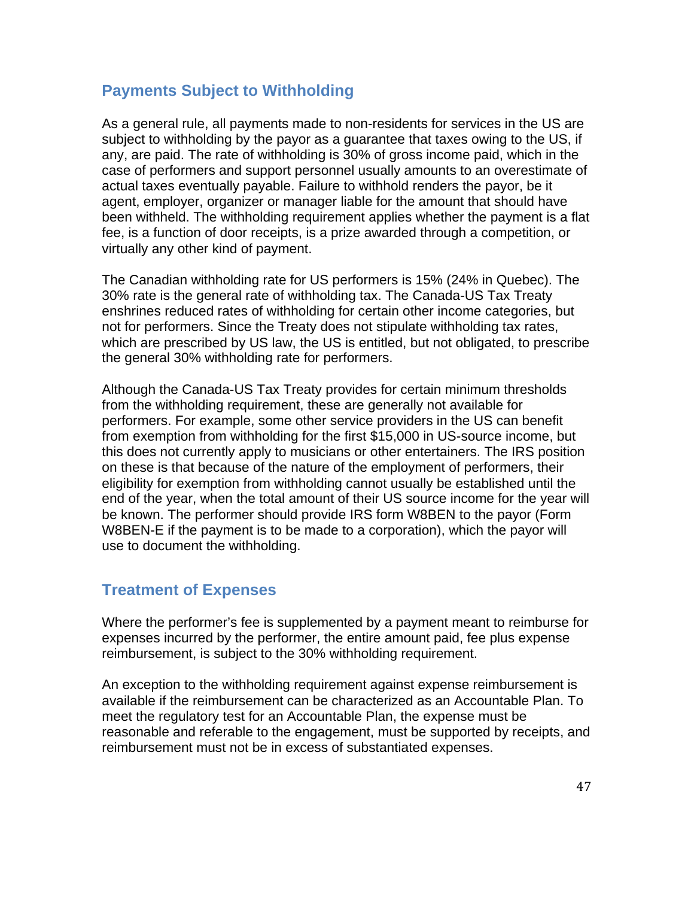## Payments Subject to Withholding

As a general rule, all payments made to non-residents for services in the US are subject to withholding by the payor as a guarantee that taxes owing to the US, if any, are paid. The rate of withholding is 30% of gross income paid, which in the case of performers and support personnel usually amounts to an overestimate of actual taxes eventually payable. Failure to withhold renders the payor, be it agent, employer, organizer or manager liable for the amount that should have been withheld. The withholding requirement applies whether the payment is a flat fee, is a function of door receipts, is a prize awarded through a competition, or virtually any other kind of payment.

The Canadian withholding rate for US performers is 15% (24% in Quebec). The 30% rate is the general rate of withholding tax. The Canada-US Tax Treaty enshrines reduced rates of withholding for certain other income categories, but not for performers. Since the Treaty does not stipulate withholding tax rates, which are prescribed by US law, the US is entitled, but not obligated, to prescribe the general 30% withholding rate for performers.

Although the Canada-US Tax Treaty provides for certain minimum thresholds from the withholding requirement, these are generally not available for performers. For example, some other service providers in the US can benefit from exemption from withholding for the first $15,000 in US-source income, but this does not currently apply to musicians or other entertainers. The IRS position on these is that because of the nature of the employment of performers, their eligibility for exemption from withholding cannot usually be established until the end of the year, when the total amount of their US source income for the year will be known. The performer should provide IRS form W8BEN to the payor (Form W8BEN-E if the payment is to be made to a corporation), which the payor will use to document the withholding.

## Treatment of Expenses

Where the performer's fee is supplemented by a payment meant to reimburse for expenses incurred by the performer, the entire amount paid, fee plus expense reimbursement, is subject to the 30% withholding requirement.

An exception to the withholding requirement against expense reimbursement is available if the reimbursement can be characterized as an Accountable Plan. To meet the regulatory test for an Accountable Plan, the expense must be reasonable and referable to the engagement, must be supported by receipts, and reimbursement must not be in excess of substantiated expenses.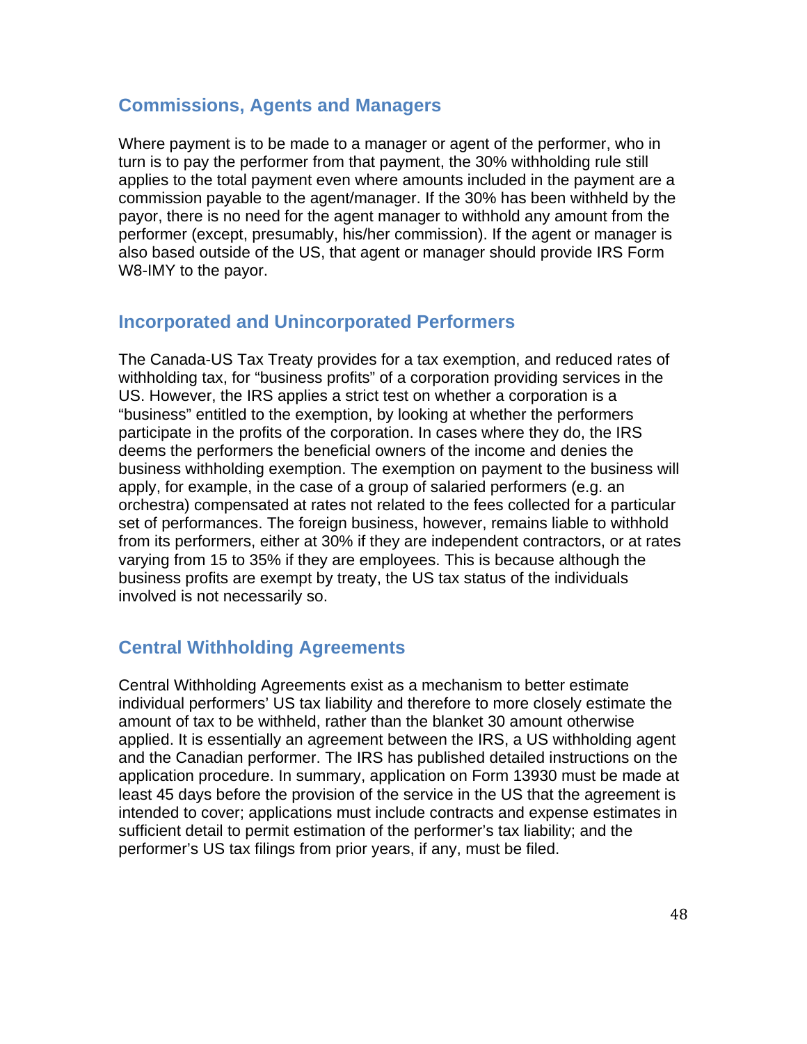## Commissions, Agents and Managers

Where payment is to be made to a manager or agent of the performer, who in turn is to pay the performer from that payment, the 30% withholding rule still applies to the total payment even where amounts included in the payment are a commission payable to the agent/manager. If the 30% has been withheld by the payor, there is no need for the agent manager to withhold any amount from the performer (except, presumably, his/her commission). If the agent or manager is also based outside of the US, that agent or manager should provide IRS Form W8-IMY to the payor.

## Incorporated and Unincorporated Performers

The Canada-US Tax Treaty provides for a tax exemption, and reduced rates of withholding tax, for "business profits" of a corporation providing services in the US. However, the IRS applies a strict test on whether a corporation is a "business" entitled to the exemption, by looking at whether the performers participate in the profits of the corporation. In cases where they do, the IRS deems the performers the beneficial owners of the income and denies the business withholding exemption. The exemption on payment to the business will apply, for example, in the case of a group of salaried performers (e.g. an orchestra) compensated at rates not related to the fees collected for a particular set of performances. The foreign business, however, remains liable to withhold from its performers, either at 30% if they are independent contractors, or at rates varying from 15 to 35% if they are employees. This is because although the business profits are exempt by treaty, the US tax status of the individuals involved is not necessarily so.

## Central Withholding Agreements

Central Withholding Agreements exist as a mechanism to better estimate individual performers' US tax liability and therefore to more closely estimate the amount of tax to be withheld, rather than the blanket 30 amount otherwise applied. It is essentially an agreement between the IRS, a US withholding agent and the Canadian performer. The IRS has published detailed instructions on the application procedure. In summary, application on Form 13930 must be made at least 45 days before the provision of the service in the US that the agreement is intended to cover; applications must include contracts and expense estimates in sufficient detail to permit estimation of the performer's tax liability; and the performer's US tax filings from prior years, if any, must be filed.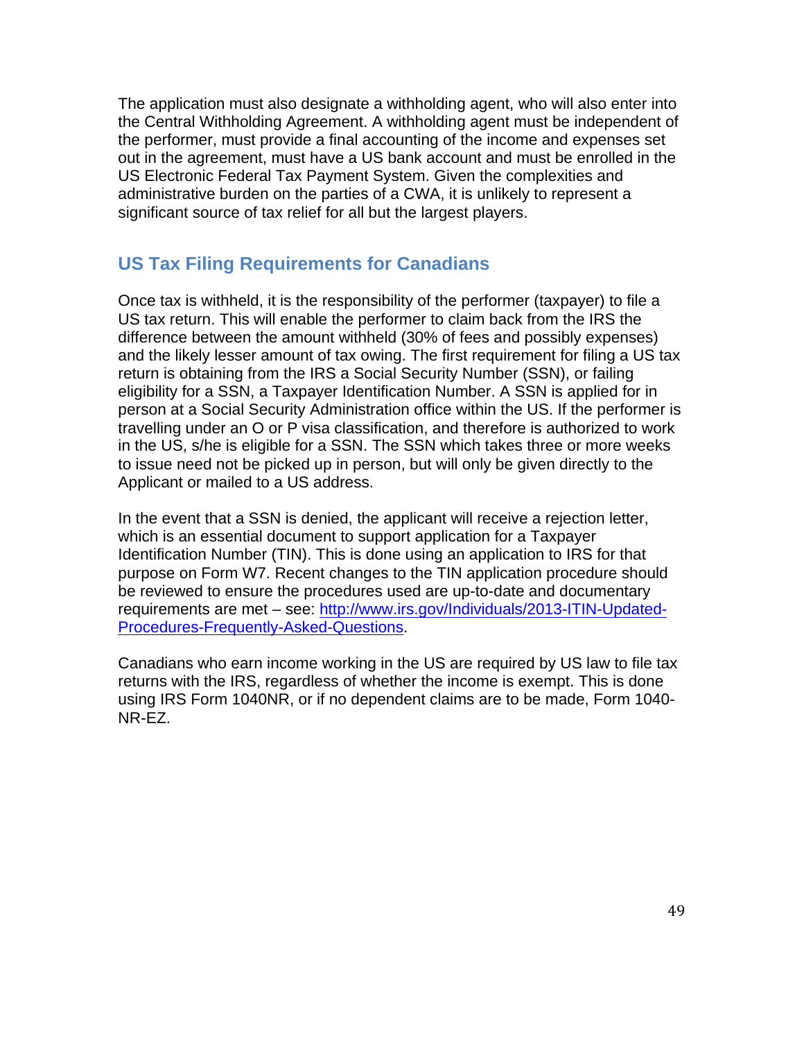The application must also designate a withholding agent, who will also enter into the Central Withholding Agreement. A withholding agent must be independent of the performer, must provide a final accounting of the income and expenses set out in the agreement, must have a US bank account and must be enrolled in the US Electronic Federal Tax Payment System. Given the complexities and administrative burden on the parties of a CWA, it is unlikely to represent a significant source of tax relief for all but the largest players.

## US Tax Filing Requirements for Canadians

Once tax is withheld, it is the responsibility of the performer (taxpayer) to file a US tax return. This will enable the performer to claim back from the IRS the difference between the amount withheld (30% of fees and possibly expenses) and the likely lesser amount of tax owing. The first requirement for filing a US tax return is obtaining from the IRS a Social Security Number (SSN), or failing eligibility for a SSN, a Taxpayer Identification Number. A SSN is applied for in person at a Social Security Administration office within the US. If the performer is travelling under an O or P visa classification, and therefore is authorized to work in the US, s/he is eligible for a SSN. The SSN which takes three or more weeks to issue need not be picked up in person, but will only be given directly to the Applicant or mailed to a US address.

In the event that a SSN is denied, the applicant will receive a rejection letter, which is an essential document to support application for a Taxpayer Identification Number (TIN). This is done using an application to IRS for that purpose on Form W7. Recent changes to the TIN application procedure should be reviewed to ensure the procedures used are up-to-date and documentary requirements are met – see: [http://www.irs.gov/Individuals/2013-ITIN-Updated-Procedures-Frequently-Asked-Questions](http://www.irs.gov/Individuals/2013-ITIN-Updated-Procedures-Frequently-Asked-Questions).

Canadians who earn income working in the US are required by US law to file tax returns with the IRS, regardless of whether the income is exempt. This is done using IRS Form 1040NR, or if no dependent claims are to be made, Form 1040-NR-EZ.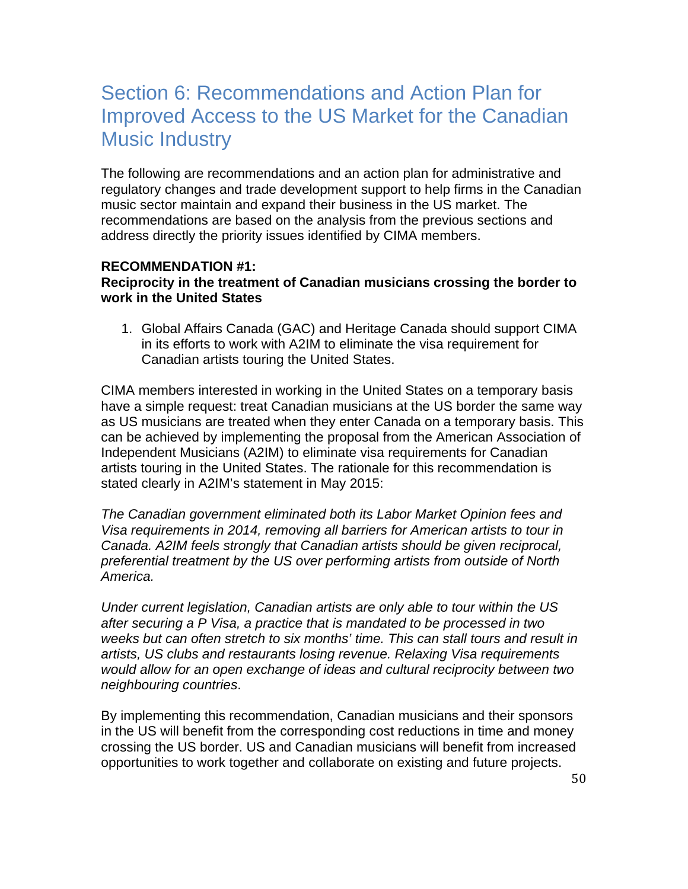# Section 6: Recommendations and Action Plan for Improved Access to the US Market for the Canadian Music Industry

The following are recommendations and an action plan for administrative and regulatory changes and trade development support to help firms in the Canadian music sector maintain and expand their business in the US market. The recommendations are based on the analysis from the previous sections and address directly the priority issues identified by CIMA members.

**RECOMMENDATION #1:**
**Reciprocity in the treatment of Canadian musicians crossing the border to work in the United States**

1. Global Affairs Canada (GAC) and Heritage Canada should support CIMA in its efforts to work with A2IM to eliminate the visa requirement for Canadian artists touring the United States.

CIMA members interested in working in the United States on a temporary basis have a simple request: treat Canadian musicians at the US border the same way as US musicians are treated when they enter Canada on a temporary basis. This can be achieved by implementing the proposal from the American Association of Independent Musicians (A2IM) to eliminate visa requirements for Canadian artists touring in the United States. The rationale for this recommendation is stated clearly in A2IM's statement in May 2015:

*The Canadian government eliminated both its Labor Market Opinion fees and Visa requirements in 2014, removing all barriers for American artists to tour in Canada. A2IM feels strongly that Canadian artists should be given reciprocal, preferential treatment by the US over performing artists from outside of North America.*

*Under current legislation, Canadian artists are only able to tour within the US after securing a P Visa, a practice that is mandated to be processed in two weeks but can often stretch to six months' time. This can stall tours and result in artists, US clubs and restaurants losing revenue. Relaxing Visa requirements would allow for an open exchange of ideas and cultural reciprocity between two neighbouring countries*.

By implementing this recommendation, Canadian musicians and their sponsors in the US will benefit from the corresponding cost reductions in time and money crossing the US border. US and Canadian musicians will benefit from increased opportunities to work together and collaborate on existing and future projects.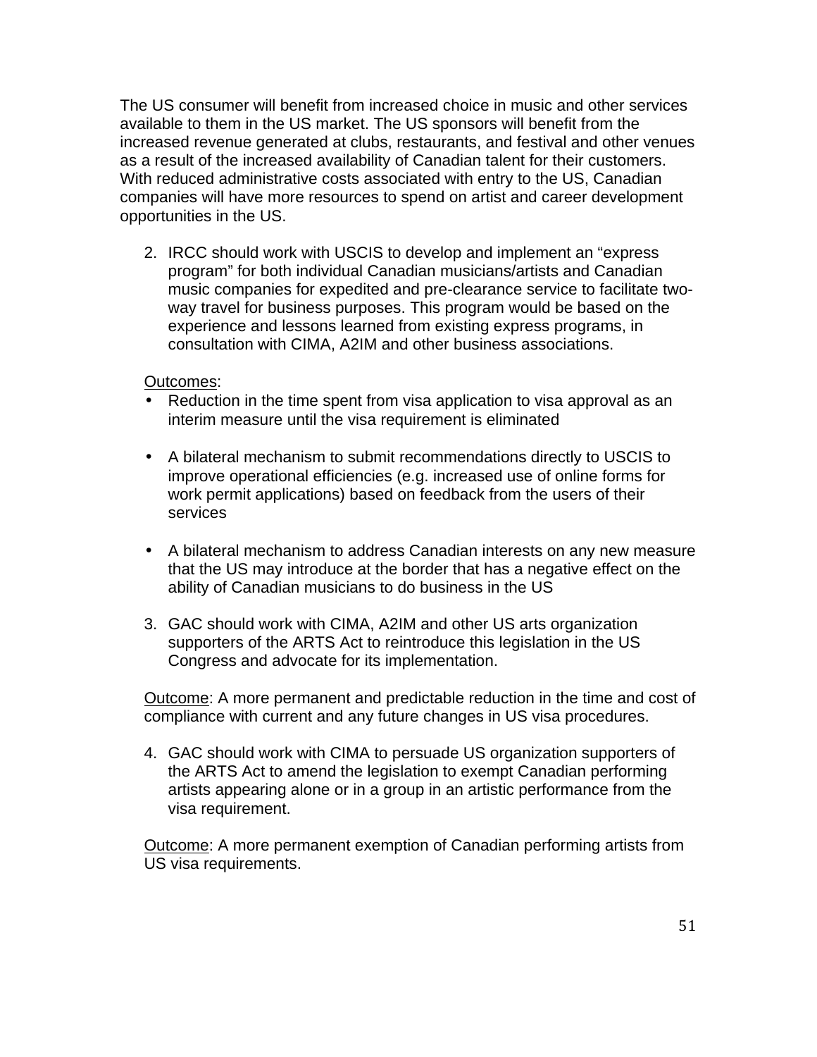The US consumer will benefit from increased choice in music and other services available to them in the US market. The US sponsors will benefit from the increased revenue generated at clubs, restaurants, and festival and other venues as a result of the increased availability of Canadian talent for their customers. With reduced administrative costs associated with entry to the US, Canadian companies will have more resources to spend on artist and career development opportunities in the US.

2. IRCC should work with USCIS to develop and implement an "express program" for both individual Canadian musicians/artists and Canadian music companies for expedited and pre-clearance service to facilitate two-way travel for business purposes. This program would be based on the experience and lessons learned from existing express programs, in consultation with CIMA, A2IM and other business associations.

<u>Outcomes</u>:

- Reduction in the time spent from visa application to visa approval as an interim measure until the visa requirement is eliminated
- A bilateral mechanism to submit recommendations directly to USCIS to improve operational efficiencies (e.g. increased use of online forms for work permit applications) based on feedback from the users of their services
- A bilateral mechanism to address Canadian interests on any new measure that the US may introduce at the border that has a negative effect on the ability of Canadian musicians to do business in the US

3. GAC should work with CIMA, A2IM and other US arts organization supporters of the ARTS Act to reintroduce this legislation in the US Congress and advocate for its implementation.

<u>Outcome</u>: A more permanent and predictable reduction in the time and cost of compliance with current and any future changes in US visa procedures.

4. GAC should work with CIMA to persuade US organization supporters of the ARTS Act to amend the legislation to exempt Canadian performing artists appearing alone or in a group in an artistic performance from the visa requirement.

<u>Outcome</u>: A more permanent exemption of Canadian performing artists from US visa requirements.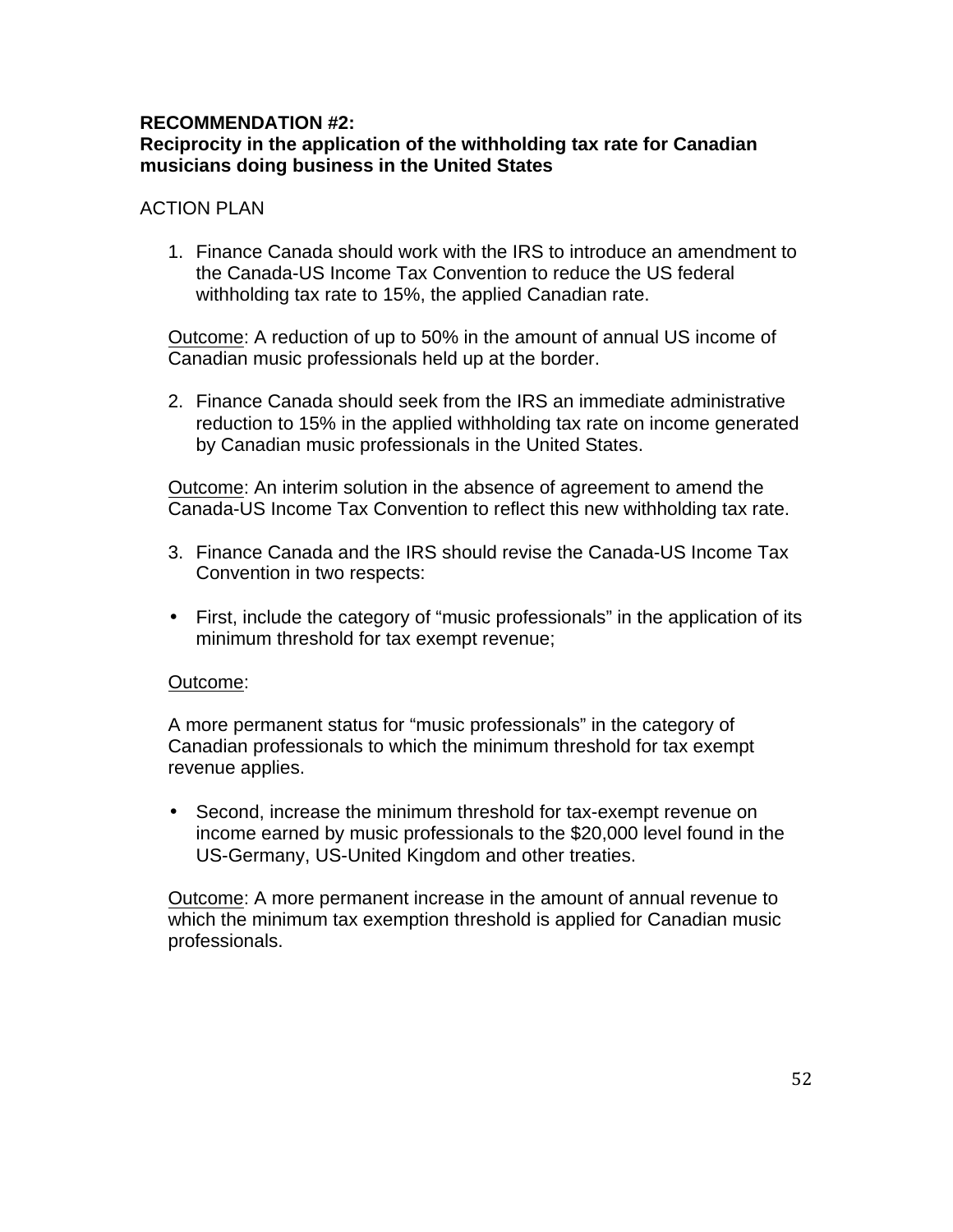**RECOMMENDATION #2:**
**Reciprocity in the application of the withholding tax rate for Canadian musicians doing business in the United States**

ACTION PLAN

1. Finance Canada should work with the IRS to introduce an amendment to the Canada-US Income Tax Convention to reduce the US federal withholding tax rate to 15%, the applied Canadian rate.

Outcome: A reduction of up to 50% in the amount of annual US income of Canadian music professionals held up at the border.

2. Finance Canada should seek from the IRS an immediate administrative reduction to 15% in the applied withholding tax rate on income generated by Canadian music professionals in the United States.

Outcome: An interim solution in the absence of agreement to amend the Canada-US Income Tax Convention to reflect this new withholding tax rate.

3. Finance Canada and the IRS should revise the Canada-US Income Tax Convention in two respects:

- First, include the category of "music professionals" in the application of its minimum threshold for tax exempt revenue;

Outcome:

A more permanent status for "music professionals" in the category of Canadian professionals to which the minimum threshold for tax exempt revenue applies.

- Second, increase the minimum threshold for tax-exempt revenue on income earned by music professionals to the $20,000 level found in the US-Germany, US-United Kingdom and other treaties.

Outcome: A more permanent increase in the amount of annual revenue to which the minimum tax exemption threshold is applied for Canadian music professionals.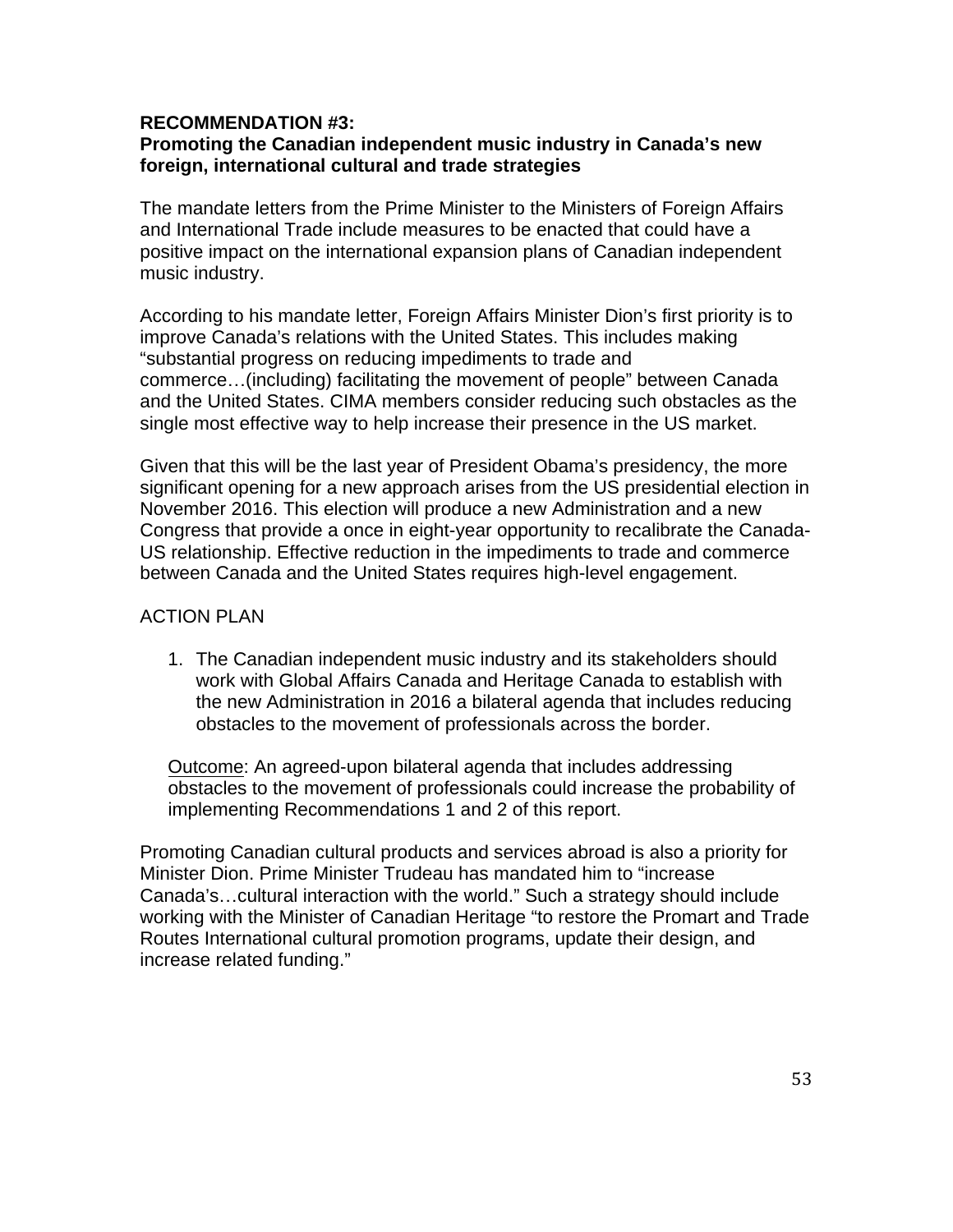**RECOMMENDATION #3:**
**Promoting the Canadian independent music industry in Canada's new foreign, international cultural and trade strategies**

The mandate letters from the Prime Minister to the Ministers of Foreign Affairs and International Trade include measures to be enacted that could have a positive impact on the international expansion plans of Canadian independent music industry.

According to his mandate letter, Foreign Affairs Minister Dion's first priority is to improve Canada's relations with the United States. This includes making "substantial progress on reducing impediments to trade and commerce…(including) facilitating the movement of people" between Canada and the United States. CIMA members consider reducing such obstacles as the single most effective way to help increase their presence in the US market.

Given that this will be the last year of President Obama's presidency, the more significant opening for a new approach arises from the US presidential election in November 2016. This election will produce a new Administration and a new Congress that provide a once in eight-year opportunity to recalibrate the Canada-US relationship. Effective reduction in the impediments to trade and commerce between Canada and the United States requires high-level engagement.

ACTION PLAN

1. The Canadian independent music industry and its stakeholders should work with Global Affairs Canada and Heritage Canada to establish with the new Administration in 2016 a bilateral agenda that includes reducing obstacles to the movement of professionals across the border.

   Outcome: An agreed-upon bilateral agenda that includes addressing obstacles to the movement of professionals could increase the probability of implementing Recommendations 1 and 2 of this report.

Promoting Canadian cultural products and services abroad is also a priority for Minister Dion. Prime Minister Trudeau has mandated him to "increase Canada's…cultural interaction with the world." Such a strategy should include working with the Minister of Canadian Heritage "to restore the Promart and Trade Routes International cultural promotion programs, update their design, and increase related funding."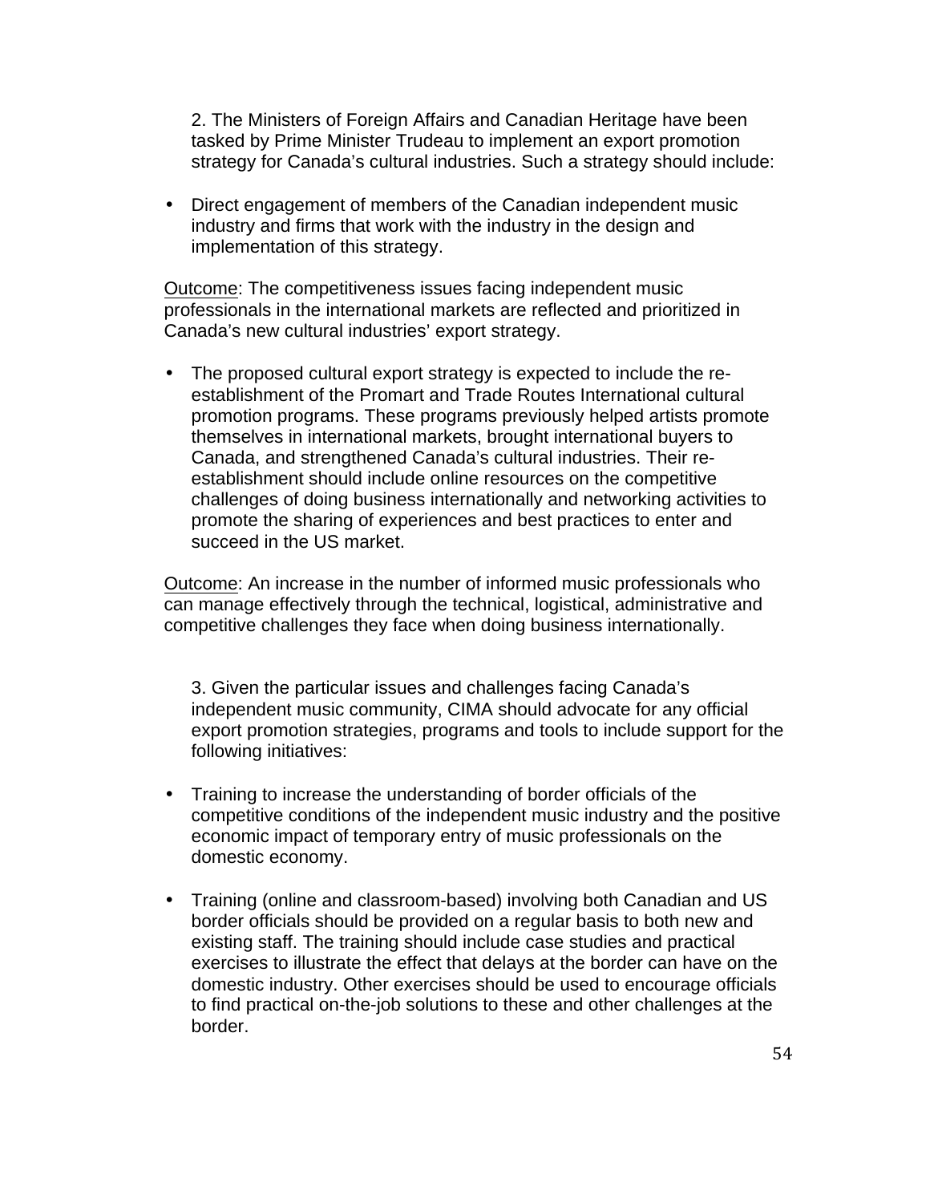2. The Ministers of Foreign Affairs and Canadian Heritage have been tasked by Prime Minister Trudeau to implement an export promotion strategy for Canada's cultural industries. Such a strategy should include:

- Direct engagement of members of the Canadian independent music industry and firms that work with the industry in the design and implementation of this strategy.

Outcome: The competitiveness issues facing independent music professionals in the international markets are reflected and prioritized in Canada's new cultural industries' export strategy.

- The proposed cultural export strategy is expected to include the re-establishment of the Promart and Trade Routes International cultural promotion programs. These programs previously helped artists promote themselves in international markets, brought international buyers to Canada, and strengthened Canada's cultural industries. Their re-establishment should include online resources on the competitive challenges of doing business internationally and networking activities to promote the sharing of experiences and best practices to enter and succeed in the US market.

Outcome: An increase in the number of informed music professionals who can manage effectively through the technical, logistical, administrative and competitive challenges they face when doing business internationally.

3. Given the particular issues and challenges facing Canada's independent music community, CIMA should advocate for any official export promotion strategies, programs and tools to include support for the following initiatives:

- Training to increase the understanding of border officials of the competitive conditions of the independent music industry and the positive economic impact of temporary entry of music professionals on the domestic economy.

- Training (online and classroom-based) involving both Canadian and US border officials should be provided on a regular basis to both new and existing staff. The training should include case studies and practical exercises to illustrate the effect that delays at the border can have on the domestic industry. Other exercises should be used to encourage officials to find practical on-the-job solutions to these and other challenges at the border.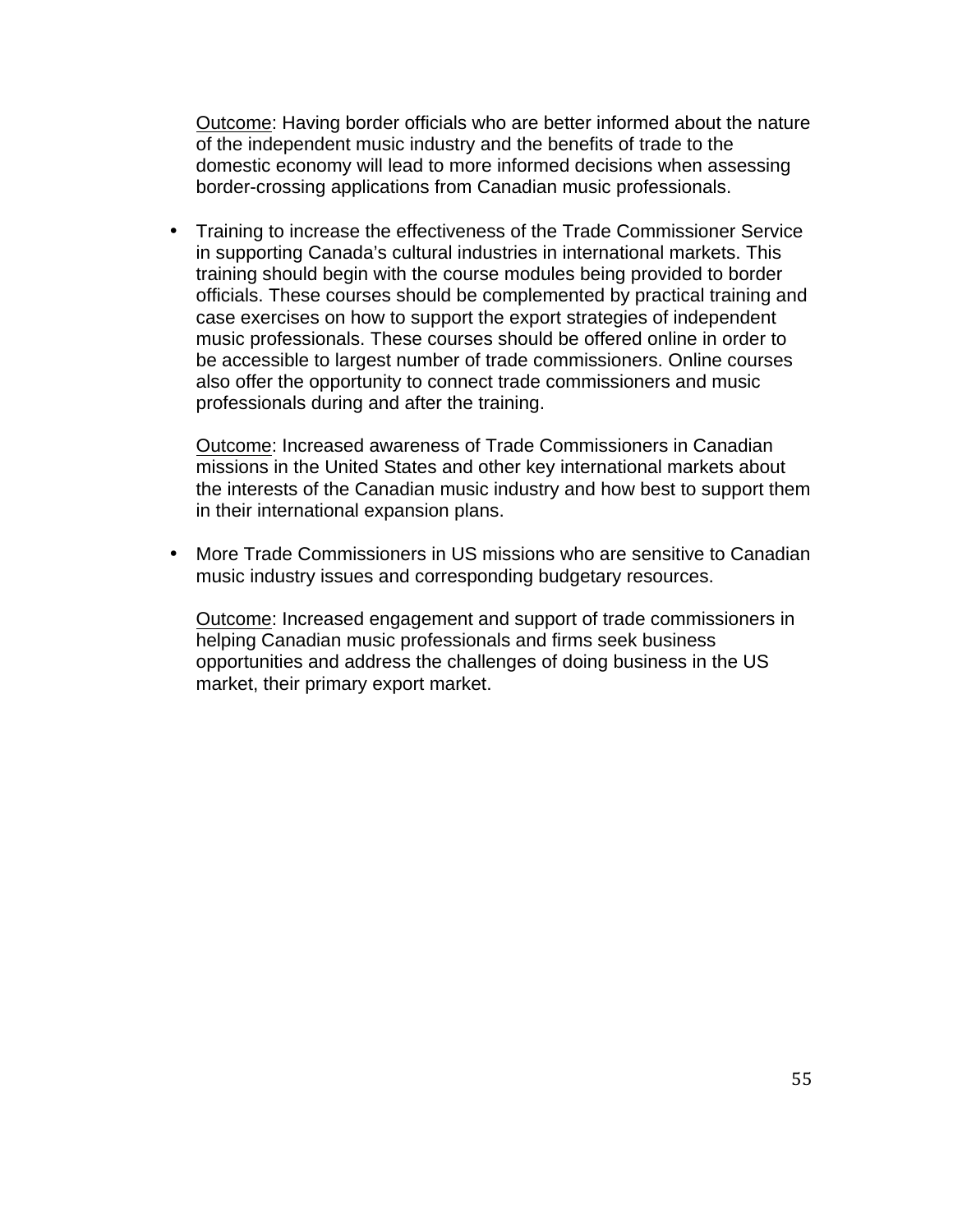<u>Outcome</u>: Having border officials who are better informed about the nature of the independent music industry and the benefits of trade to the domestic economy will lead to more informed decisions when assessing border-crossing applications from Canadian music professionals.

- Training to increase the effectiveness of the Trade Commissioner Service in supporting Canada's cultural industries in international markets. This training should begin with the course modules being provided to border officials. These courses should be complemented by practical training and case exercises on how to support the export strategies of independent music professionals. These courses should be offered online in order to be accessible to largest number of trade commissioners. Online courses also offer the opportunity to connect trade commissioners and music professionals during and after the training.

  <u>Outcome</u>: Increased awareness of Trade Commissioners in Canadian missions in the United States and other key international markets about the interests of the Canadian music industry and how best to support them in their international expansion plans.

- More Trade Commissioners in US missions who are sensitive to Canadian music industry issues and corresponding budgetary resources.

  <u>Outcome</u>: Increased engagement and support of trade commissioners in helping Canadian music professionals and firms seek business opportunities and address the challenges of doing business in the US market, their primary export market.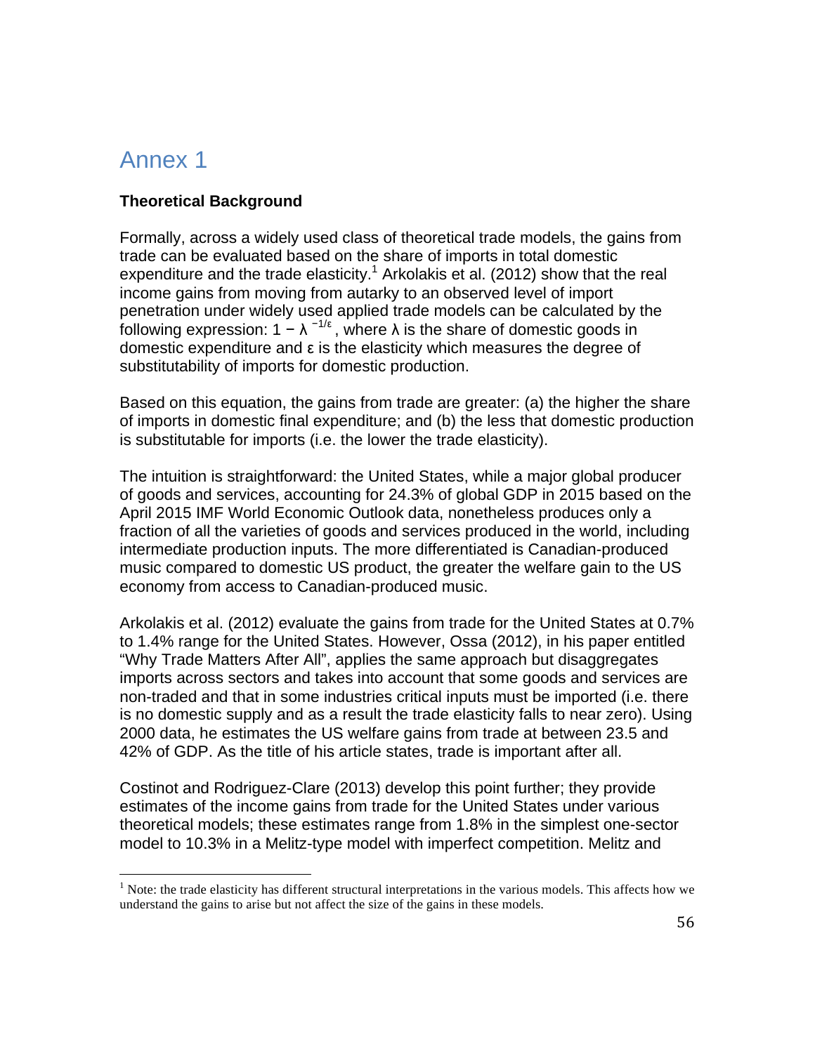# Annex 1

**Theoretical Background**

Formally, across a widely used class of theoretical trade models, the gains from trade can be evaluated based on the share of imports in total domestic expenditure and the trade elasticity.[1] Arkolakis et al. (2012) show that the real income gains from moving from autarky to an observed level of import penetration under widely used applied trade models can be calculated by the following expression: $1 - \lambda^{-1/\varepsilon}$, where λ is the share of domestic goods in domestic expenditure and ε is the elasticity which measures the degree of substitutability of imports for domestic production.

Based on this equation, the gains from trade are greater: (a) the higher the share of imports in domestic final expenditure; and (b) the less that domestic production is substitutable for imports (i.e. the lower the trade elasticity).

The intuition is straightforward: the United States, while a major global producer of goods and services, accounting for 24.3% of global GDP in 2015 based on the April 2015 IMF World Economic Outlook data, nonetheless produces only a fraction of all the varieties of goods and services produced in the world, including intermediate production inputs. The more differentiated is Canadian-produced music compared to domestic US product, the greater the welfare gain to the US economy from access to Canadian-produced music.

Arkolakis et al. (2012) evaluate the gains from trade for the United States at 0.7% to 1.4% range for the United States. However, Ossa (2012), in his paper entitled "Why Trade Matters After All", applies the same approach but disaggregates imports across sectors and takes into account that some goods and services are non-traded and that in some industries critical inputs must be imported (i.e. there is no domestic supply and as a result the trade elasticity falls to near zero). Using 2000 data, he estimates the US welfare gains from trade at between 23.5 and 42% of GDP. As the title of his article states, trade is important after all.

Costinot and Rodriguez-Clare (2013) develop this point further; they provide estimates of the income gains from trade for the United States under various theoretical models; these estimates range from 1.8% in the simplest one-sector model to 10.3% in a Melitz-type model with imperfect competition. Melitz and

[1] Note: the trade elasticity has different structural interpretations in the various models. This affects how we understand the gains to arise but not affect the size of the gains in these models.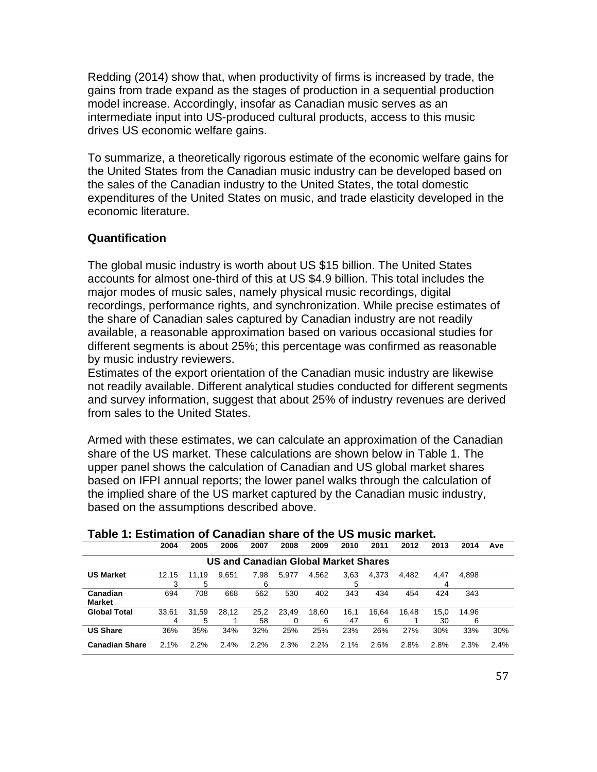Redding (2014) show that, when productivity of firms is increased by trade, the gains from trade expand as the stages of production in a sequential production model increase. Accordingly, insofar as Canadian music serves as an intermediate input into US-produced cultural products, access to this music drives US economic welfare gains.

To summarize, a theoretically rigorous estimate of the economic welfare gains for the United States from the Canadian music industry can be developed based on the sales of the Canadian industry to the United States, the total domestic expenditures of the United States on music, and trade elasticity developed in the economic literature.

### Quantification

The global music industry is worth about US $15 billion. The United States accounts for almost one-third of this at US $4.9 billion. This total includes the major modes of music sales, namely physical music recordings, digital recordings, performance rights, and synchronization. While precise estimates of the share of Canadian sales captured by Canadian industry are not readily available, a reasonable approximation based on various occasional studies for different segments is about 25%; this percentage was confirmed as reasonable by music industry reviewers.

Estimates of the export orientation of the Canadian music industry are likewise not readily available. Different analytical studies conducted for different segments and survey information, suggest that about 25% of industry revenues are derived from sales to the United States.

Armed with these estimates, we can calculate an approximation of the Canadian share of the US market. These calculations are shown below in Table 1. The upper panel shows the calculation of Canadian and US global market shares based on IFPI annual reports; the lower panel walks through the calculation of the implied share of the US market captured by the Canadian music industry, based on the assumptions described above.

**Table 1: Estimation of Canadian share of the US music market.**

| | 2004 | 2005 | 2006 | 2007 | 2008 | 2009 | 2010 | 2011 | 2012 | 2013 | 2014 | Ave |
|---|---|---|---|---|---|---|---|---|---|---|---|---|
| **US and Canadian Global Market Shares** | | | | | | | | | | | | |
| **US Market** | 12,153 | 11,195 | 9,651 | 7,986 | 5,977 | 4,562 | 3,635 | 4,373 | 4,482 | 4,474 | 4,898 | |
| **Canadian Market** | 694 | 708 | 668 | 562 | 530 | 402 | 343 | 434 | 454 | 424 | 343 | |
| **Global Total** | 33,614 | 31,595 | 28,121 | 25,258 | 23,490 | 18,606 | 16,147 | 16,646 | 16,481 | 15,030 | 14,966 | |
| **US Share** | 36% | 35% | 34% | 32% | 25% | 25% | 23% | 26% | 27% | 30% | 33% | 30% |
| **Canadian Share** | 2.1% | 2.2% | 2.4% | 2.2% | 2.3% | 2.2% | 2.1% | 2.6% | 2.8% | 2.8% | 2.3% | 2.4% |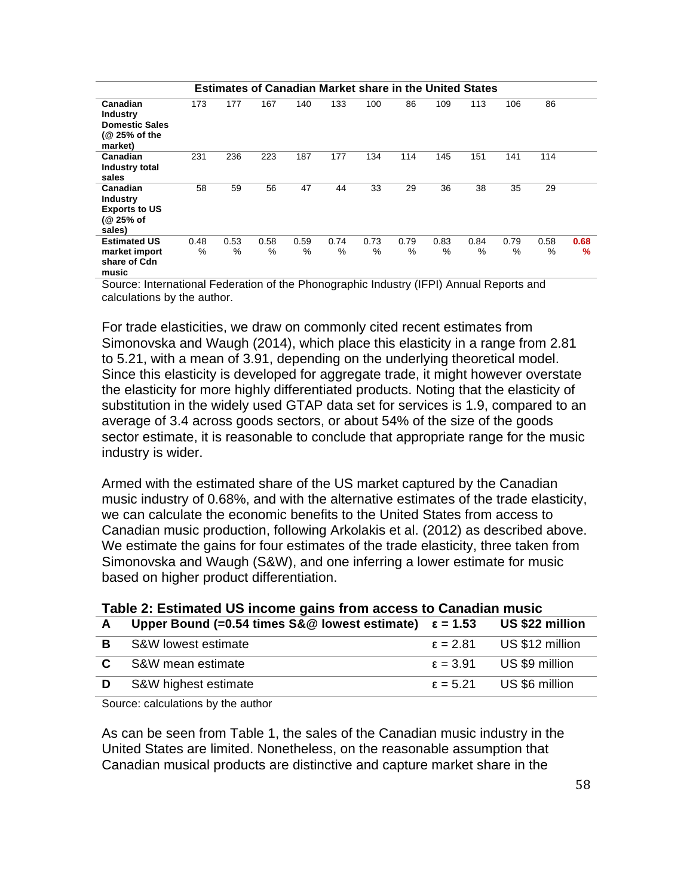| Estimates of Canadian Market share in the United States | | | | | | | | | | | | |
|---|---|---|---|---|---|---|---|---|---|---|---|---|
| **Canadian Industry Domestic Sales (@ 25% of the market)** | 173 | 177 | 167 | 140 | 133 | 100 | 86 | 109 | 113 | 106 | 86 | |
| **Canadian Industry total sales** | 231 | 236 | 223 | 187 | 177 | 134 | 114 | 145 | 151 | 141 | 114 | |
| **Canadian Industry Exports to US (@ 25% of sales)** | 58 | 59 | 56 | 47 | 44 | 33 | 29 | 36 | 38 | 35 | 29 | |
| **Estimated US market import share of Cdn music** | 0.48% | 0.53% | 0.58% | 0.59% | 0.74% | 0.73% | 0.79% | 0.83% | 0.84% | 0.79% | 0.58% | **0.68%** |

Source: International Federation of the Phonographic Industry (IFPI) Annual Reports and calculations by the author.

For trade elasticities, we draw on commonly cited recent estimates from Simonovska and Waugh (2014), which place this elasticity in a range from 2.81 to 5.21, with a mean of 3.91, depending on the underlying theoretical model. Since this elasticity is developed for aggregate trade, it might however overstate the elasticity for more highly differentiated products. Noting that the elasticity of substitution in the widely used GTAP data set for services is 1.9, compared to an average of 3.4 across goods sectors, or about 54% of the size of the goods sector estimate, it is reasonable to conclude that appropriate range for the music industry is wider.

Armed with the estimated share of the US market captured by the Canadian music industry of 0.68%, and with the alternative estimates of the trade elasticity, we can calculate the economic benefits to the United States from access to Canadian music production, following Arkolakis et al. (2012) as described above. We estimate the gains for four estimates of the trade elasticity, three taken from Simonovska and Waugh (S&W), and one inferring a lower estimate for music based on higher product differentiation.

**Table 2: Estimated US income gains from access to Canadian music**

| **A** | **Upper Bound (=0.54 times S&@ lowest estimate)** | **$\varepsilon = 1.53$** | **US $22 million** |
|---|---|---|---|
| **B** | S&W lowest estimate | $\varepsilon = 2.81$ | US $12 million |
| **C** | S&W mean estimate | $\varepsilon = 3.91$ | US $9 million |
| **D** | S&W highest estimate | $\varepsilon = 5.21$ | US $6 million |

Source: calculations by the author

As can be seen from Table 1, the sales of the Canadian music industry in the United States are limited. Nonetheless, on the reasonable assumption that Canadian musical products are distinctive and capture market share in the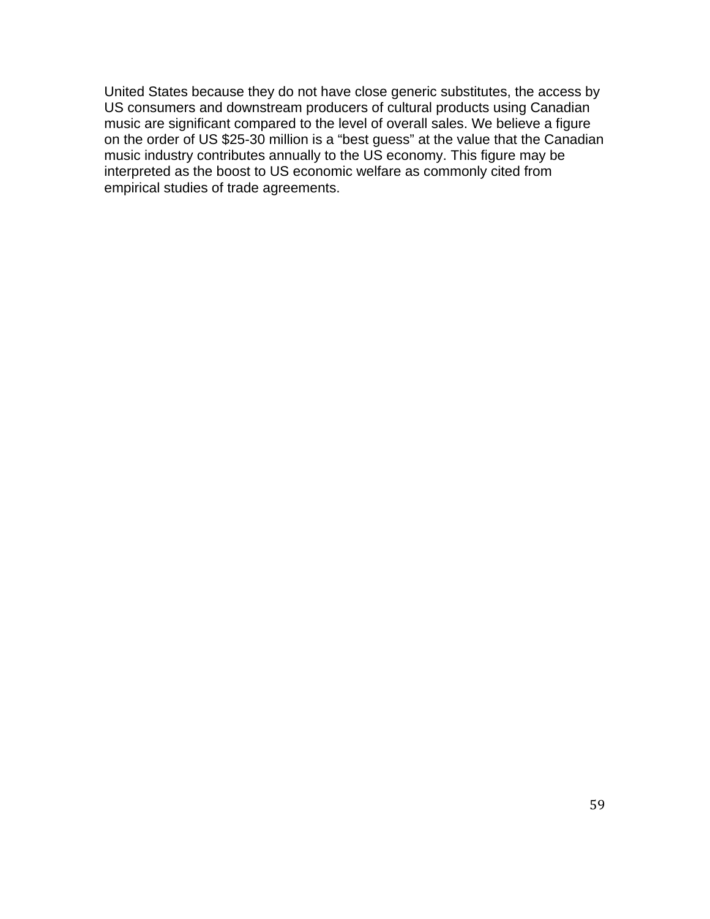United States because they do not have close generic substitutes, the access by US consumers and downstream producers of cultural products using Canadian music are significant compared to the level of overall sales. We believe a figure on the order of US $25-30 million is a “best guess” at the value that the Canadian music industry contributes annually to the US economy. This figure may be interpreted as the boost to US economic welfare as commonly cited from empirical studies of trade agreements.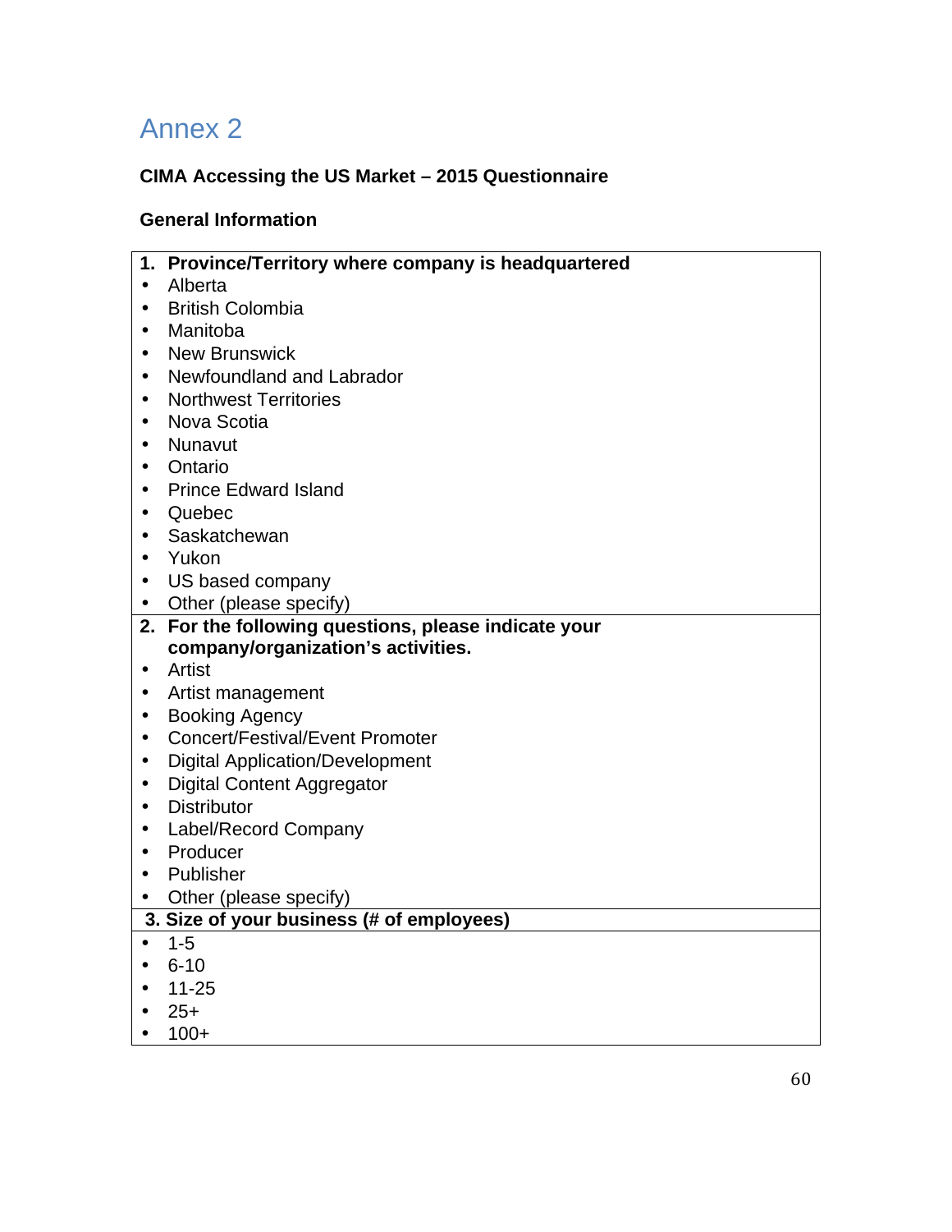# Annex 2

**CIMA Accessing the US Market – 2015 Questionnaire**

**General Information**

**1. Province/Territory where company is headquartered**

- Alberta
- British Colombia
- Manitoba
- New Brunswick
- Newfoundland and Labrador
- Northwest Territories
- Nova Scotia
- Nunavut
- Ontario
- Prince Edward Island
- Quebec
- Saskatchewan
- Yukon
- US based company
- Other (please specify)

**2. For the following questions, please indicate your company/organization's activities.**

- Artist
- Artist management
- Booking Agency
- Concert/Festival/Event Promoter
- Digital Application/Development
- Digital Content Aggregator
- Distributor
- Label/Record Company
- Producer
- Publisher
- Other (please specify)

**3. Size of your business (# of employees)**

- 1-5
- 6-10
- 11-25
- 25+
- 100+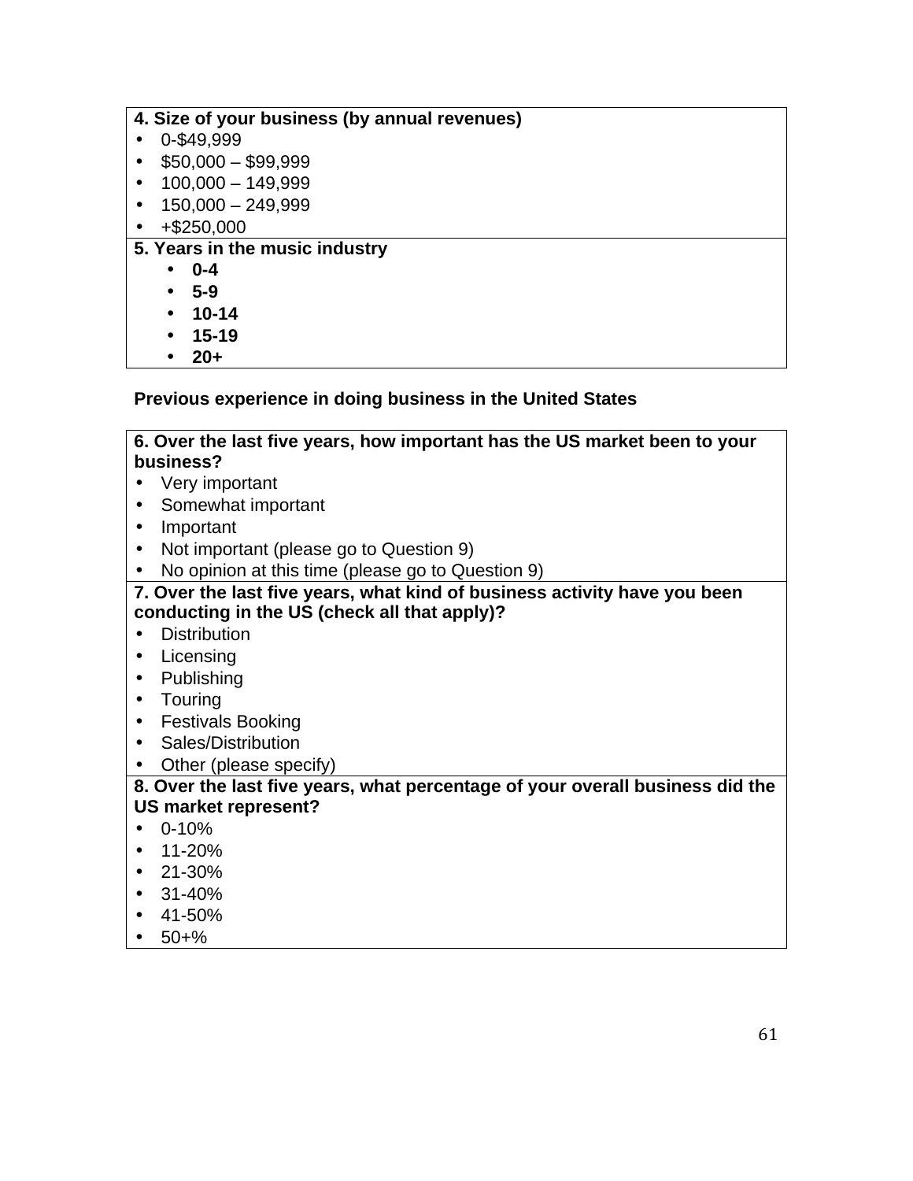**4. Size of your business (by annual revenues)**

- 0-$49,999
- $50,000 – $99,999
- 100,000 – 149,999
- 150,000 – 249,999
- +$250,000

**5. Years in the music industry**

- **0-4**
- **5-9**
- **10-14**
- **15-19**
- **20+**

**Previous experience in doing business in the United States**

**6. Over the last five years, how important has the US market been to your business?**

- Very important
- Somewhat important
- Important
- Not important (please go to Question 9)
- No opinion at this time (please go to Question 9)

**7. Over the last five years, what kind of business activity have you been conducting in the US (check all that apply)?**

- Distribution
- Licensing
- Publishing
- Touring
- Festivals Booking
- Sales/Distribution
- Other (please specify)

**8. Over the last five years, what percentage of your overall business did the US market represent?**

- 0-10%
- 11-20%
- 21-30%
- 31-40%
- 41-50%
- 50+%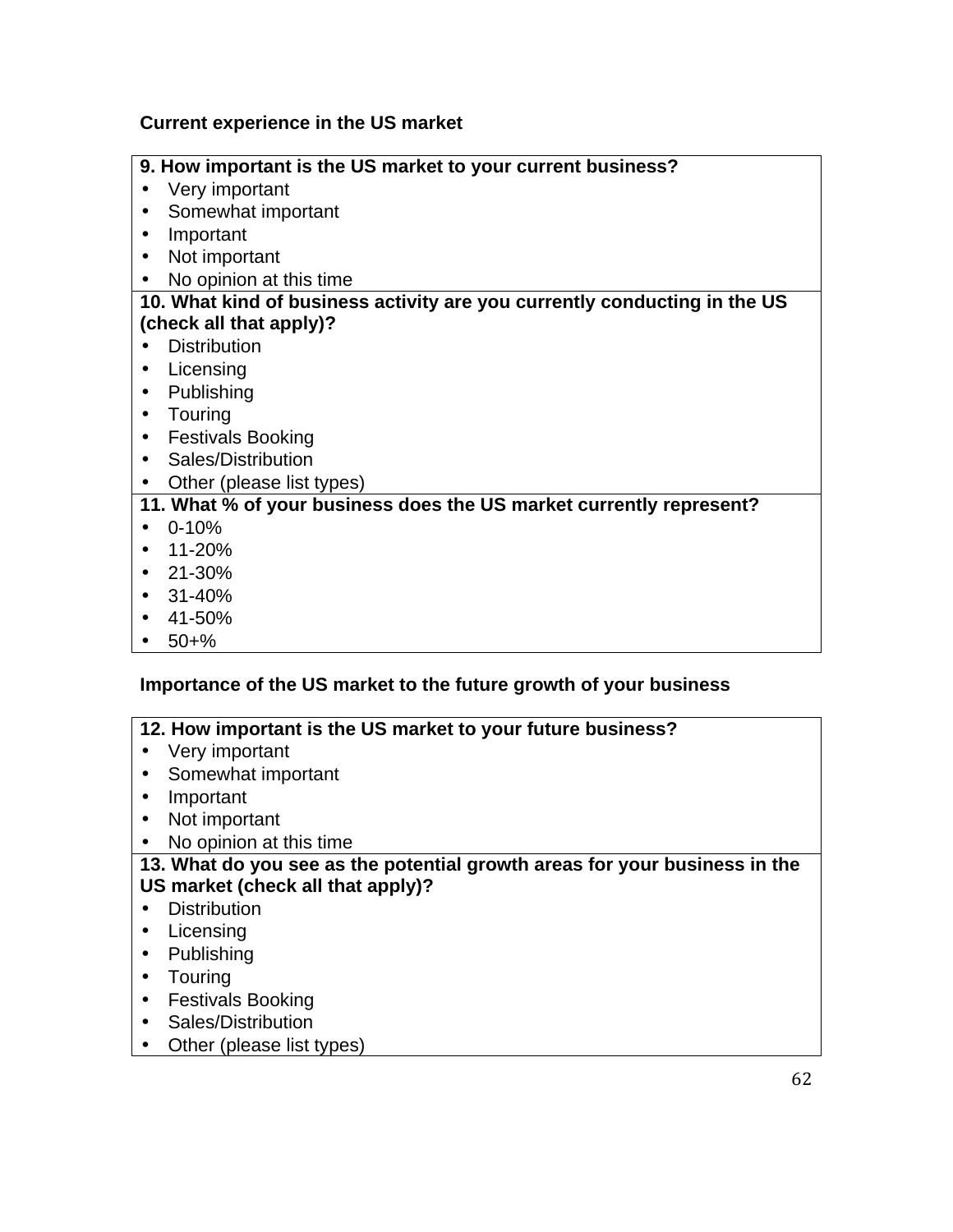**Current experience in the US market**

**9. How important is the US market to your current business?**

- Very important
- Somewhat important
- Important
- Not important
- No opinion at this time

**10. What kind of business activity are you currently conducting in the US (check all that apply)?**

- Distribution
- Licensing
- Publishing
- Touring
- Festivals Booking
- Sales/Distribution
- Other (please list types)

**11. What % of your business does the US market currently represent?**

- 0-10%
- 11-20%
- 21-30%
- 31-40%
- 41-50%
- 50+%

**Importance of the US market to the future growth of your business**

**12. How important is the US market to your future business?**

- Very important
- Somewhat important
- Important
- Not important
- No opinion at this time

**13. What do you see as the potential growth areas for your business in the US market (check all that apply)?**

- Distribution
- Licensing
- Publishing
- Touring
- Festivals Booking
- Sales/Distribution
- Other (please list types)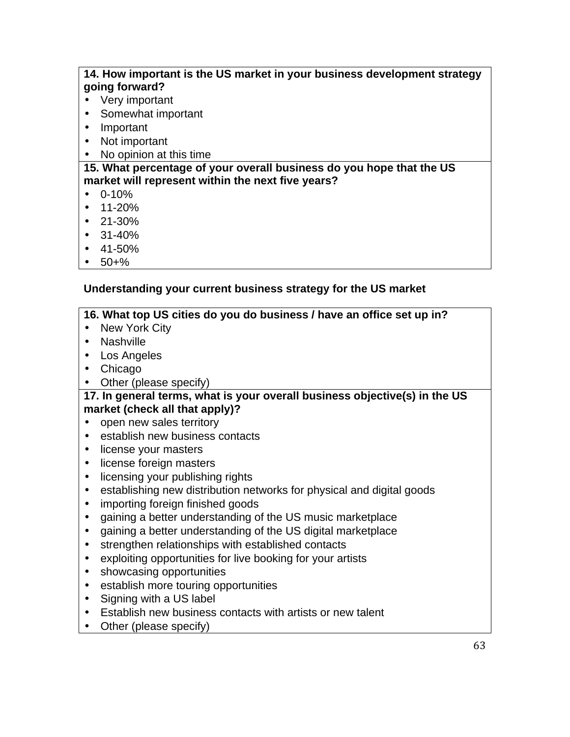**14. How important is the US market in your business development strategy going forward?**

- Very important
- Somewhat important
- Important
- Not important
- No opinion at this time

**15. What percentage of your overall business do you hope that the US market will represent within the next five years?**

- 0-10%
- 11-20%
- 21-30%
- 31-40%
- 41-50%
- 50+%

**Understanding your current business strategy for the US market**

**16. What top US cities do you do business / have an office set up in?**

- New York City
- Nashville
- Los Angeles
- Chicago
- Other (please specify)

**17. In general terms, what is your overall business objective(s) in the US market (check all that apply)?**

- open new sales territory
- establish new business contacts
- license your masters
- license foreign masters
- licensing your publishing rights
- establishing new distribution networks for physical and digital goods
- importing foreign finished goods
- gaining a better understanding of the US music marketplace
- gaining a better understanding of the US digital marketplace
- strengthen relationships with established contacts
- exploiting opportunities for live booking for your artists
- showcasing opportunities
- establish more touring opportunities
- Signing with a US label
- Establish new business contacts with artists or new talent
- Other (please specify)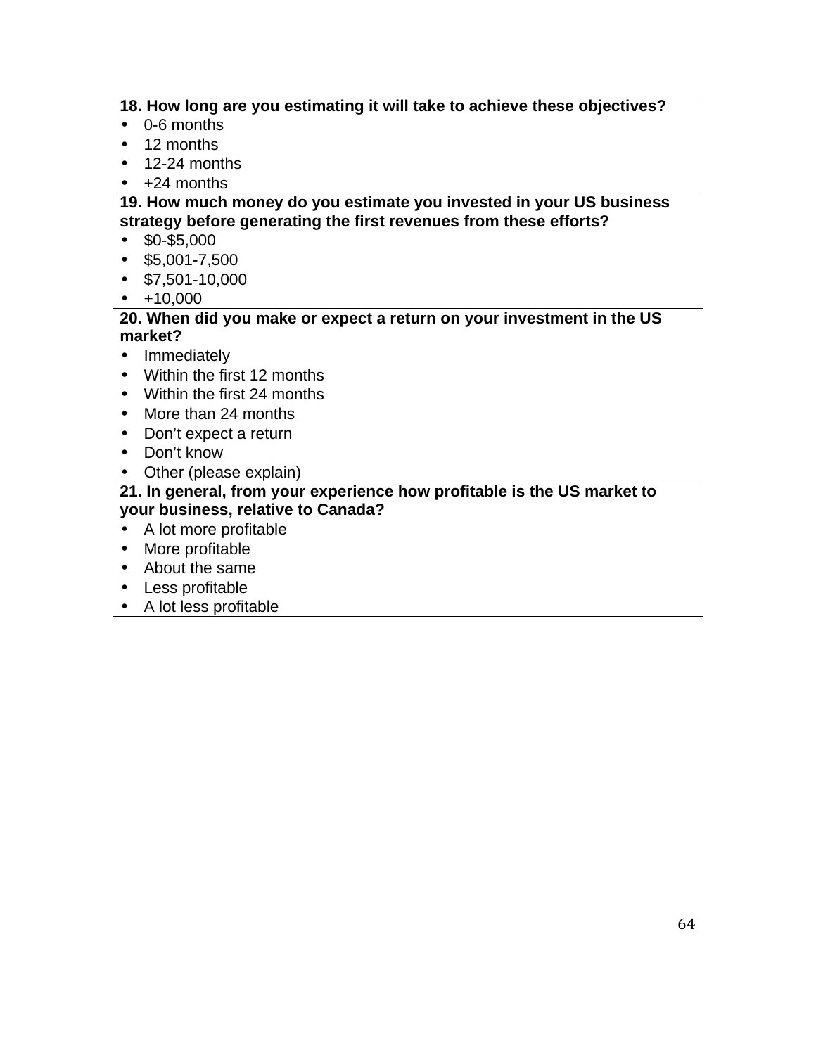**18. How long are you estimating it will take to achieve these objectives?**

- 0-6 months
- 12 months
- 12-24 months
- +24 months

**19. How much money do you estimate you invested in your US business strategy before generating the first revenues from these efforts?**

- $0-$5,000
- $5,001-7,500
- $7,501-10,000
- +10,000

**20. When did you make or expect a return on your investment in the US market?**

- Immediately
- Within the first 12 months
- Within the first 24 months
- More than 24 months
- Don't expect a return
- Don't know
- Other (please explain)

**21. In general, from your experience how profitable is the US market to your business, relative to Canada?**

- A lot more profitable
- More profitable
- About the same
- Less profitable
- A lot less profitable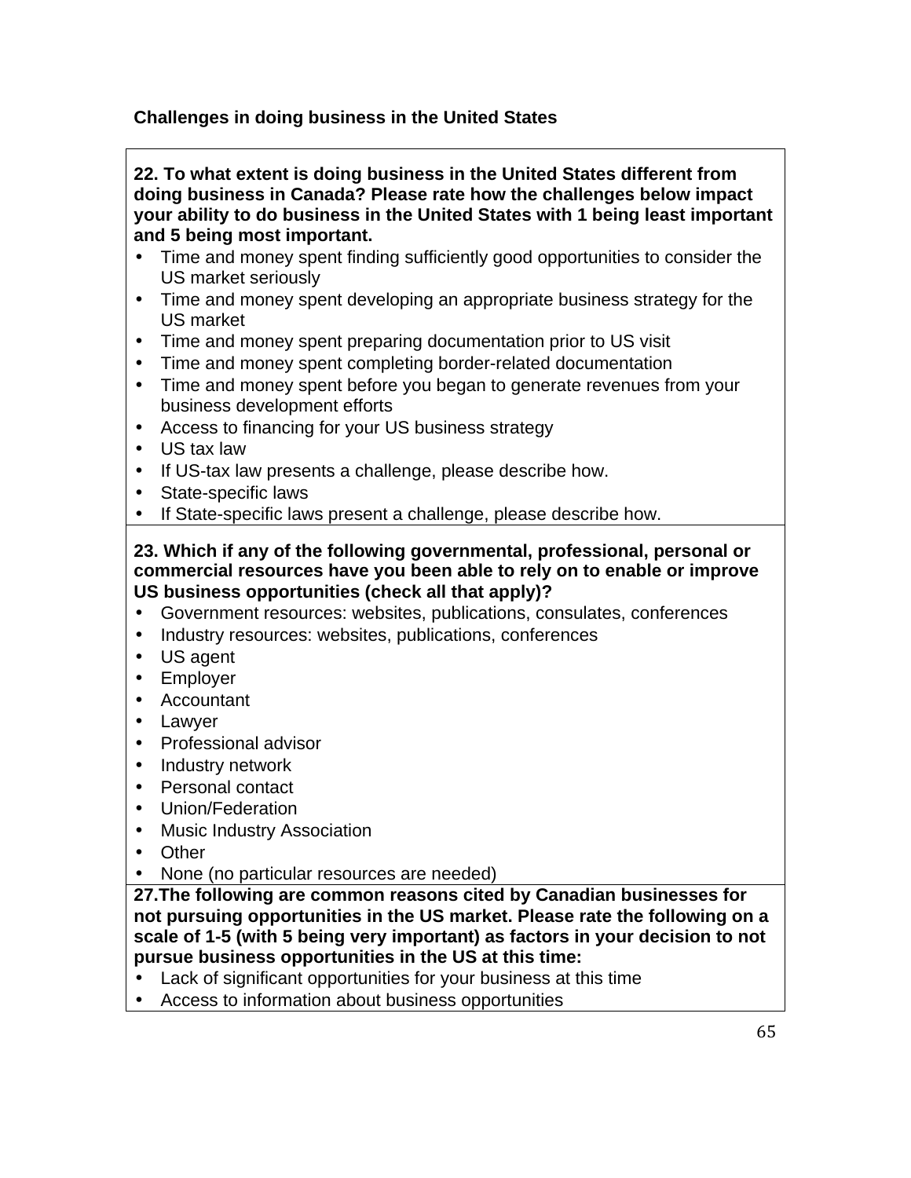**Challenges in doing business in the United States**

**22. To what extent is doing business in the United States different from doing business in Canada? Please rate how the challenges below impact your ability to do business in the United States with 1 being least important and 5 being most important.**

- Time and money spent finding sufficiently good opportunities to consider the US market seriously
- Time and money spent developing an appropriate business strategy for the US market
- Time and money spent preparing documentation prior to US visit
- Time and money spent completing border-related documentation
- Time and money spent before you began to generate revenues from your business development efforts
- Access to financing for your US business strategy
- US tax law
- If US-tax law presents a challenge, please describe how.
- State-specific laws
- If State-specific laws present a challenge, please describe how.

**23. Which if any of the following governmental, professional, personal or commercial resources have you been able to rely on to enable or improve US business opportunities (check all that apply)?**

- Government resources: websites, publications, consulates, conferences
- Industry resources: websites, publications, conferences
- US agent
- Employer
- Accountant
- Lawyer
- Professional advisor
- Industry network
- Personal contact
- Union/Federation
- Music Industry Association
- Other
- None (no particular resources are needed)

**27.The following are common reasons cited by Canadian businesses for not pursuing opportunities in the US market. Please rate the following on a scale of 1-5 (with 5 being very important) as factors in your decision to not pursue business opportunities in the US at this time:**

- Lack of significant opportunities for your business at this time
- Access to information about business opportunities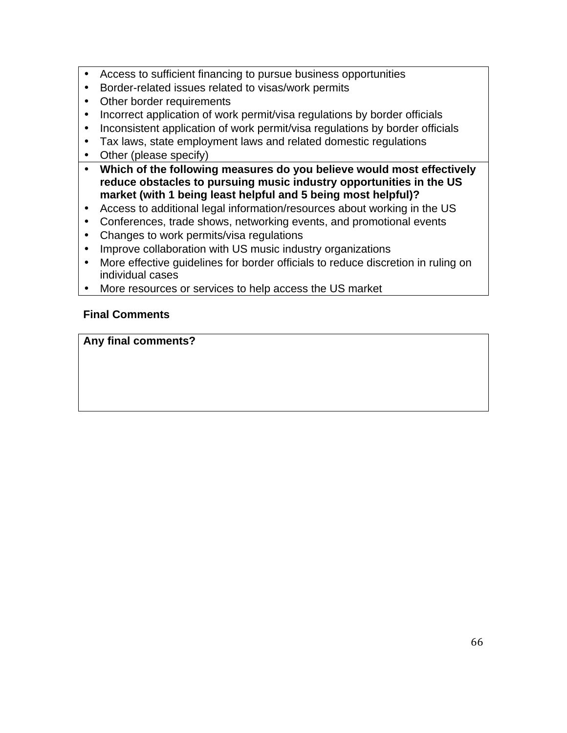- Access to sufficient financing to pursue business opportunities
- Border-related issues related to visas/work permits
- Other border requirements
- Incorrect application of work permit/visa regulations by border officials
- Inconsistent application of work permit/visa regulations by border officials
- Tax laws, state employment laws and related domestic regulations
- Other (please specify)

- **Which of the following measures do you believe would most effectively reduce obstacles to pursuing music industry opportunities in the US market (with 1 being least helpful and 5 being most helpful)?**
- Access to additional legal information/resources about working in the US
- Conferences, trade shows, networking events, and promotional events
- Changes to work permits/visa regulations
- Improve collaboration with US music industry organizations
- More effective guidelines for border officials to reduce discretion in ruling on individual cases
- More resources or services to help access the US market

**Final Comments**

**Any final comments?**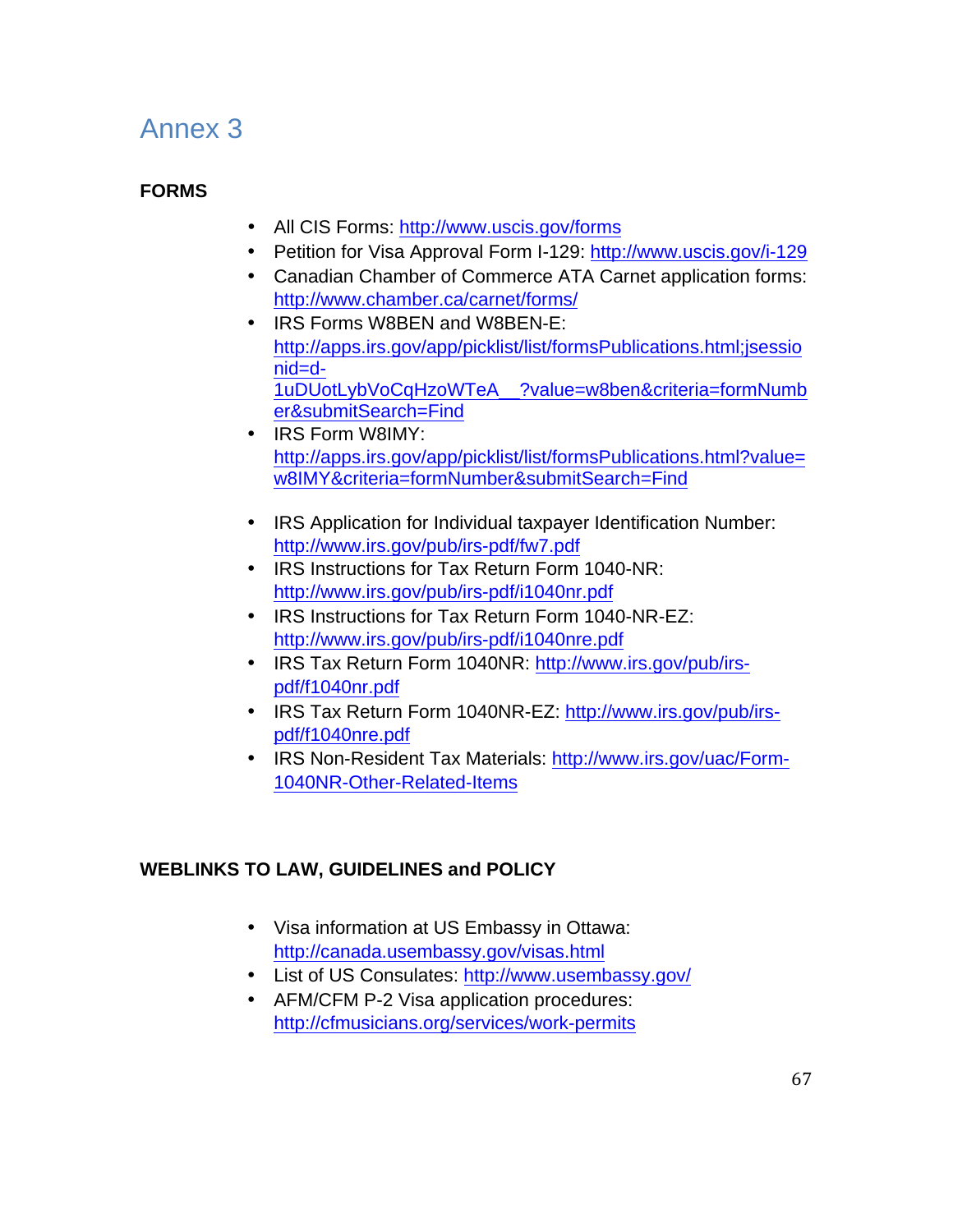# Annex 3

**FORMS**

- All CIS Forms: http://www.uscis.gov/forms
- Petition for Visa Approval Form I-129: http://www.uscis.gov/i-129
- Canadian Chamber of Commerce ATA Carnet application forms: http://www.chamber.ca/carnet/forms/
- IRS Forms W8BEN and W8BEN-E: http://apps.irs.gov/app/picklist/list/formsPublications.html;jsessionid=d-1uDUotLybVoCqHzoWTeA__?value=w8ben&criteria=formNumber&submitSearch=Find
- IRS Form W8IMY: http://apps.irs.gov/app/picklist/list/formsPublications.html?value=w8IMY&criteria=formNumber&submitSearch=Find
- IRS Application for Individual taxpayer Identification Number: http://www.irs.gov/pub/irs-pdf/fw7.pdf
- IRS Instructions for Tax Return Form 1040-NR: http://www.irs.gov/pub/irs-pdf/i1040nr.pdf
- IRS Instructions for Tax Return Form 1040-NR-EZ: http://www.irs.gov/pub/irs-pdf/i1040nre.pdf
- IRS Tax Return Form 1040NR: http://www.irs.gov/pub/irs-pdf/f1040nr.pdf
- IRS Tax Return Form 1040NR-EZ: http://www.irs.gov/pub/irs-pdf/f1040nre.pdf
- IRS Non-Resident Tax Materials: http://www.irs.gov/uac/Form-1040NR-Other-Related-Items

**WEBLINKS TO LAW, GUIDELINES and POLICY**

- Visa information at US Embassy in Ottawa: http://canada.usembassy.gov/visas.html
- List of US Consulates: http://www.usembassy.gov/
- AFM/CFM P-2 Visa application procedures: http://cfmusicians.org/services/work-permits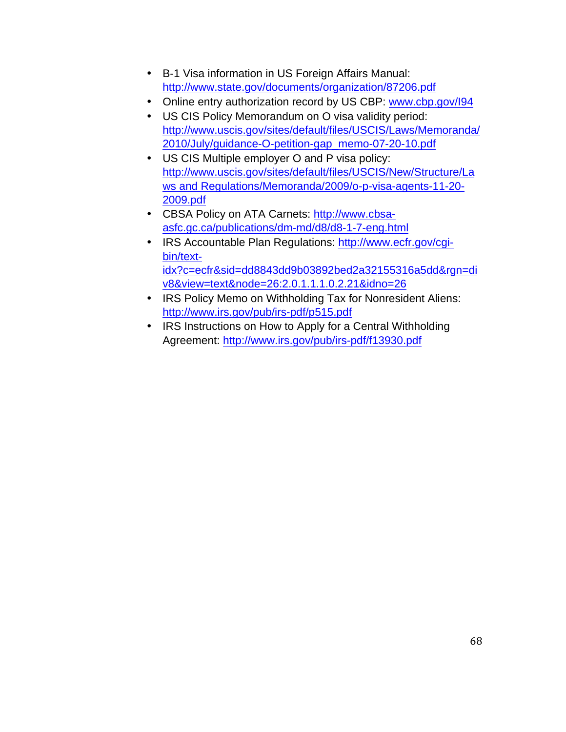- B-1 Visa information in US Foreign Affairs Manual: http://www.state.gov/documents/organization/87206.pdf
- Online entry authorization record by US CBP: www.cbp.gov/I94
- US CIS Policy Memorandum on O visa validity period: http://www.uscis.gov/sites/default/files/USCIS/Laws/Memoranda/2010/July/guidance-O-petition-gap_memo-07-20-10.pdf
- US CIS Multiple employer O and P visa policy: http://www.uscis.gov/sites/default/files/USCIS/New/Structure/Laws and Regulations/Memoranda/2009/o-p-visa-agents-11-20-2009.pdf
- CBSA Policy on ATA Carnets: http://www.cbsa-asfc.gc.ca/publications/dm-md/d8/d8-1-7-eng.html
- IRS Accountable Plan Regulations: http://www.ecfr.gov/cgi-bin/text-idx?c=ecfr&sid=dd8843dd9b03892bed2a32155316a5dd&rgn=div8&view=text&node=26:2.0.1.1.1.0.2.21&idno=26
- IRS Policy Memo on Withholding Tax for Nonresident Aliens: http://www.irs.gov/pub/irs-pdf/p515.pdf
- IRS Instructions on How to Apply for a Central Withholding Agreement: http://www.irs.gov/pub/irs-pdf/f13930.pdf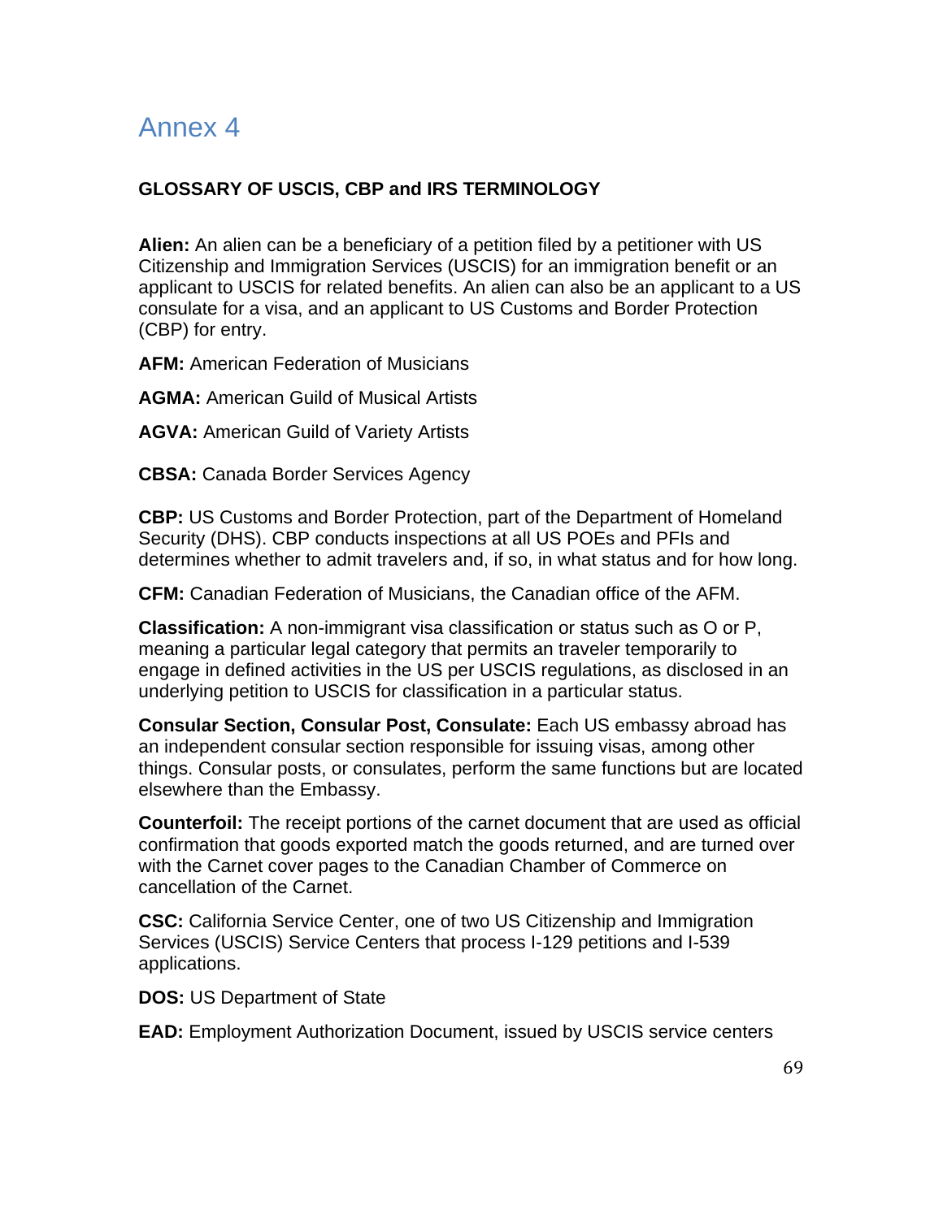# Annex 4

**GLOSSARY OF USCIS, CBP and IRS TERMINOLOGY**

**Alien:** An alien can be a beneficiary of a petition filed by a petitioner with US Citizenship and Immigration Services (USCIS) for an immigration benefit or an applicant to USCIS for related benefits. An alien can also be an applicant to a US consulate for a visa, and an applicant to US Customs and Border Protection (CBP) for entry.

**AFM:** American Federation of Musicians

**AGMA:** American Guild of Musical Artists

**AGVA:** American Guild of Variety Artists

**CBSA:** Canada Border Services Agency

**CBP:** US Customs and Border Protection, part of the Department of Homeland Security (DHS). CBP conducts inspections at all US POEs and PFIs and determines whether to admit travelers and, if so, in what status and for how long.

**CFM:** Canadian Federation of Musicians, the Canadian office of the AFM.

**Classification:** A non-immigrant visa classification or status such as O or P, meaning a particular legal category that permits an traveler temporarily to engage in defined activities in the US per USCIS regulations, as disclosed in an underlying petition to USCIS for classification in a particular status.

**Consular Section, Consular Post, Consulate:** Each US embassy abroad has an independent consular section responsible for issuing visas, among other things. Consular posts, or consulates, perform the same functions but are located elsewhere than the Embassy.

**Counterfoil:** The receipt portions of the carnet document that are used as official confirmation that goods exported match the goods returned, and are turned over with the Carnet cover pages to the Canadian Chamber of Commerce on cancellation of the Carnet.

**CSC:** California Service Center, one of two US Citizenship and Immigration Services (USCIS) Service Centers that process I-129 petitions and I-539 applications.

**DOS:** US Department of State

**EAD:** Employment Authorization Document, issued by USCIS service centers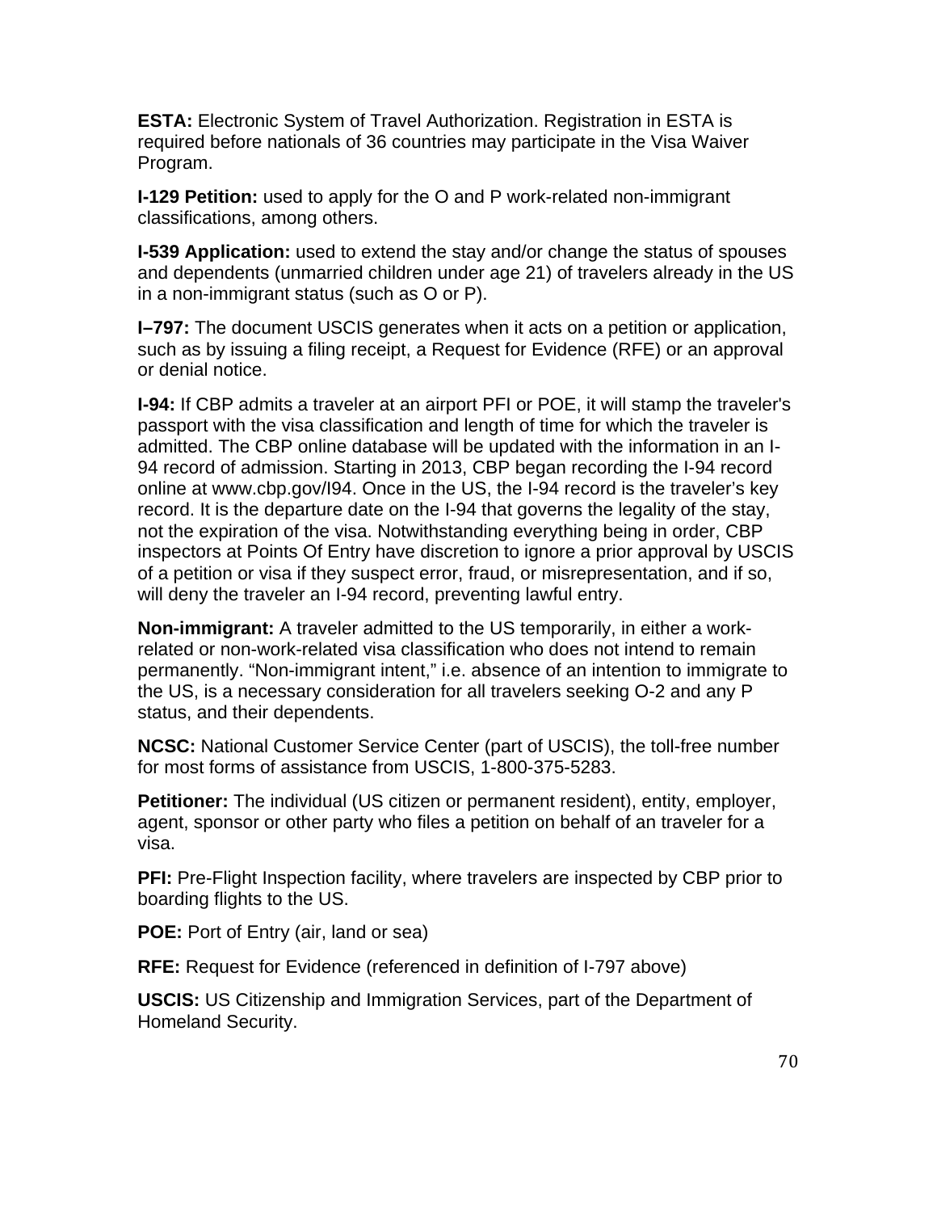**ESTA:** Electronic System of Travel Authorization. Registration in ESTA is required before nationals of 36 countries may participate in the Visa Waiver Program.

**I-129 Petition:** used to apply for the O and P work-related non-immigrant classifications, among others.

**I-539 Application:** used to extend the stay and/or change the status of spouses and dependents (unmarried children under age 21) of travelers already in the US in a non-immigrant status (such as O or P).

**I–797:** The document USCIS generates when it acts on a petition or application, such as by issuing a filing receipt, a Request for Evidence (RFE) or an approval or denial notice.

**I-94:** If CBP admits a traveler at an airport PFI or POE, it will stamp the traveler's passport with the visa classification and length of time for which the traveler is admitted. The CBP online database will be updated with the information in an I-94 record of admission. Starting in 2013, CBP began recording the I-94 record online at www.cbp.gov/I94. Once in the US, the I-94 record is the traveler's key record. It is the departure date on the I-94 that governs the legality of the stay, not the expiration of the visa. Notwithstanding everything being in order, CBP inspectors at Points Of Entry have discretion to ignore a prior approval by USCIS of a petition or visa if they suspect error, fraud, or misrepresentation, and if so, will deny the traveler an I-94 record, preventing lawful entry.

**Non-immigrant:** A traveler admitted to the US temporarily, in either a work-related or non-work-related visa classification who does not intend to remain permanently. "Non-immigrant intent," i.e. absence of an intention to immigrate to the US, is a necessary consideration for all travelers seeking O-2 and any P status, and their dependents.

**NCSC:** National Customer Service Center (part of USCIS), the toll-free number for most forms of assistance from USCIS, 1-800-375-5283.

**Petitioner:** The individual (US citizen or permanent resident), entity, employer, agent, sponsor or other party who files a petition on behalf of an traveler for a visa.

**PFI:** Pre-Flight Inspection facility, where travelers are inspected by CBP prior to boarding flights to the US.

**POE:** Port of Entry (air, land or sea)

**RFE:** Request for Evidence (referenced in definition of I-797 above)

**USCIS:** US Citizenship and Immigration Services, part of the Department of Homeland Security.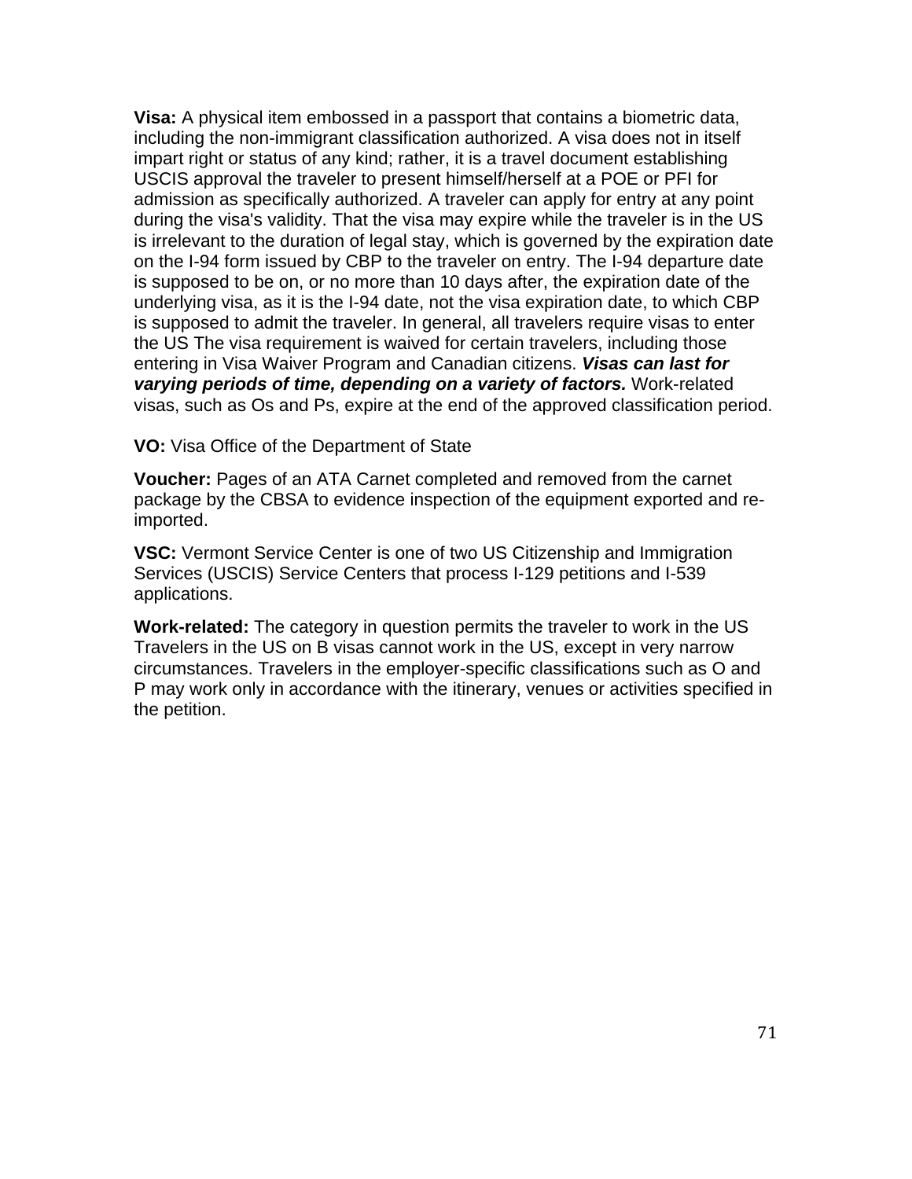**Visa:** A physical item embossed in a passport that contains a biometric data, including the non-immigrant classification authorized. A visa does not in itself impart right or status of any kind; rather, it is a travel document establishing USCIS approval the traveler to present himself/herself at a POE or PFI for admission as specifically authorized. A traveler can apply for entry at any point during the visa's validity. That the visa may expire while the traveler is in the US is irrelevant to the duration of legal stay, which is governed by the expiration date on the I-94 form issued by CBP to the traveler on entry. The I-94 departure date is supposed to be on, or no more than 10 days after, the expiration date of the underlying visa, as it is the I-94 date, not the visa expiration date, to which CBP is supposed to admit the traveler. In general, all travelers require visas to enter the US The visa requirement is waived for certain travelers, including those entering in Visa Waiver Program and Canadian citizens. ***Visas can last for varying periods of time, depending on a variety of factors.*** Work-related visas, such as Os and Ps, expire at the end of the approved classification period.

**VO:** Visa Office of the Department of State

**Voucher:** Pages of an ATA Carnet completed and removed from the carnet package by the CBSA to evidence inspection of the equipment exported and re-imported.

**VSC:** Vermont Service Center is one of two US Citizenship and Immigration Services (USCIS) Service Centers that process I-129 petitions and I-539 applications.

**Work-related:** The category in question permits the traveler to work in the US Travelers in the US on B visas cannot work in the US, except in very narrow circumstances. Travelers in the employer-specific classifications such as O and P may work only in accordance with the itinerary, venues or activities specified in the petition.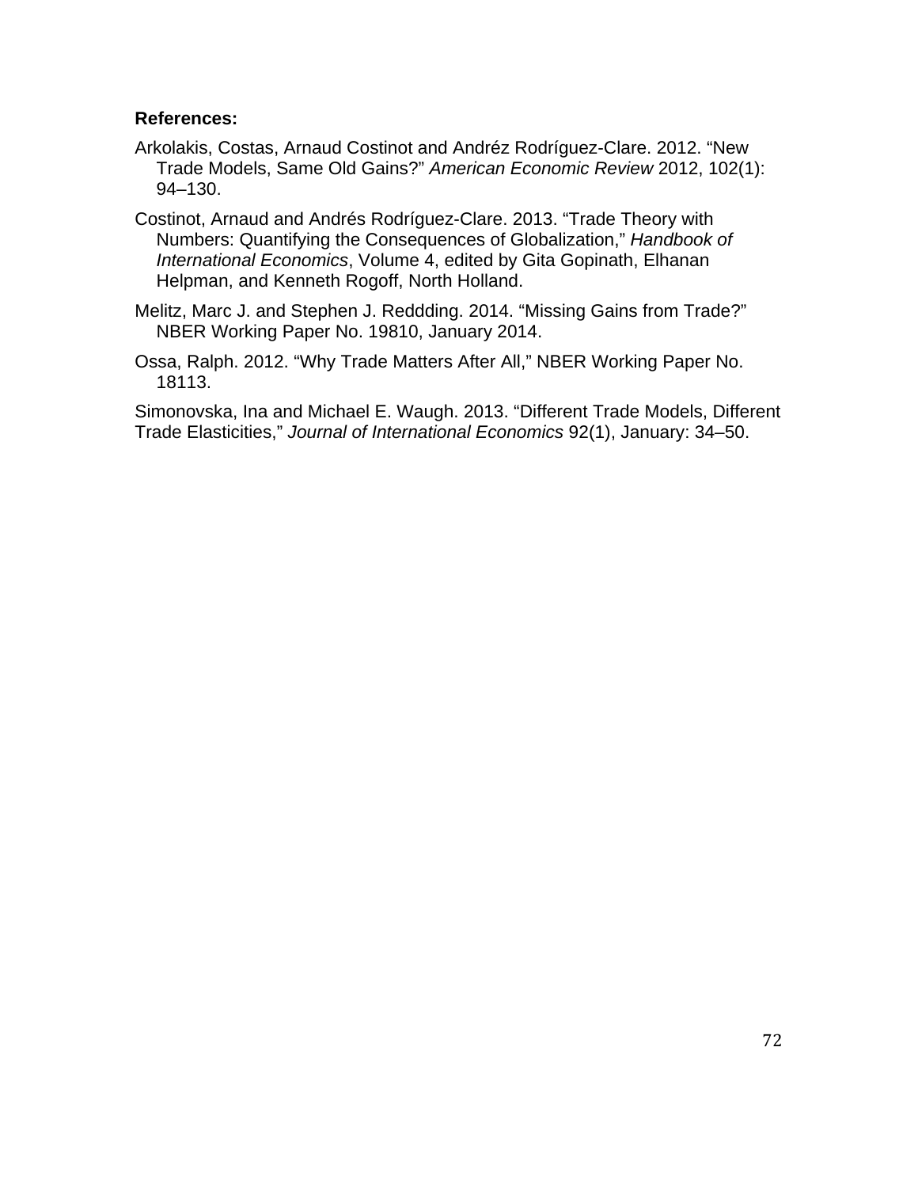**References:**

Arkolakis, Costas, Arnaud Costinot and Andréz Rodríguez-Clare. 2012. "New Trade Models, Same Old Gains?" *American Economic Review* 2012, 102(1): 94–130.

Costinot, Arnaud and Andrés Rodríguez-Clare. 2013. "Trade Theory with Numbers: Quantifying the Consequences of Globalization," *Handbook of International Economics*, Volume 4, edited by Gita Gopinath, Elhanan Helpman, and Kenneth Rogoff, North Holland.

Melitz, Marc J. and Stephen J. Reddding. 2014. "Missing Gains from Trade?" NBER Working Paper No. 19810, January 2014.

Ossa, Ralph. 2012. "Why Trade Matters After All," NBER Working Paper No. 18113.

Simonovska, Ina and Michael E. Waugh. 2013. "Different Trade Models, Different Trade Elasticities," *Journal of International Economics* 92(1), January: 34–50.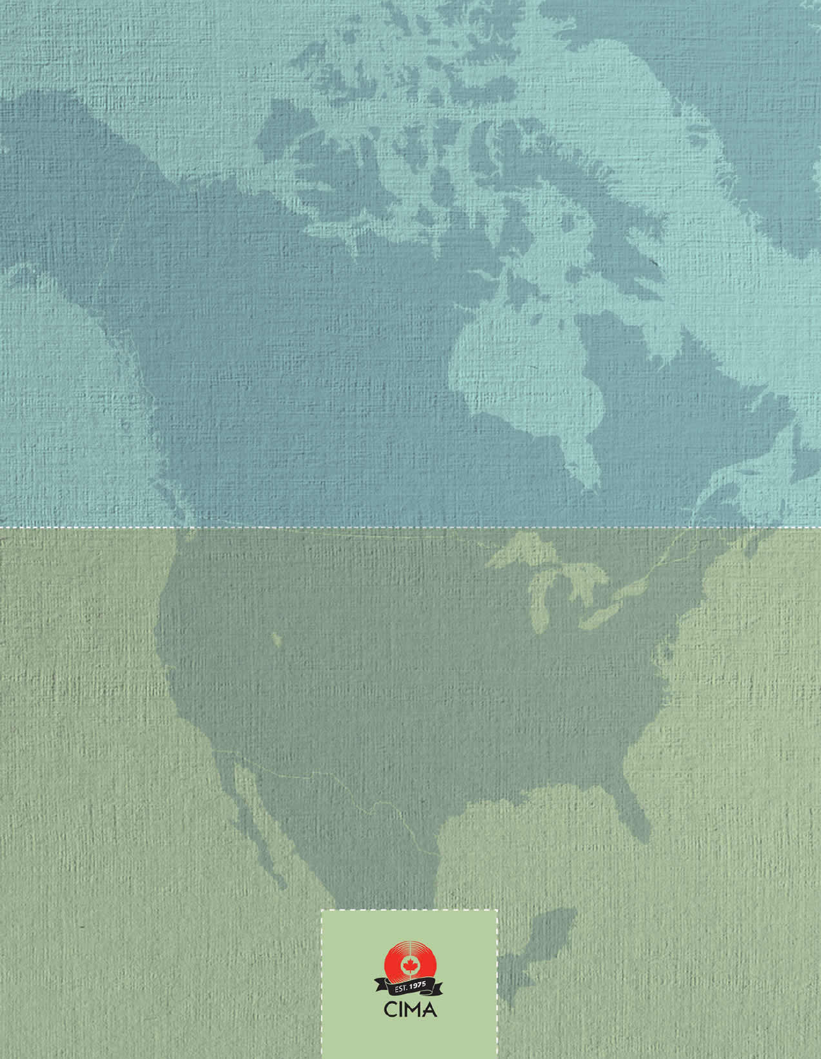EST. 1975

CIMA